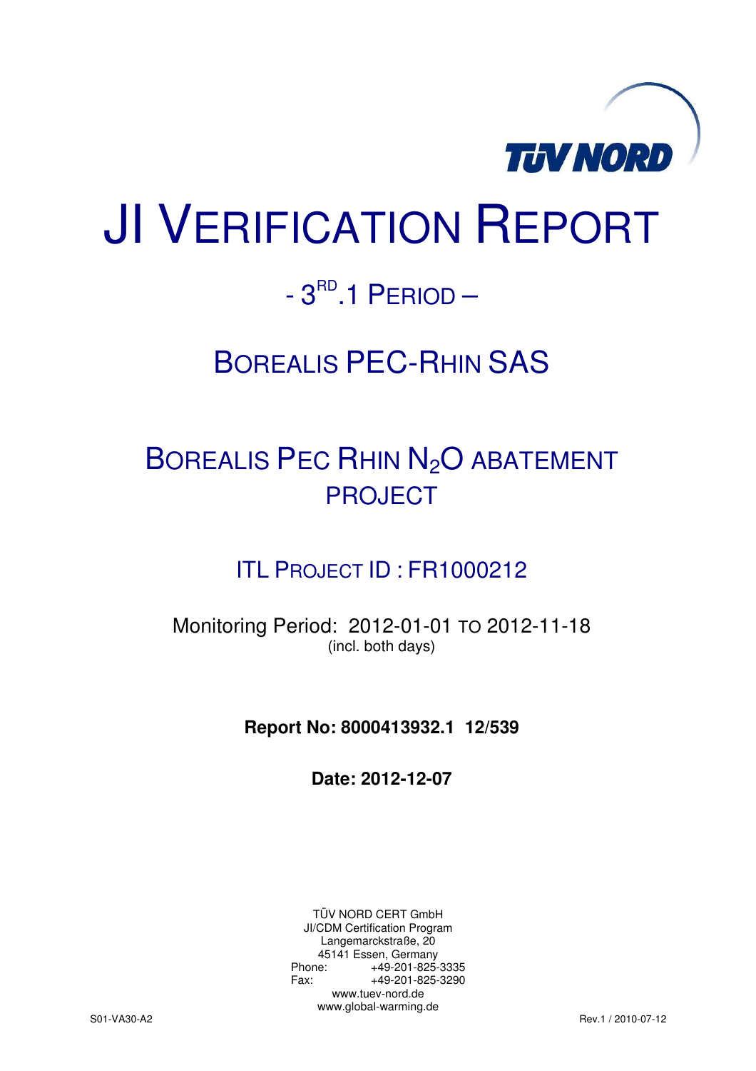# JI VERIFICATION REPORT

## - 3RD.1 PERIOD –

## BOREALIS PEC-RHIN SAS

## BOREALIS PEC RHIN $N_2O$ ABATEMENT PROJECT

### ITL PROJECT ID : FR1000212

Monitoring Period: 2012-01-01 TO 2012-11-18
(incl. both days)

**Report No: 8000413932.1 12/539**

**Date: 2012-12-07**

TÜV NORD CERT GmbH
JI/CDM Certification Program
Langemarckstraße, 20
45141 Essen, Germany
Phone: +49-201-825-3335
Fax: +49-201-825-3290
www.tuev-nord.de
www.global-warming.de

S01-VA30-A2 Rev.1 / 2010-07-12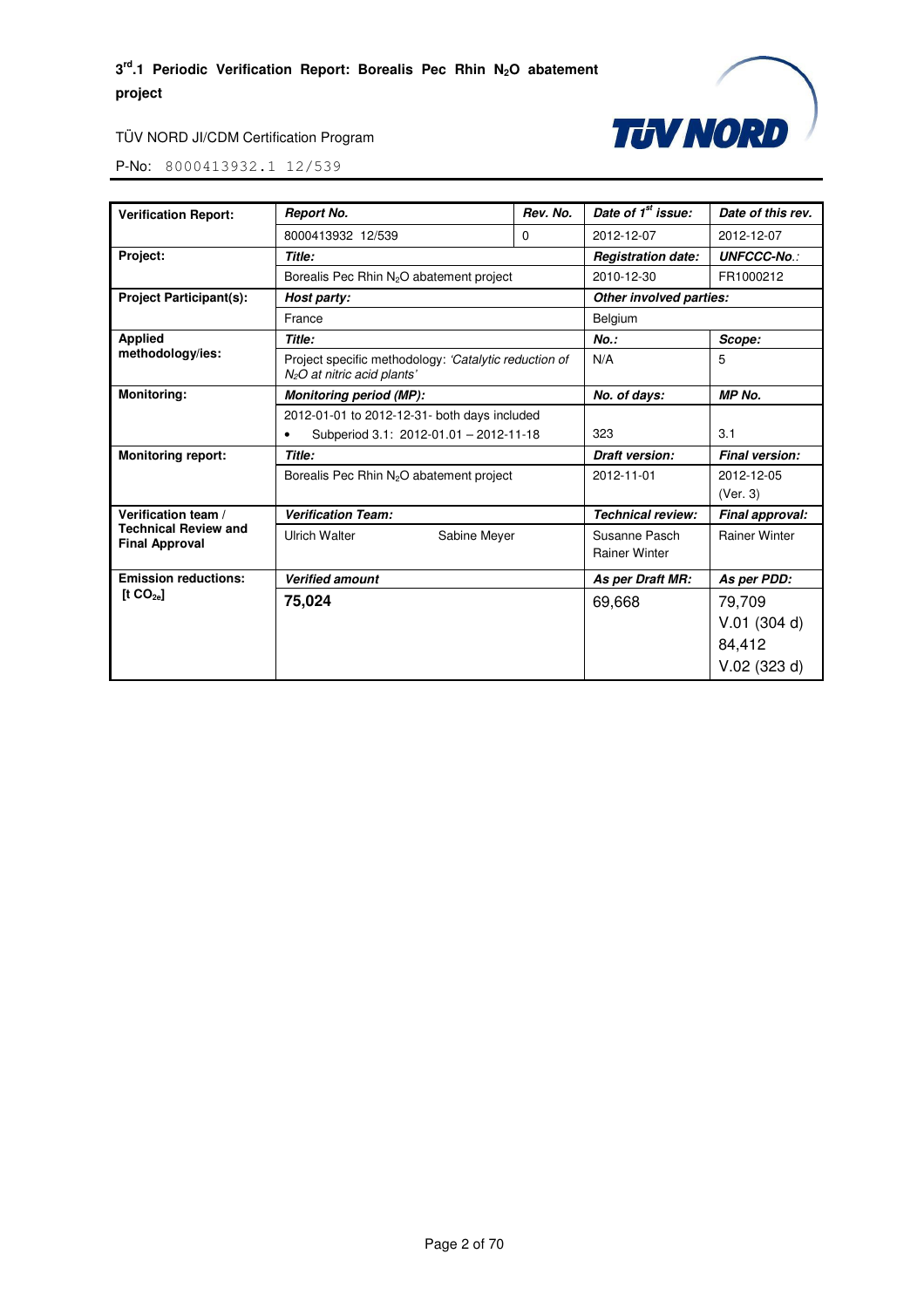| Verification Report: | *Report No.* | *Rev. No.* | *Date of 1st issue:* | *Date of this rev.* |
|---|---|---|---|---|
| | 8000413932 12/539 | 0 | 2012-12-07 | 2012-12-07 |
| **Project:** | *Title:* | | *Registration date:* | *UNFCCC-No.:* |
| | Borealis Pec Rhin $N_2O$ abatement project | | 2010-12-30 | FR1000212 |
| **Project Participant(s):** | *Host party:* | | *Other involved parties:* | |
| | France | | Belgium | |
| **Applied methodology/ies:** | *Title:* | | *No.:* | *Scope:* |
| | Project specific methodology: *'Catalytic reduction of $N_2O$ at nitric acid plants'* | | N/A | 5 |
| **Monitoring:** | *Monitoring period (MP):* | | *No. of days:* | *MP No.* |
| | 2012-01-01 to 2012-12-31- both days included<br>• Subperiod 3.1: 2012-01.01 – 2012-11-18 | | 323 | 3.1 |
| **Monitoring report:** | *Title:* | | *Draft version:* | *Final version:* |
| | Borealis Pec Rhin $N_2O$ abatement project | | 2012-11-01 | 2012-12-05 (Ver. 3) |
| **Verification team / Technical Review and Final Approval** | *Verification Team:* | | *Technical review:* | *Final approval:* |
| | Ulrich Walter | Sabine Meyer | Susanne Pasch<br>Rainer Winter | Rainer Winter |
| **Emission reductions: [t $CO_{2e}$]** | *Verified amount* | | *As per Draft MR:* | *As per PDD:* |
| | **75,024** | | 69,668 | 79,709<br>V.01 (304 d)<br>84,412<br>V.02 (323 d) |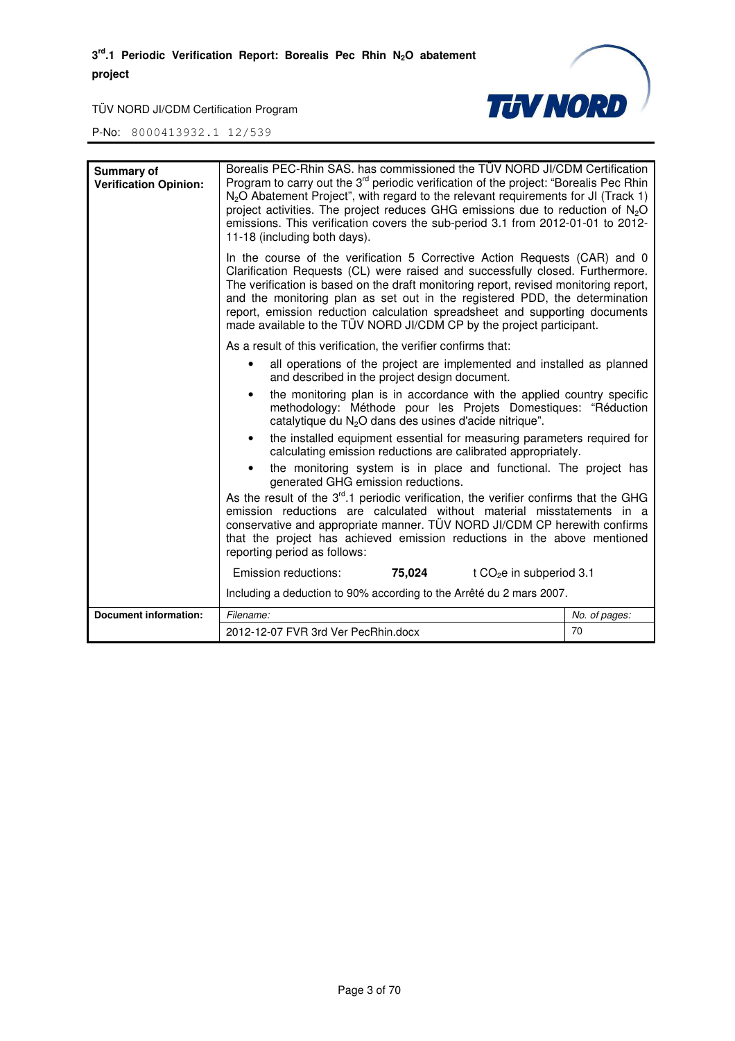| **Summary of Verification Opinion:** | Borealis PEC-Rhin SAS. has commissioned the TÜV NORD JI/CDM Certification Program to carry out the 3rd periodic verification of the project: "Borealis Pec Rhin $N_2O$ Abatement Project", with regard to the relevant requirements for JI (Track 1) project activities. The project reduces GHG emissions due to reduction of $N_2O$ emissions. This verification covers the sub-period 3.1 from 2012-01-01 to 2012-11-18 (including both days).<br><br>In the course of the verification 5 Corrective Action Requests (CAR) and 0 Clarification Requests (CL) were raised and successfully closed. Furthermore. The verification is based on the draft monitoring report, revised monitoring report, and the monitoring plan as set out in the registered PDD, the determination report, emission reduction calculation spreadsheet and supporting documents made available to the TÜV NORD JI/CDM CP by the project participant.<br><br>As a result of this verification, the verifier confirms that:<br>• all operations of the project are implemented and installed as planned and described in the project design document.<br>• the monitoring plan is in accordance with the applied country specific methodology: Méthode pour les Projets Domestiques: "Réduction catalytique du $N_2O$ dans des usines d'acide nitrique".<br>• the installed equipment essential for measuring parameters required for calculating emission reductions are calibrated appropriately.<br>• the monitoring system is in place and functional. The project has generated GHG emission reductions.<br><br>As the result of the 3rd.1 periodic verification, the verifier confirms that the GHG emission reductions are calculated without material misstatements in a conservative and appropriate manner. TÜV NORD JI/CDM CP herewith confirms that the project has achieved emission reductions in the above mentioned reporting period as follows:<br><br>Emission reductions: **75,024** t $CO_2$e in subperiod 3.1<br><br>Including a deduction to 90% according to the Arrêté du 2 mars 2007. | |
|---|---|---|
| **Document information:** | *Filename:* | *No. of pages:* |
| | 2012-12-07 FVR 3rd Ver PecRhin.docx | 70 |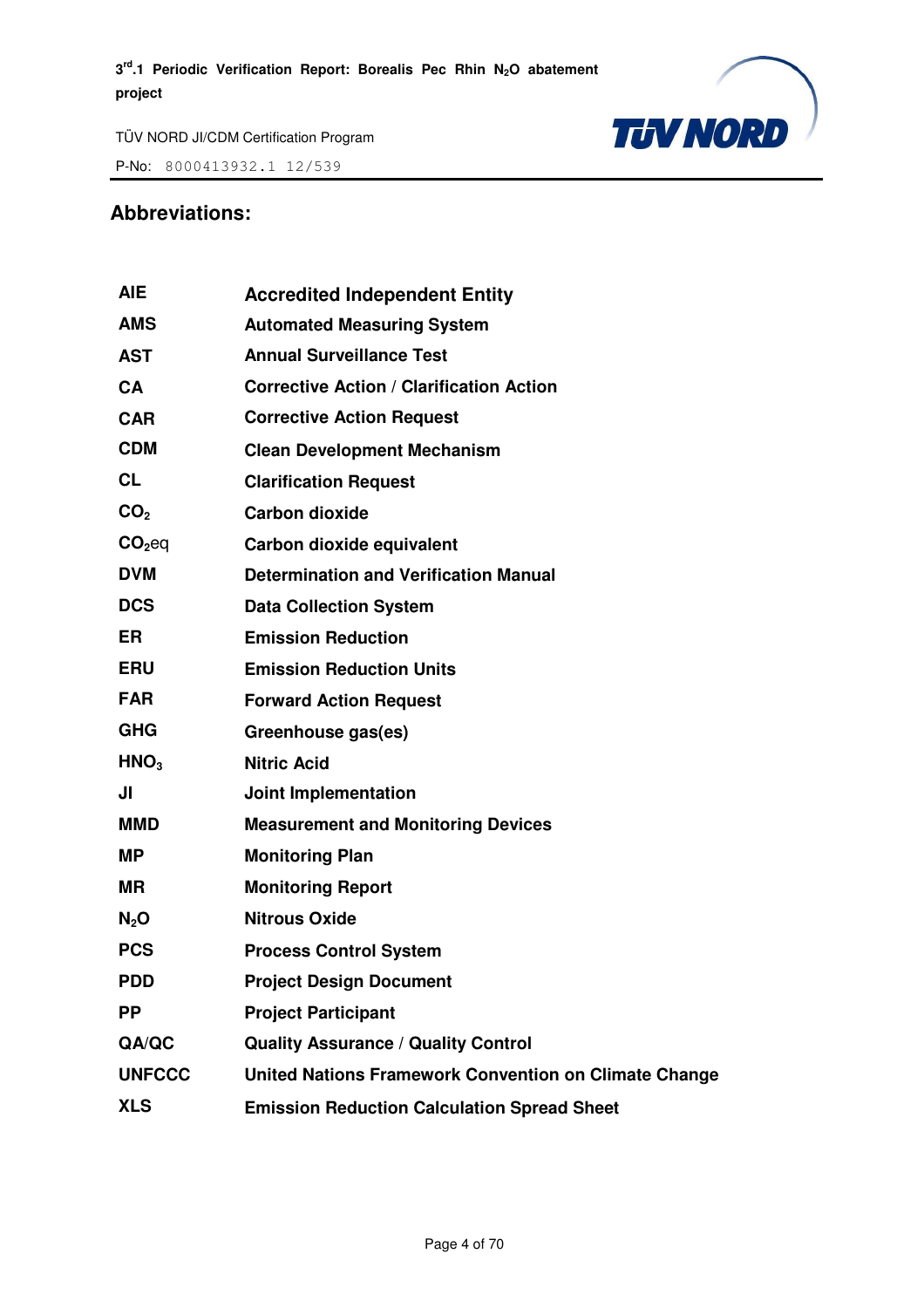## Abbreviations:

| | |
|---|---|
| **AIE** | **Accredited Independent Entity** |
| **AMS** | **Automated Measuring System** |
| **AST** | **Annual Surveillance Test** |
| **CA** | **Corrective Action / Clarification Action** |
| **CAR** | **Corrective Action Request** |
| **CDM** | **Clean Development Mechanism** |
| **CL** | **Clarification Request** |
| **$CO_2$** | **Carbon dioxide** |
| **$CO_2$eq** | **Carbon dioxide equivalent** |
| **DVM** | **Determination and Verification Manual** |
| **DCS** | **Data Collection System** |
| **ER** | **Emission Reduction** |
| **ERU** | **Emission Reduction Units** |
| **FAR** | **Forward Action Request** |
| **GHG** | **Greenhouse gas(es)** |
| **$HNO_3$** | **Nitric Acid** |
| **JI** | **Joint Implementation** |
| **MMD** | **Measurement and Monitoring Devices** |
| **MP** | **Monitoring Plan** |
| **MR** | **Monitoring Report** |
| **$N_2O$** | **Nitrous Oxide** |
| **PCS** | **Process Control System** |
| **PDD** | **Project Design Document** |
| **PP** | **Project Participant** |
| **QA/QC** | **Quality Assurance / Quality Control** |
| **UNFCCC** | **United Nations Framework Convention on Climate Change** |
| **XLS** | **Emission Reduction Calculation Spread Sheet** |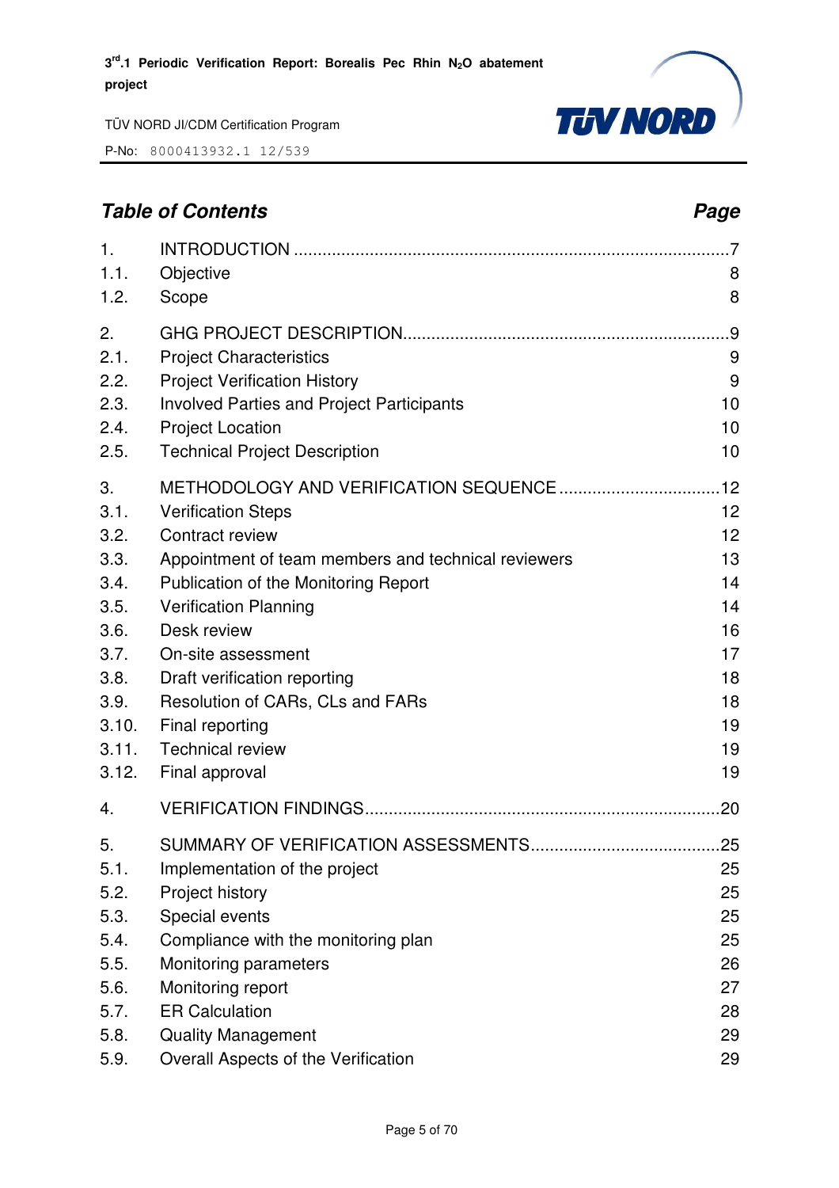## *Table of Contents* *Page*

| | | |
|---|---|---|
| 1. | INTRODUCTION | 7 |
| 1.1. | Objective | 8 |
| 1.2. | Scope | 8 |
| 2. | GHG PROJECT DESCRIPTION | 9 |
| 2.1. | Project Characteristics | 9 |
| 2.2. | Project Verification History | 9 |
| 2.3. | Involved Parties and Project Participants | 10 |
| 2.4. | Project Location | 10 |
| 2.5. | Technical Project Description | 10 |
| 3. | METHODOLOGY AND VERIFICATION SEQUENCE | 12 |
| 3.1. | Verification Steps | 12 |
| 3.2. | Contract review | 12 |
| 3.3. | Appointment of team members and technical reviewers | 13 |
| 3.4. | Publication of the Monitoring Report | 14 |
| 3.5. | Verification Planning | 14 |
| 3.6. | Desk review | 16 |
| 3.7. | On-site assessment | 17 |
| 3.8. | Draft verification reporting | 18 |
| 3.9. | Resolution of CARs, CLs and FARs | 18 |
| 3.10. | Final reporting | 19 |
| 3.11. | Technical review | 19 |
| 3.12. | Final approval | 19 |
| 4. | VERIFICATION FINDINGS | 20 |
| 5. | SUMMARY OF VERIFICATION ASSESSMENTS | 25 |
| 5.1. | Implementation of the project | 25 |
| 5.2. | Project history | 25 |
| 5.3. | Special events | 25 |
| 5.4. | Compliance with the monitoring plan | 25 |
| 5.5. | Monitoring parameters | 26 |
| 5.6. | Monitoring report | 27 |
| 5.7. | ER Calculation | 28 |
| 5.8. | Quality Management | 29 |
| 5.9. | Overall Aspects of the Verification | 29 |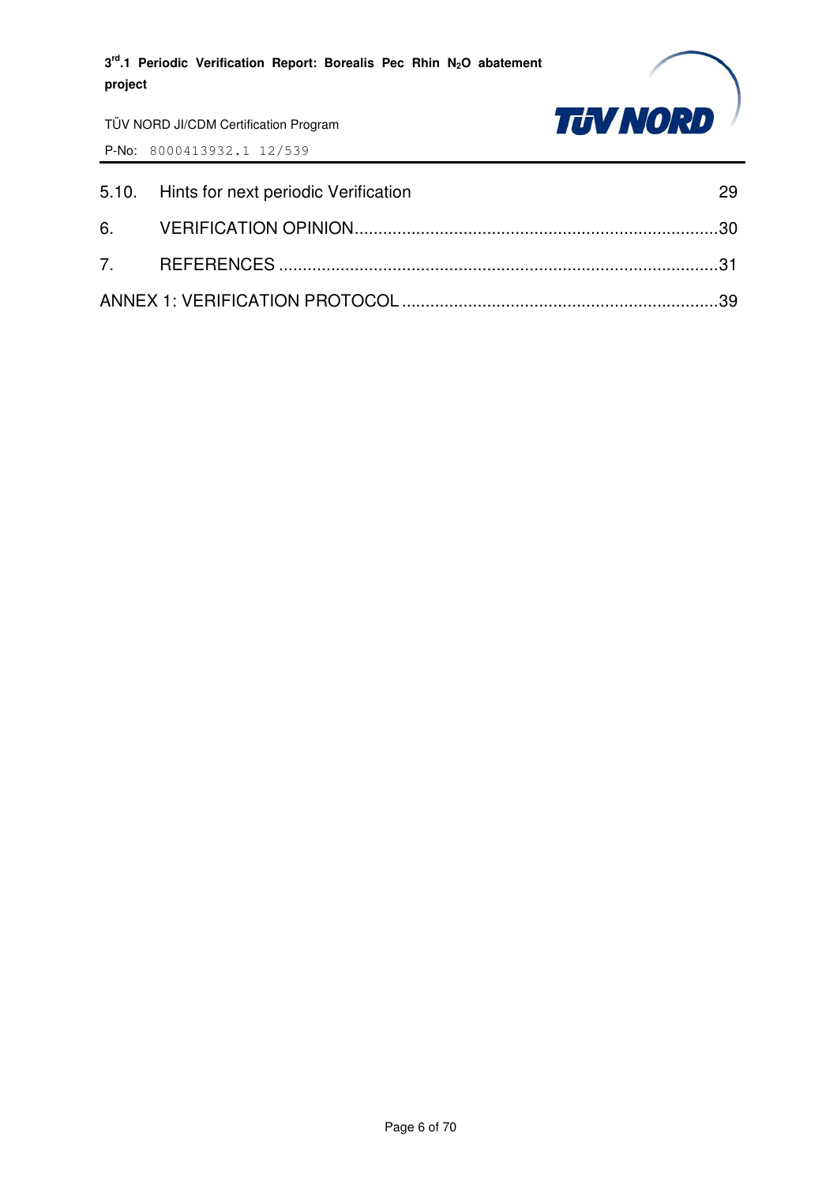5.10. Hints for next periodic Verification 29

6. VERIFICATION OPINION ....................................................................................30

7. REFERENCES ....................................................................................................31

ANNEX 1: VERIFICATION PROTOCOL .........................................................................39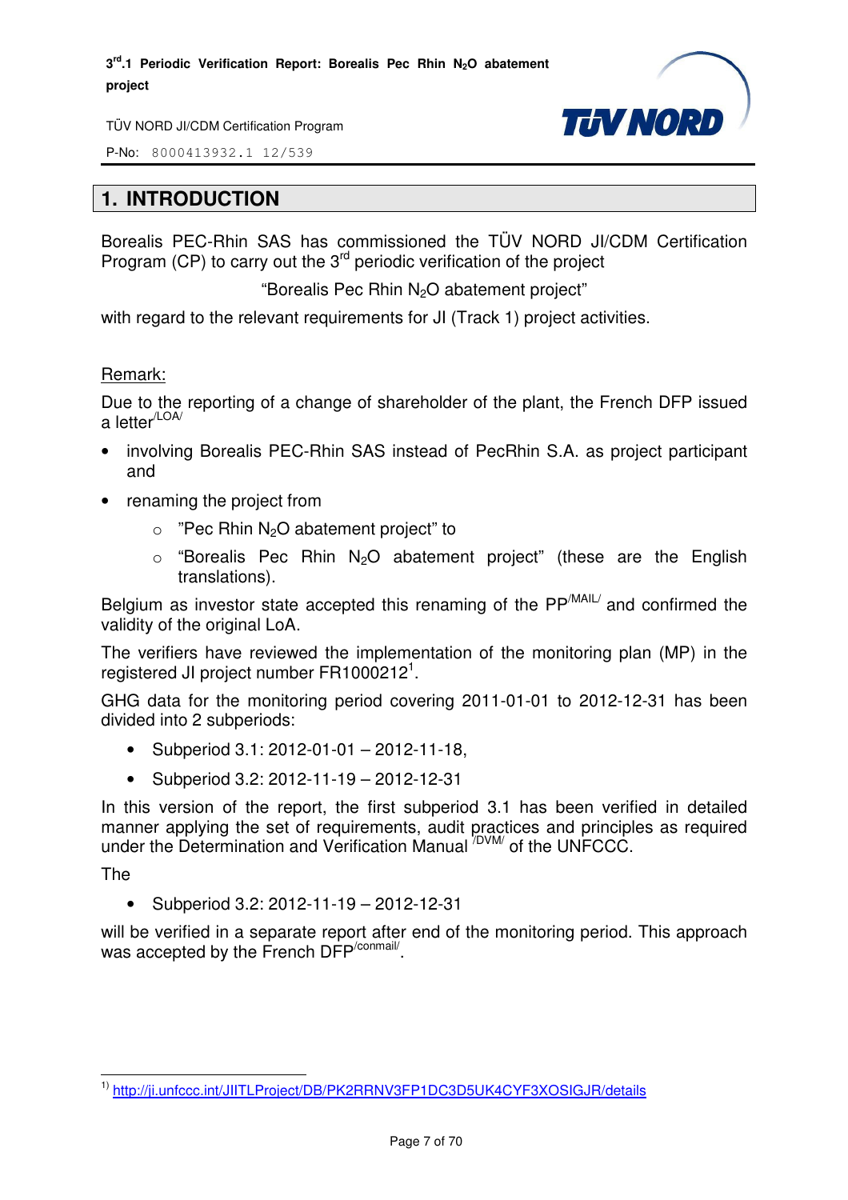# 1. INTRODUCTION

Borealis PEC-Rhin SAS has commissioned the TÜV NORD JI/CDM Certification Program (CP) to carry out the 3rd periodic verification of the project

"Borealis Pec Rhin $N_2O$ abatement project"

with regard to the relevant requirements for JI (Track 1) project activities.

Remark:

Due to the reporting of a change of shareholder of the plant, the French DFP issued a letter[/LOA/]

- involving Borealis PEC-Rhin SAS instead of PecRhin S.A. as project participant and
- renaming the project from
    - "Pec Rhin $N_2O$ abatement project" to
    - "Borealis Pec Rhin $N_2O$ abatement project" (these are the English translations).

Belgium as investor state accepted this renaming of the PP[/MAIL/] and confirmed the validity of the original LoA.

The verifiers have reviewed the implementation of the monitoring plan (MP) in the registered JI project number FR1000212[1].

GHG data for the monitoring period covering 2011-01-01 to 2012-12-31 has been divided into 2 subperiods:

- Subperiod 3.1: 2012-01-01 – 2012-11-18,
- Subperiod 3.2: 2012-11-19 – 2012-12-31

In this version of the report, the first subperiod 3.1 has been verified in detailed manner applying the set of requirements, audit practices and principles as required under the Determination and Verification Manual [/DVM/] of the UNFCCC.

The

- Subperiod 3.2: 2012-11-19 – 2012-12-31

will be verified in a separate report after end of the monitoring period. This approach was accepted by the French DFP[/conmail/].

---

1) http://ji.unfccc.int/JIITLProject/DB/PK2RRNV3FP1DC3D5UK4CYF3XOSIGJR/details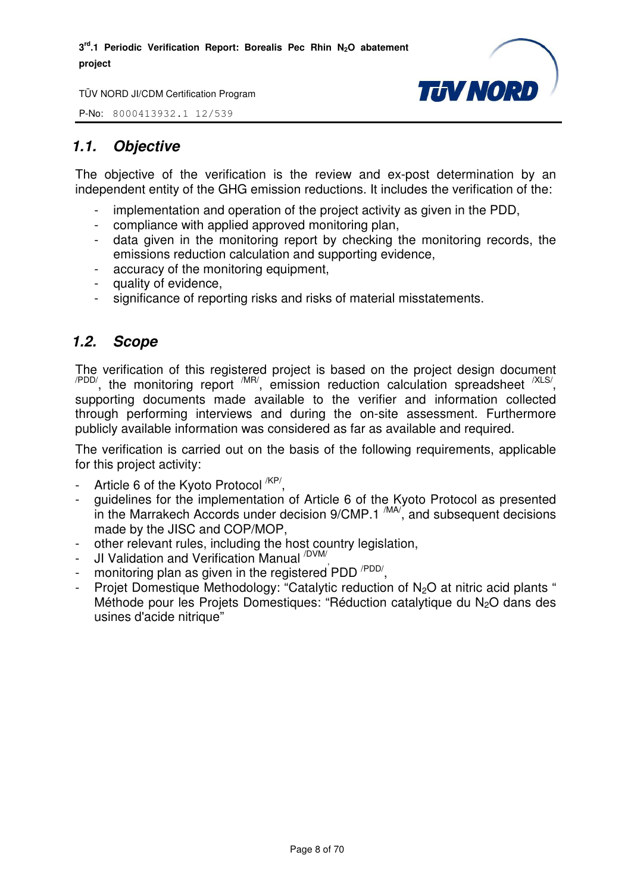## *1.1. Objective*

The objective of the verification is the review and ex-post determination by an independent entity of the GHG emission reductions. It includes the verification of the:

- implementation and operation of the project activity as given in the PDD,
- compliance with applied approved monitoring plan,
- data given in the monitoring report by checking the monitoring records, the emissions reduction calculation and supporting evidence,
- accuracy of the monitoring equipment,
- quality of evidence,
- significance of reporting risks and risks of material misstatements.

## *1.2. Scope*

The verification of this registered project is based on the project design document /PDD/, the monitoring report /MR/, emission reduction calculation spreadsheet /XLS/, supporting documents made available to the verifier and information collected through performing interviews and during the on-site assessment. Furthermore publicly available information was considered as far as available and required.

The verification is carried out on the basis of the following requirements, applicable for this project activity:

- Article 6 of the Kyoto Protocol /KP/,
- guidelines for the implementation of Article 6 of the Kyoto Protocol as presented in the Marrakech Accords under decision 9/CMP.1 /MA/, and subsequent decisions made by the JISC and COP/MOP,
- other relevant rules, including the host country legislation,
- JI Validation and Verification Manual /DVM/,
- monitoring plan as given in the registered PDD /PDD/,
- Projet Domestique Methodology: “Catalytic reduction of $N_2O$ at nitric acid plants “ Méthode pour les Projets Domestiques: “Réduction catalytique du $N_2O$ dans des usines d'acide nitrique”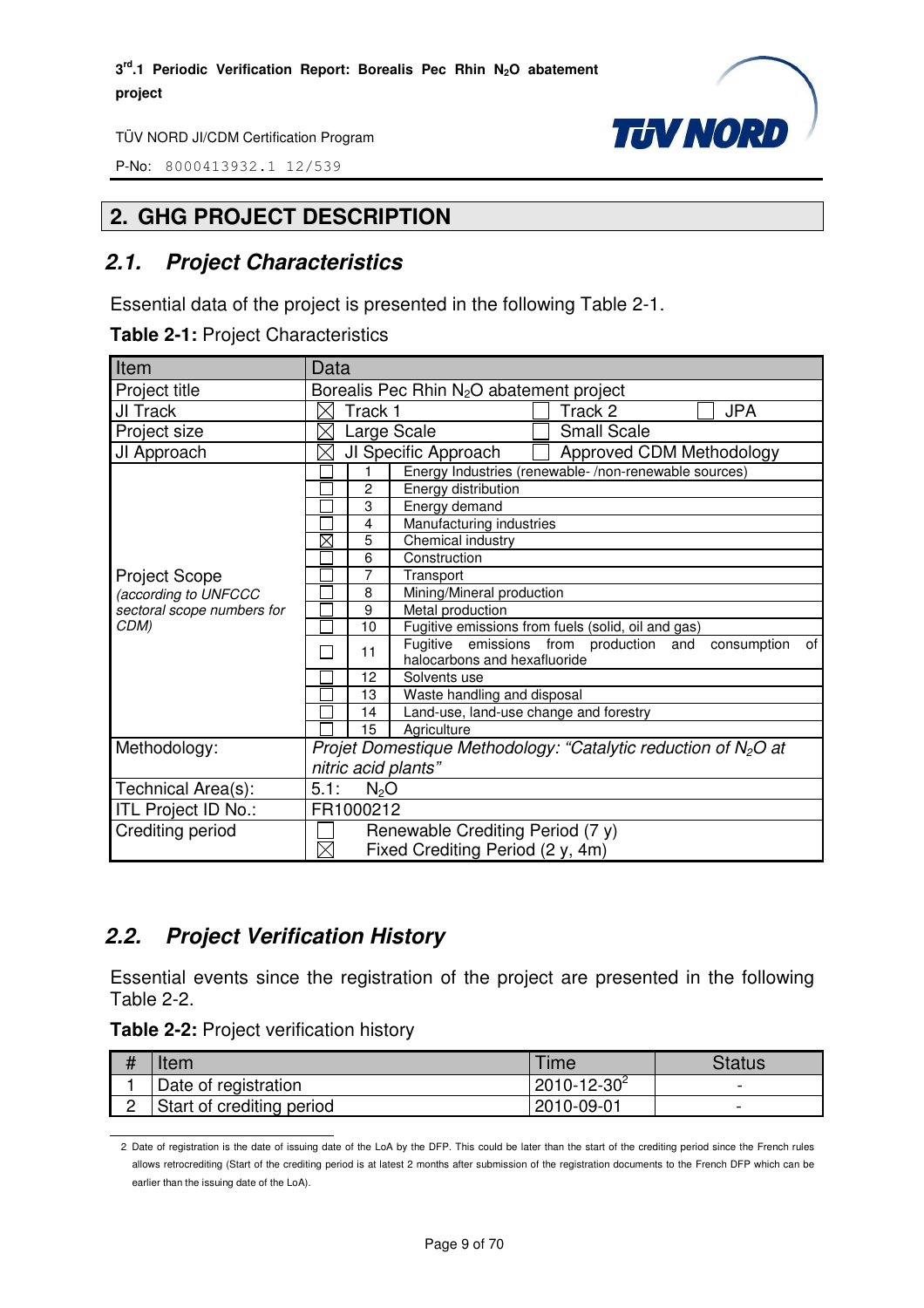## 2. GHG PROJECT DESCRIPTION

### 2.1. Project Characteristics

Essential data of the project is presented in the following Table 2-1.

**Table 2-1:** Project Characteristics

| Item | Data | | |
|---|---|---|---|
| Project title | Borealis Pec Rhin $N_2O$ abatement project | | |
| JI Track | ☒ Track 1 | ☐ Track 2 | ☐ JPA |
| Project size | ☒ Large Scale | ☐ Small Scale | |
| JI Approach | ☒ JI Specific Approach | ☐ Approved CDM Methodology | |
| Project Scope *(according to UNFCCC sectoral scope numbers for CDM)* | ☐ | 1 | Energy Industries (renewable- /non-renewable sources) |
| | ☐ | 2 | Energy distribution |
| | ☐ | 3 | Energy demand |
| | ☐ | 4 | Manufacturing industries |
| | ☒ | 5 | Chemical industry |
| | ☐ | 6 | Construction |
| | ☐ | 7 | Transport |
| | ☐ | 8 | Mining/Mineral production |
| | ☐ | 9 | Metal production |
| | ☐ | 10 | Fugitive emissions from fuels (solid, oil and gas) |
| | ☐ | 11 | Fugitive emissions from production and consumption of halocarbons and hexafluoride |
| | ☐ | 12 | Solvents use |
| | ☐ | 13 | Waste handling and disposal |
| | ☐ | 14 | Land-use, land-use change and forestry |
| | ☐ | 15 | Agriculture |
| Methodology: | *Projet Domestique Methodology: "Catalytic reduction of $N_2O$ at nitric acid plants"* | | |
| Technical Area(s): | 5.1: $N_2O$ | | |
| ITL Project ID No.: | FR1000212 | | |
| Crediting period | ☐ Renewable Crediting Period (7 y)<br>☒ Fixed Crediting Period (2 y, 4m) | | |

### 2.2. Project Verification History

Essential events since the registration of the project are presented in the following Table 2-2.

**Table 2-2:** Project verification history

| # | Item | Time | Status |
|---|---|---|---|
| 1 | Date of registration | 2010-12-30[2] | - |
| 2 | Start of crediting period | 2010-09-01 | - |

2 Date of registration is the date of issuing date of the LoA by the DFP. This could be later than the start of the crediting period since the French rules allows retrocrediting (Start of the crediting period is at latest 2 months after submission of the registration documents to the French DFP which can be earlier than the issuing date of the LoA).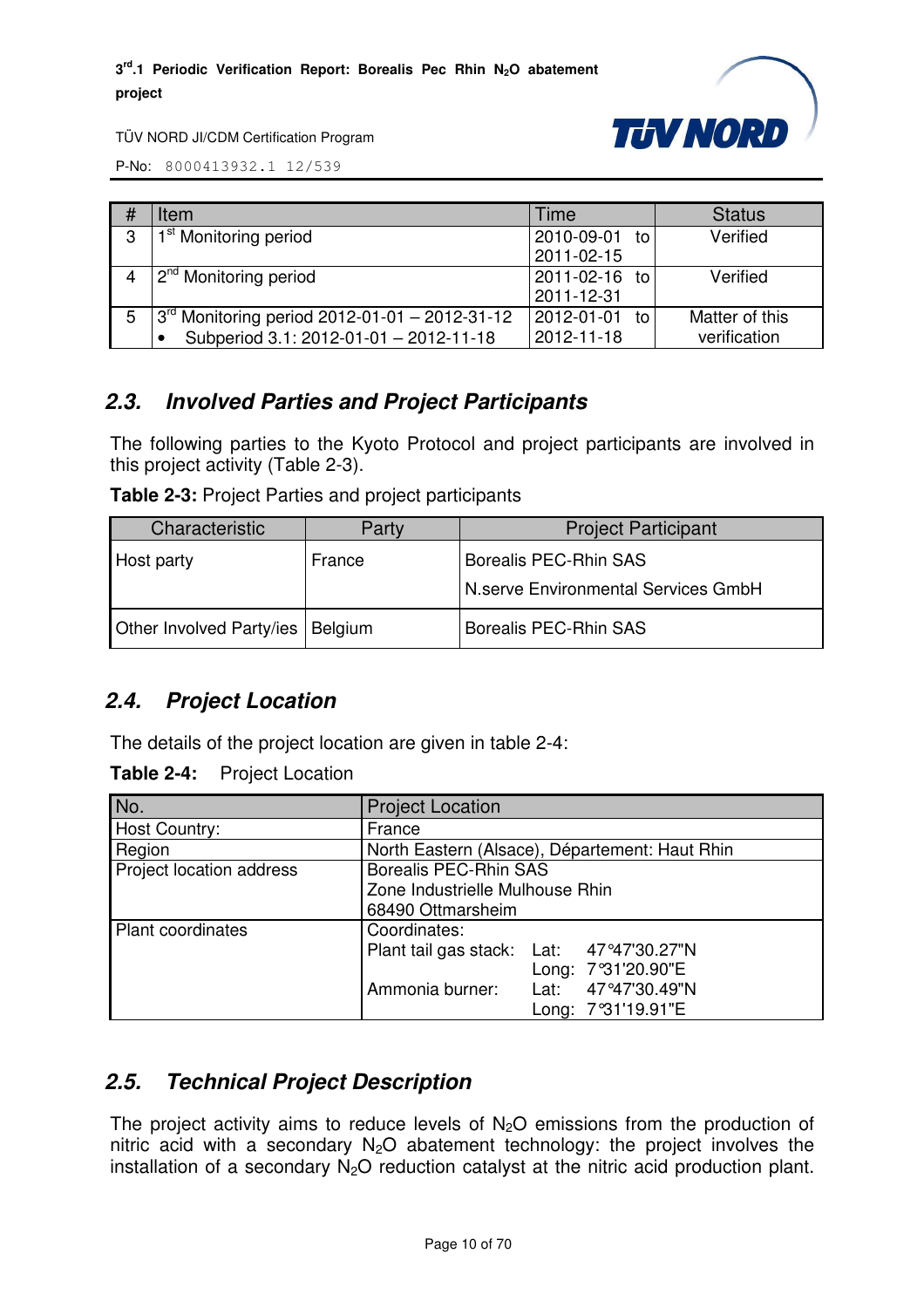| # | Item | Time | Status |
|---|---|---|---|
| 3 | 1st Monitoring period | 2010-09-01 to 2011-02-15 | Verified |
| 4 | 2nd Monitoring period | 2011-02-16 to 2011-12-31 | Verified |
| 5 | 3rd Monitoring period 2012-01-01 – 2012-31-12<br>• Subperiod 3.1: 2012-01-01 – 2012-11-18 | 2012-01-01 to 2012-11-18 | Matter of this verification |

## 2.3. *Involved Parties and Project Participants*

The following parties to the Kyoto Protocol and project participants are involved in this project activity (Table 2-3).

**Table 2-3:** Project Parties and project participants

| Characteristic | Party | Project Participant |
|---|---|---|
| Host party | France | Borealis PEC-Rhin SAS<br>N.serve Environmental Services GmbH |
| Other Involved Party/ies | Belgium | Borealis PEC-Rhin SAS |

## 2.4. *Project Location*

The details of the project location are given in table 2-4:

**Table 2-4:** Project Location

| No. | Project Location |
|---|---|
| Host Country: | France |
| Region | North Eastern (Alsace), Département: Haut Rhin |
| Project location address | Borealis PEC-Rhin SAS<br>Zone Industrielle Mulhouse Rhin<br>68490 Ottmarsheim |
| Plant coordinates | Coordinates:<br>Plant tail gas stack: Lat: 47°47'30.27"N Long: 7°31'20.90"E<br>Ammonia burner: Lat: 47°47'30.49"N Long: 7°31'19.91"E |

## 2.5. *Technical Project Description*

The project activity aims to reduce levels of $N_2O$ emissions from the production of nitric acid with a secondary $N_2O$ abatement technology: the project involves the installation of a secondary $N_2O$ reduction catalyst at the nitric acid production plant.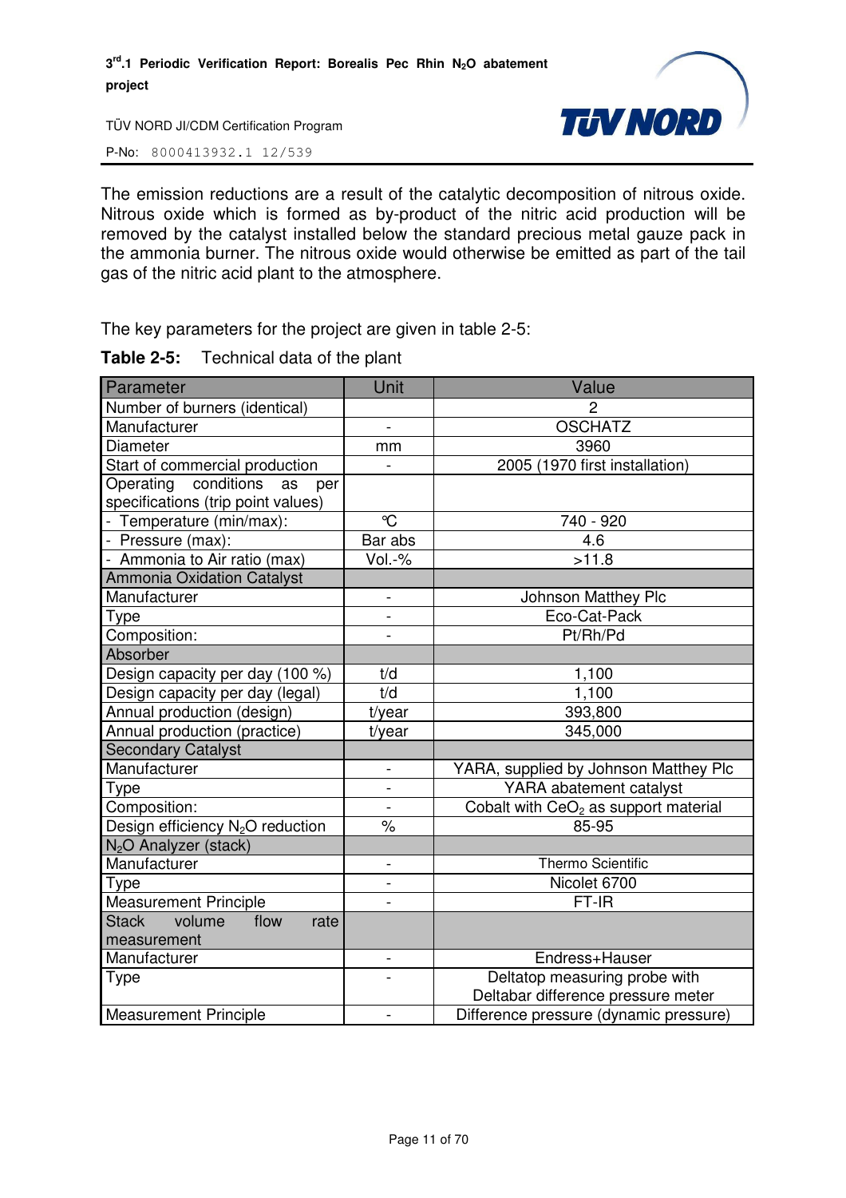The emission reductions are a result of the catalytic decomposition of nitrous oxide. Nitrous oxide which is formed as by-product of the nitric acid production will be removed by the catalyst installed below the standard precious metal gauze pack in the ammonia burner. The nitrous oxide would otherwise be emitted as part of the tail gas of the nitric acid plant to the atmosphere.

The key parameters for the project are given in table 2-5:

**Table 2-5:** Technical data of the plant

| Parameter | Unit | Value |
|---|---|---|
| Number of burners (identical) | | 2 |
| Manufacturer | - | OSCHATZ |
| Diameter | mm | 3960 |
| Start of commercial production | - | 2005 (1970 first installation) |
| Operating conditions as per specifications (trip point values) | | |
| - Temperature (min/max): | °C | 740 - 920 |
| - Pressure (max): | Bar abs | 4.6 |
| - Ammonia to Air ratio (max) | Vol.-% | >11.8 |
| Ammonia Oxidation Catalyst | | |
| Manufacturer | - | Johnson Matthey Plc |
| Type | - | Eco-Cat-Pack |
| Composition: | - | Pt/Rh/Pd |
| Absorber | | |
| Design capacity per day (100 %) | t/d | 1,100 |
| Design capacity per day (legal) | t/d | 1,100 |
| Annual production (design) | t/year | 393,800 |
| Annual production (practice) | t/year | 345,000 |
| Secondary Catalyst | | |
| Manufacturer | - | YARA, supplied by Johnson Matthey Plc |
| Type | - | YARA abatement catalyst |
| Composition: | - | Cobalt with $CeO_2$ as support material |
| Design efficiency $N_2O$ reduction | % | 85-95 |
| $N_2O$ Analyzer (stack) | | |
| Manufacturer | - | Thermo Scientific |
| Type | - | Nicolet 6700 |
| Measurement Principle | - | FT-IR |
| Stack volume flow rate measurement | | |
| Manufacturer | - | Endress+Hauser |
| Type | - | Deltatop measuring probe with Deltabar difference pressure meter |
| Measurement Principle | - | Difference pressure (dynamic pressure) |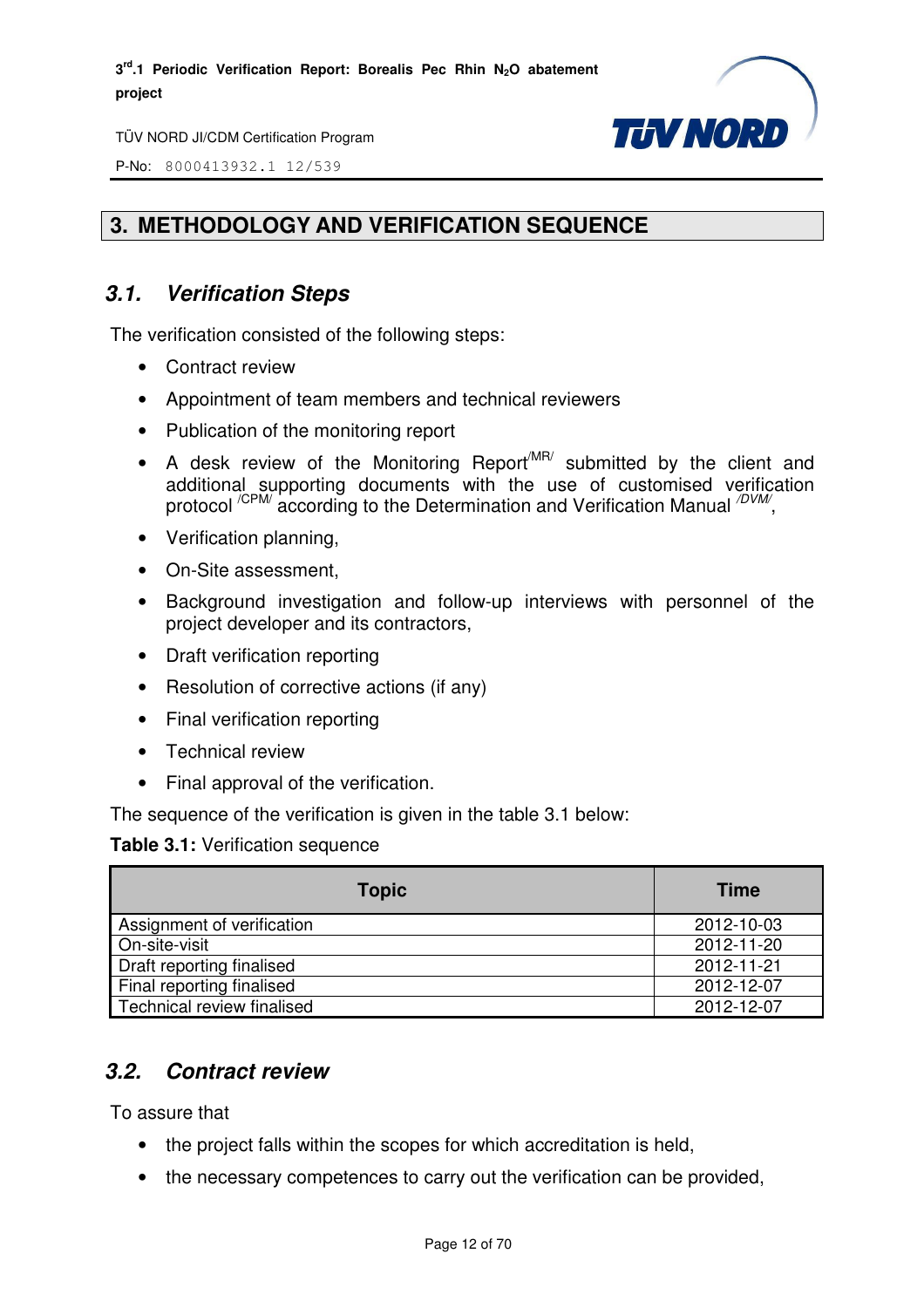## 3. METHODOLOGY AND VERIFICATION SEQUENCE

### 3.1. Verification Steps

The verification consisted of the following steps:

- Contract review
- Appointment of team members and technical reviewers
- Publication of the monitoring report
- A desk review of the Monitoring Report /MR/ submitted by the client and additional supporting documents with the use of customised verification protocol /CPM/ according to the Determination and Verification Manual /DVM/,
- Verification planning,
- On-Site assessment,
- Background investigation and follow-up interviews with personnel of the project developer and its contractors,
- Draft verification reporting
- Resolution of corrective actions (if any)
- Final verification reporting
- Technical review
- Final approval of the verification.

The sequence of the verification is given in the table 3.1 below:

**Table 3.1:** Verification sequence

| Topic | Time |
|---|---|
| Assignment of verification | 2012-10-03 |
| On-site-visit | 2012-11-20 |
| Draft reporting finalised | 2012-11-21 |
| Final reporting finalised | 2012-12-07 |
| Technical review finalised | 2012-12-07 |

### 3.2. Contract review

To assure that

- the project falls within the scopes for which accreditation is held,
- the necessary competences to carry out the verification can be provided,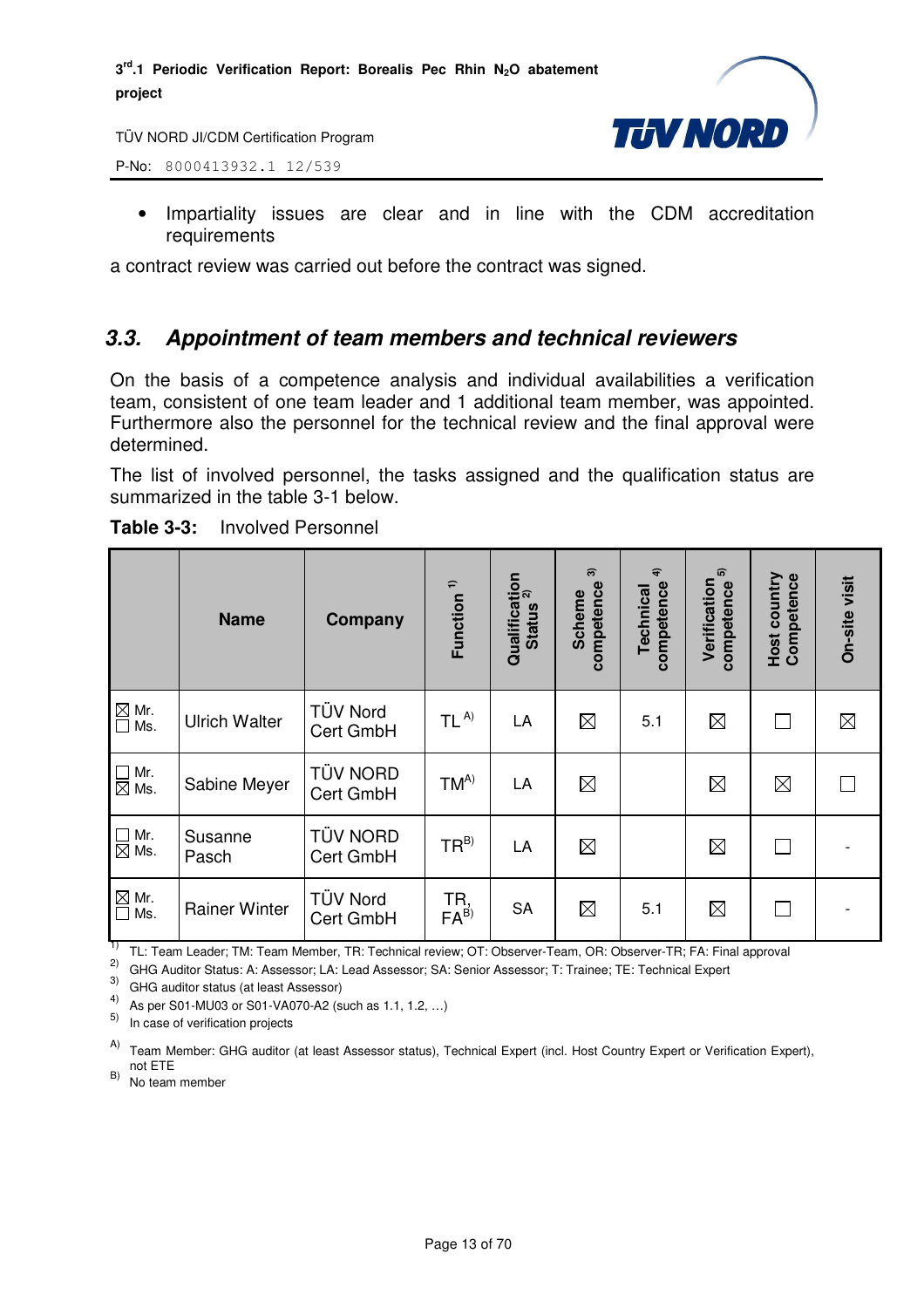- Impartiality issues are clear and in line with the CDM accreditation requirements

a contract review was carried out before the contract was signed.

## 3.3. Appointment of team members and technical reviewers

On the basis of a competence analysis and individual availabilities a verification team, consistent of one team leader and 1 additional team member, was appointed. Furthermore also the personnel for the technical review and the final approval were determined.

The list of involved personnel, the tasks assigned and the qualification status are summarized in the table 3-1 below.

**Table 3-3:** Involved Personnel

| | Name | Company | Function [1] | Qualification Status [2] | Scheme competence [3] | Technical competence [4] | Verification competence [5] | Host country Competence | On-site visit |
|---|---|---|---|---|---|---|---|---|---|
| ☒ Mr. ☐ Ms. | Ulrich Walter | TÜV Nord Cert GmbH | TL [A)] | LA | ☒ | 5.1 | ☒ | ☐ | ☒ |
| ☐ Mr. ☒ Ms. | Sabine Meyer | TÜV NORD Cert GmbH | TM[A)] | LA | ☒ | | ☒ | ☒ | ☐ |
| ☐ Mr. ☒ Ms. | Susanne Pasch | TÜV NORD Cert GmbH | TR[B)] | LA | ☒ | | ☒ | ☐ | - |
| ☒ Mr. ☐ Ms. | Rainer Winter | TÜV Nord Cert GmbH | TR, FA[B)] | SA | ☒ | 5.1 | ☒ | ☐ | - |

1) TL: Team Leader; TM: Team Member, TR: Technical review; OT: Observer-Team, OR: Observer-TR; FA: Final approval
2) GHG Auditor Status: A: Assessor; LA: Lead Assessor; SA: Senior Assessor; T: Trainee; TE: Technical Expert
3) GHG auditor status (at least Assessor)
4) As per S01-MU03 or S01-VA070-A2 (such as 1.1, 1.2, …)
5) In case of verification projects

A) Team Member: GHG auditor (at least Assessor status), Technical Expert (incl. Host Country Expert or Verification Expert), not ETE
B) No team member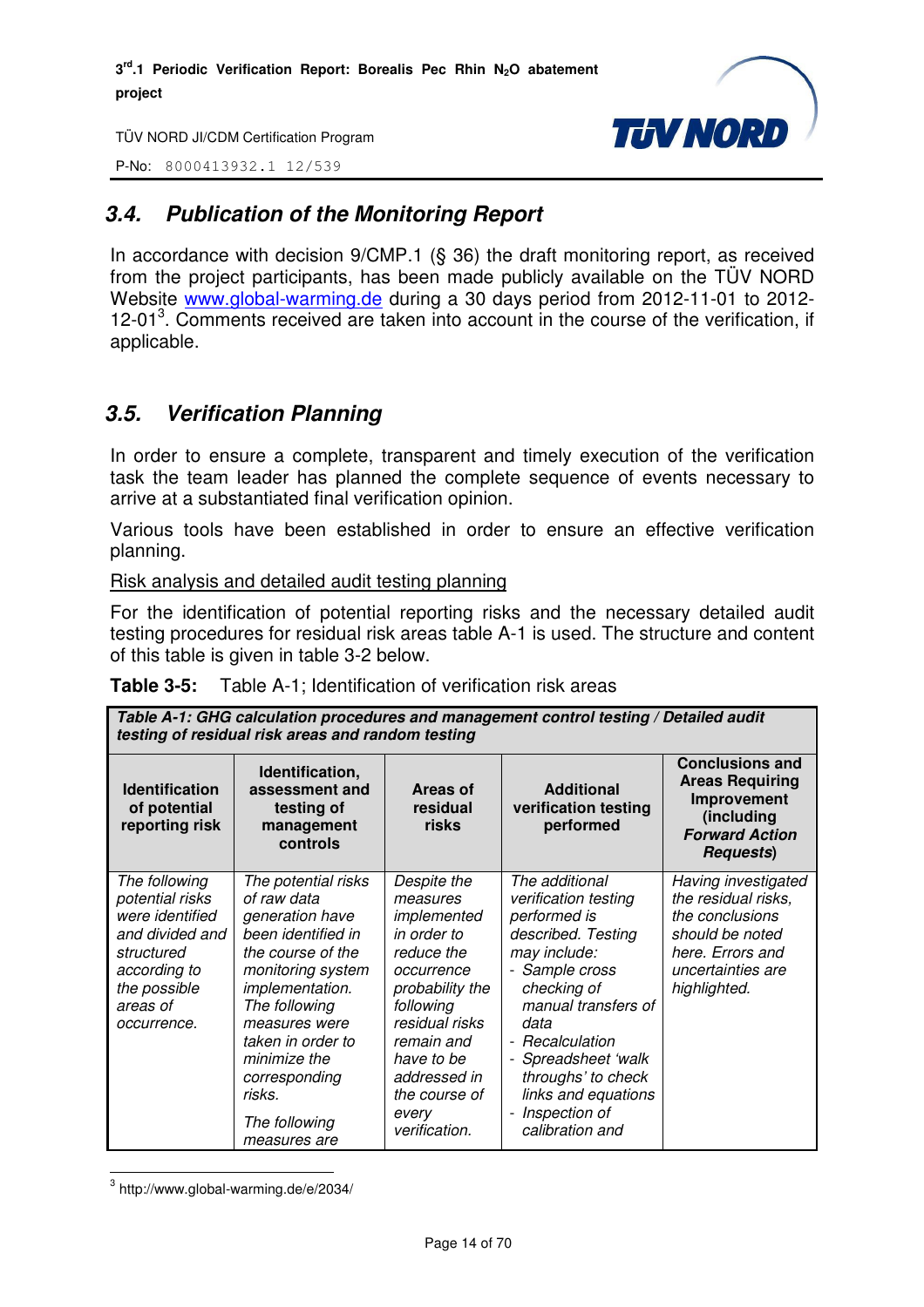## 3.4. Publication of the Monitoring Report

In accordance with decision 9/CMP.1 (§ 36) the draft monitoring report, as received from the project participants, has been made publicly available on the TÜV NORD Website www.global-warming.de during a 30 days period from 2012-11-01 to 2012-12-01[3]. Comments received are taken into account in the course of the verification, if applicable.

## 3.5. Verification Planning

In order to ensure a complete, transparent and timely execution of the verification task the team leader has planned the complete sequence of events necessary to arrive at a substantiated final verification opinion.

Various tools have been established in order to ensure an effective verification planning.

Risk analysis and detailed audit testing planning

For the identification of potential reporting risks and the necessary detailed audit testing procedures for residual risk areas table A-1 is used. The structure and content of this table is given in table 3-2 below.

**Table 3-5:** Table A-1; Identification of verification risk areas

| ***Table A-1: GHG calculation procedures and management control testing / Detailed audit testing of residual risk areas and random testing*** | | | | |
|---|---|---|---|---|
| **Identification of potential reporting risk** | **Identification, assessment and testing of management controls** | **Areas of residual risks** | **Additional verification testing performed** | **Conclusions and Areas Requiring Improvement (including *Forward Action Requests*)** |
| *The following potential risks were identified and divided and structured according to the possible areas of occurrence.* | *The potential risks of raw data generation have been identified in the course of the monitoring system implementation. The following measures were taken in order to minimize the corresponding risks.*<br><br>*The following measures are* | *Despite the measures implemented in order to reduce the occurrence probability the following residual risks remain and have to be addressed in the course of every verification.* | *The additional verification testing performed is described. Testing may include:*<br>*- Sample cross checking of manual transfers of data*<br>*- Recalculation*<br>*- Spreadsheet 'walk throughs' to check links and equations*<br>*- Inspection of calibration and* | *Having investigated the residual risks, the conclusions should be noted here. Errors and uncertainties are highlighted.* |

[3] http://www.global-warming.de/e/2034/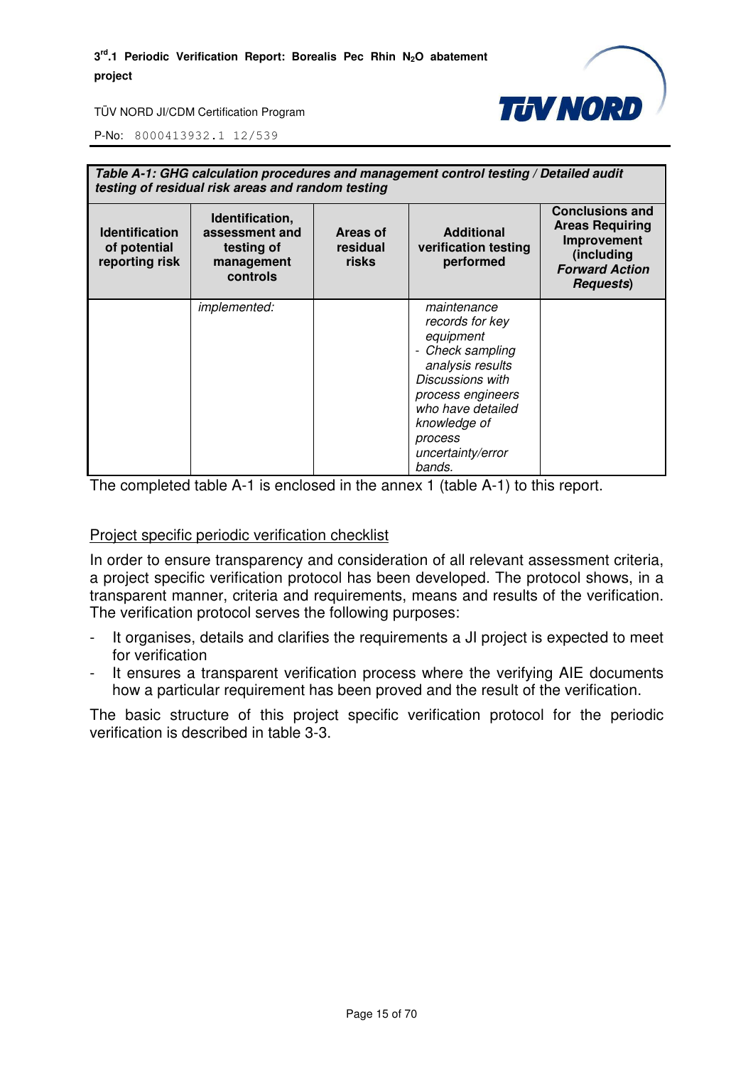| ***Table A-1: GHG calculation procedures and management control testing / Detailed audit testing of residual risk areas and random testing*** | | | | |
|---|---|---|---|---|
| **Identification of potential reporting risk** | **Identification, assessment and testing of management controls** | **Areas of residual risks** | **Additional verification testing performed** | **Conclusions and Areas Requiring Improvement (including *Forward Action Requests*)** |
| | *implemented:* | | *maintenance records for key equipment*<br>- *Check sampling analysis results*<br>*Discussions with process engineers who have detailed knowledge of process uncertainty/error bands.* | |

The completed table A-1 is enclosed in the annex 1 (table A-1) to this report.

<u>Project specific periodic verification checklist</u>

In order to ensure transparency and consideration of all relevant assessment criteria, a project specific verification protocol has been developed. The protocol shows, in a transparent manner, criteria and requirements, means and results of the verification. The verification protocol serves the following purposes:

- It organises, details and clarifies the requirements a JI project is expected to meet for verification
- It ensures a transparent verification process where the verifying AIE documents how a particular requirement has been proved and the result of the verification.

The basic structure of this project specific verification protocol for the periodic verification is described in table 3-3.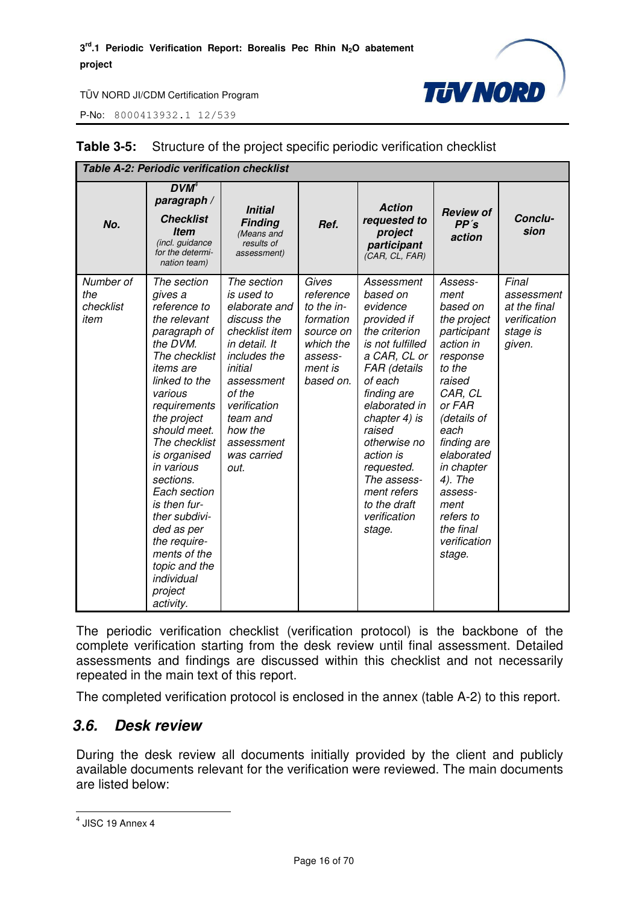**Table 3-5:** Structure of the project specific periodic verification checklist

| ***Table A-2: Periodic verification checklist*** | | | | | | |
|---|---|---|---|---|---|---|
| ***No.*** | ***DVM[4] paragraph / Checklist Item*** *(incl. guidance for the determination team)* | ***Initial Finding*** *(Means and results of assessment)* | ***Ref.*** | ***Action requested to project participant*** *(CAR, CL, FAR)* | ***Review of PP´s action*** | ***Conclusion*** |
| *Number of the checklist item* | *The section gives a reference to the relevant paragraph of the DVM. The checklist items are linked to the various requirements the project should meet. The checklist is organised in various sections. Each section is then further subdivided as per the requirements of the topic and the individual project activity.* | *The section is used to elaborate and discuss the checklist item in detail. It includes the initial assessment of the verification team and how the assessment was carried out.* | *Gives reference to the information source on which the assessment is based on.* | *Assessment based on evidence provided if the criterion is not fulfilled a CAR, CL or FAR (details of each finding are elaborated in chapter 4) is raised otherwise no action is requested. The assessment refers to the draft verification stage.* | *Assessment based on the project participant action in response to the raised CAR, CL or FAR (details of each finding are elaborated in chapter 4). The assessment refers to the final verification stage.* | *Final assessment at the final verification stage is given.* |

The periodic verification checklist (verification protocol) is the backbone of the complete verification starting from the desk review until final assessment. Detailed assessments and findings are discussed within this checklist and not necessarily repeated in the main text of this report.

The completed verification protocol is enclosed in the annex (table A-2) to this report.

## 3.6. Desk review

During the desk review all documents initially provided by the client and publicly available documents relevant for the verification were reviewed. The main documents are listed below:

[4] JISC 19 Annex 4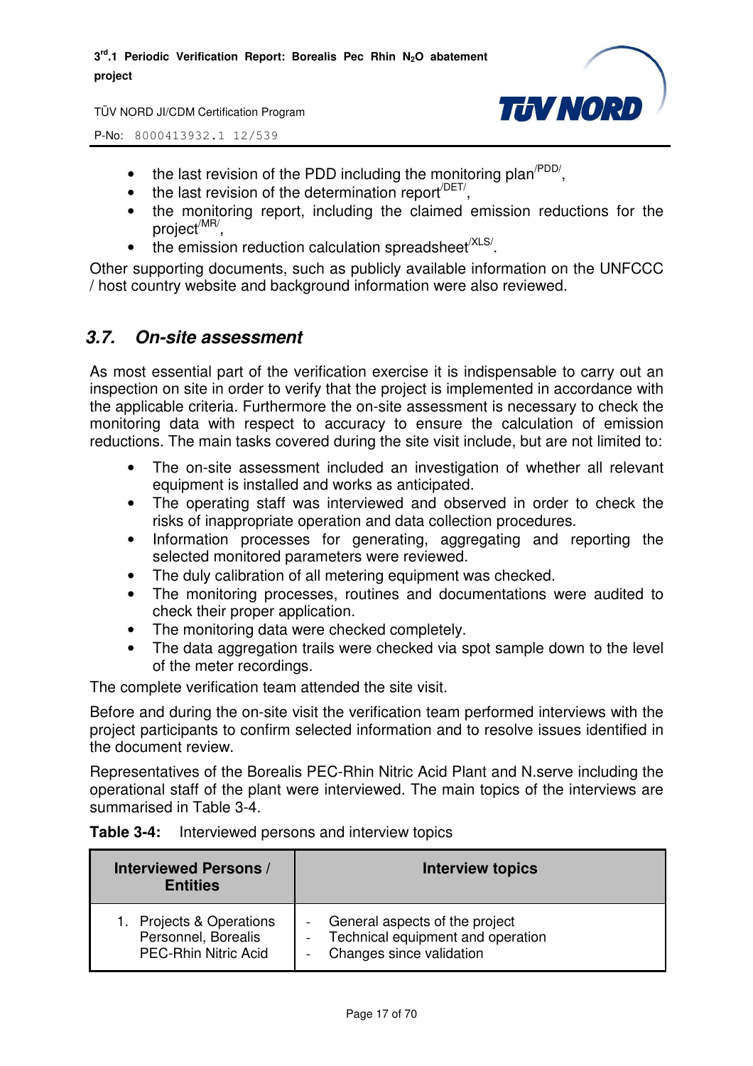- the last revision of the PDD including the monitoring plan[/PDD/],
- the last revision of the determination report[/DET/],
- the monitoring report, including the claimed emission reductions for the project[/MR/],
- the emission reduction calculation spreadsheet[/XLS/].

Other supporting documents, such as publicly available information on the UNFCCC / host country website and background information were also reviewed.

## 3.7. On-site assessment

As most essential part of the verification exercise it is indispensable to carry out an inspection on site in order to verify that the project is implemented in accordance with the applicable criteria. Furthermore the on-site assessment is necessary to check the monitoring data with respect to accuracy to ensure the calculation of emission reductions. The main tasks covered during the site visit include, but are not limited to:

- The on-site assessment included an investigation of whether all relevant equipment is installed and works as anticipated.
- The operating staff was interviewed and observed in order to check the risks of inappropriate operation and data collection procedures.
- Information processes for generating, aggregating and reporting the selected monitored parameters were reviewed.
- The duly calibration of all metering equipment was checked.
- The monitoring processes, routines and documentations were audited to check their proper application.
- The monitoring data were checked completely.
- The data aggregation trails were checked via spot sample down to the level of the meter recordings.

The complete verification team attended the site visit.

Before and during the on-site visit the verification team performed interviews with the project participants to confirm selected information and to resolve issues identified in the document review.

Representatives of the Borealis PEC-Rhin Nitric Acid Plant and N.serve including the operational staff of the plant were interviewed. The main topics of the interviews are summarised in Table 3-4.

**Table 3-4:** Interviewed persons and interview topics

| Interviewed Persons / Entities | Interview topics |
|---|---|
| 1. Projects & Operations Personnel, Borealis PEC-Rhin Nitric Acid | - General aspects of the project<br>- Technical equipment and operation<br>- Changes since validation |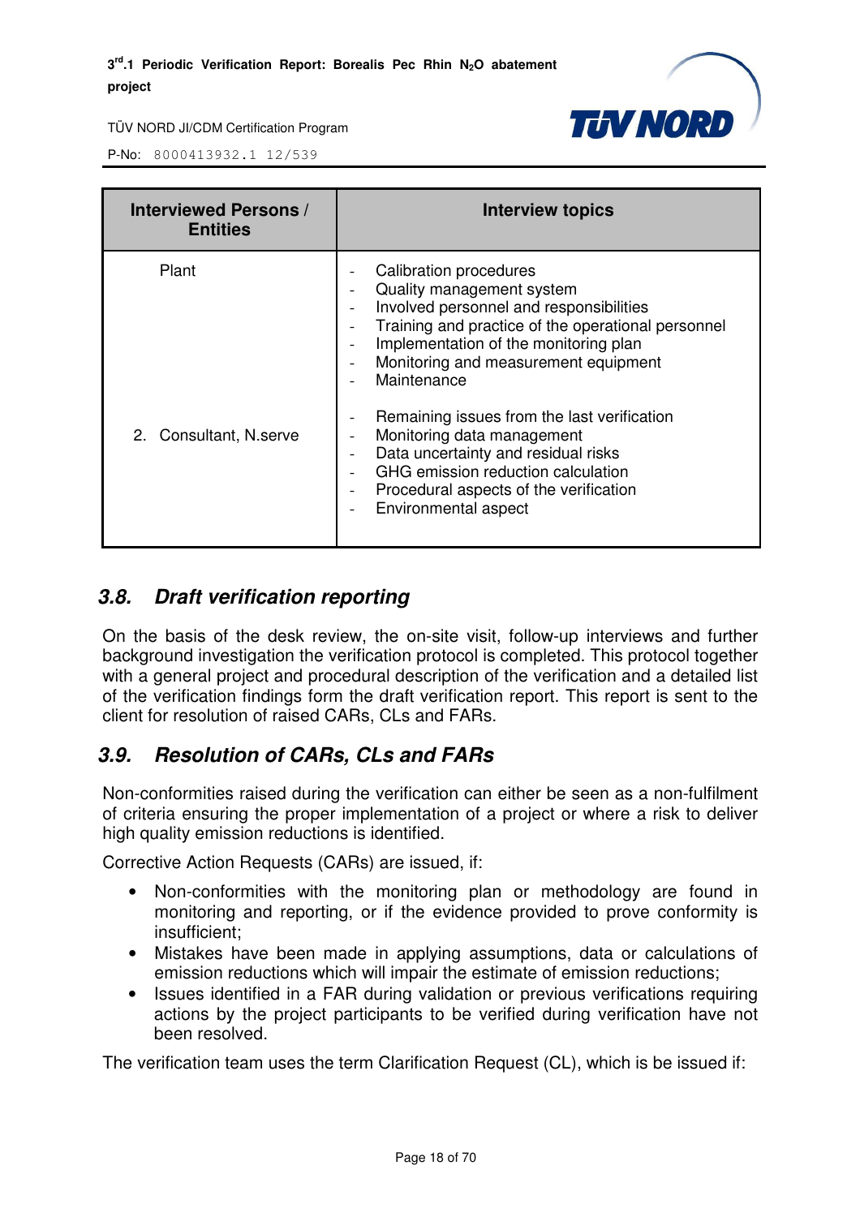| Interviewed Persons / Entities | Interview topics |
|---|---|
| Plant | - Calibration procedures<br>- Quality management system<br>- Involved personnel and responsibilities<br>- Training and practice of the operational personnel<br>- Implementation of the monitoring plan<br>- Monitoring and measurement equipment<br>- Maintenance |
| 2. Consultant, N.serve | - Remaining issues from the last verification<br>- Monitoring data management<br>- Data uncertainty and residual risks<br>- GHG emission reduction calculation<br>- Procedural aspects of the verification<br>- Environmental aspect |

## *3.8. Draft verification reporting*

On the basis of the desk review, the on-site visit, follow-up interviews and further background investigation the verification protocol is completed. This protocol together with a general project and procedural description of the verification and a detailed list of the verification findings form the draft verification report. This report is sent to the client for resolution of raised CARs, CLs and FARs.

## *3.9. Resolution of CARs, CLs and FARs*

Non-conformities raised during the verification can either be seen as a non-fulfilment of criteria ensuring the proper implementation of a project or where a risk to deliver high quality emission reductions is identified.

Corrective Action Requests (CARs) are issued, if:

- Non-conformities with the monitoring plan or methodology are found in monitoring and reporting, or if the evidence provided to prove conformity is insufficient;
- Mistakes have been made in applying assumptions, data or calculations of emission reductions which will impair the estimate of emission reductions;
- Issues identified in a FAR during validation or previous verifications requiring actions by the project participants to be verified during verification have not been resolved.

The verification team uses the term Clarification Request (CL), which is be issued if: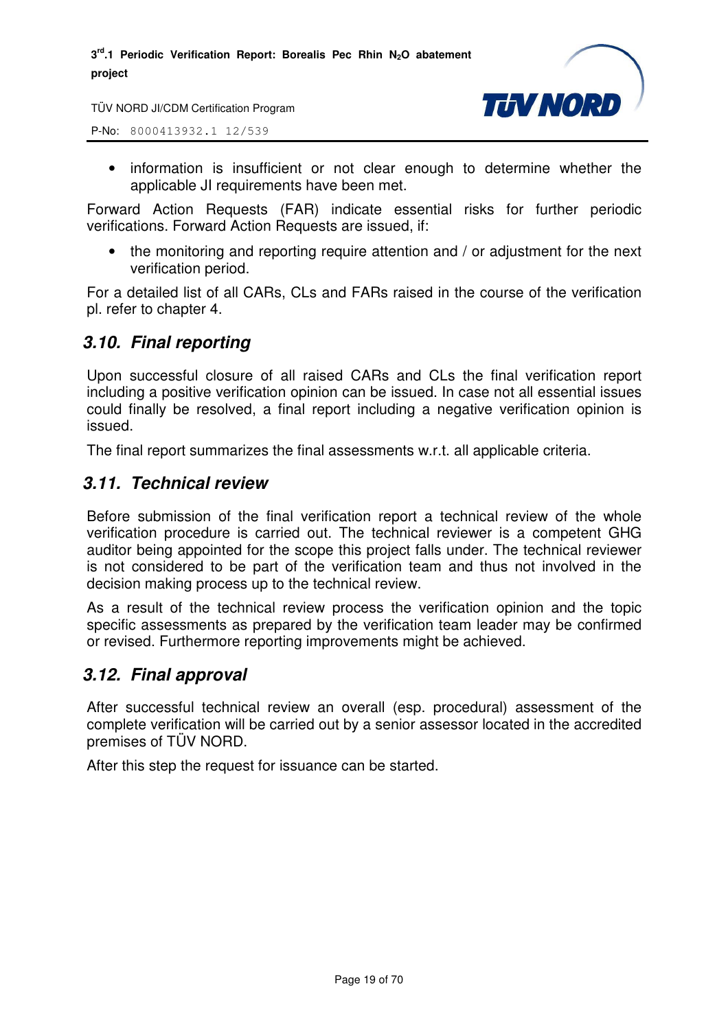- information is insufficient or not clear enough to determine whether the applicable JI requirements have been met.

Forward Action Requests (FAR) indicate essential risks for further periodic verifications. Forward Action Requests are issued, if:

- the monitoring and reporting require attention and / or adjustment for the next verification period.

For a detailed list of all CARs, CLs and FARs raised in the course of the verification pl. refer to chapter 4.

## 3.10. Final reporting

Upon successful closure of all raised CARs and CLs the final verification report including a positive verification opinion can be issued. In case not all essential issues could finally be resolved, a final report including a negative verification opinion is issued.

The final report summarizes the final assessments w.r.t. all applicable criteria.

## 3.11. Technical review

Before submission of the final verification report a technical review of the whole verification procedure is carried out. The technical reviewer is a competent GHG auditor being appointed for the scope this project falls under. The technical reviewer is not considered to be part of the verification team and thus not involved in the decision making process up to the technical review.

As a result of the technical review process the verification opinion and the topic specific assessments as prepared by the verification team leader may be confirmed or revised. Furthermore reporting improvements might be achieved.

## 3.12. Final approval

After successful technical review an overall (esp. procedural) assessment of the complete verification will be carried out by a senior assessor located in the accredited premises of TÜV NORD.

After this step the request for issuance can be started.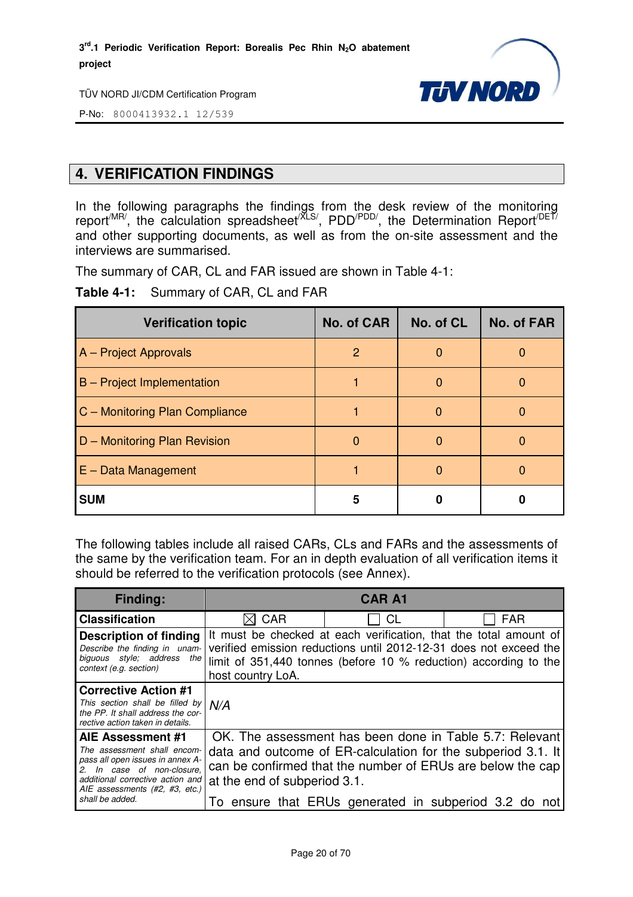## 4. VERIFICATION FINDINGS

In the following paragraphs the findings from the desk review of the monitoring report[/MR/], the calculation spreadsheet[/XLS/], PDD[/PDD/], the Determination Report[/DET/] and other supporting documents, as well as from the on-site assessment and the interviews are summarised.

The summary of CAR, CL and FAR issued are shown in Table 4-1:

**Table 4-1:** Summary of CAR, CL and FAR

| Verification topic | No. of CAR | No. of CL | No. of FAR |
|---|---|---|---|
| A – Project Approvals | 2 | 0 | 0 |
| B – Project Implementation | 1 | 0 | 0 |
| C – Monitoring Plan Compliance | 1 | 0 | 0 |
| D – Monitoring Plan Revision | 0 | 0 | 0 |
| E – Data Management | 1 | 0 | 0 |
| **SUM** | **5** | **0** | **0** |

The following tables include all raised CARs, CLs and FARs and the assessments of the same by the verification team. For an in depth evaluation of all verification items it should be referred to the verification protocols (see Annex).

| **Finding:** | **CAR A1** | | |
|---|---|---|---|
| **Classification** | ☒ CAR | ☐ CL | ☐ FAR |
| **Description of finding** *Describe the finding in unambiguous style; address the context (e.g. section)* | It must be checked at each verification, that the total amount of verified emission reductions until 2012-12-31 does not exceed the limit of 351,440 tonnes (before 10 % reduction) according to the host country LoA. | | |
| **Corrective Action #1** *This section shall be filled by the PP. It shall address the corrective action taken in details.* | *N/A* | | |
| **AIE Assessment #1** *The assessment shall encompass all open issues in annex A-2. In case of non-closure, additional corrective action and AIE assessments (#2, #3, etc.) shall be added.* | OK. The assessment has been done in Table 5.7: Relevant data and outcome of ER-calculation for the subperiod 3.1. It can be confirmed that the number of ERUs are below the cap at the end of subperiod 3.1.<br><br>To ensure that ERUs generated in subperiod 3.2 do not | | |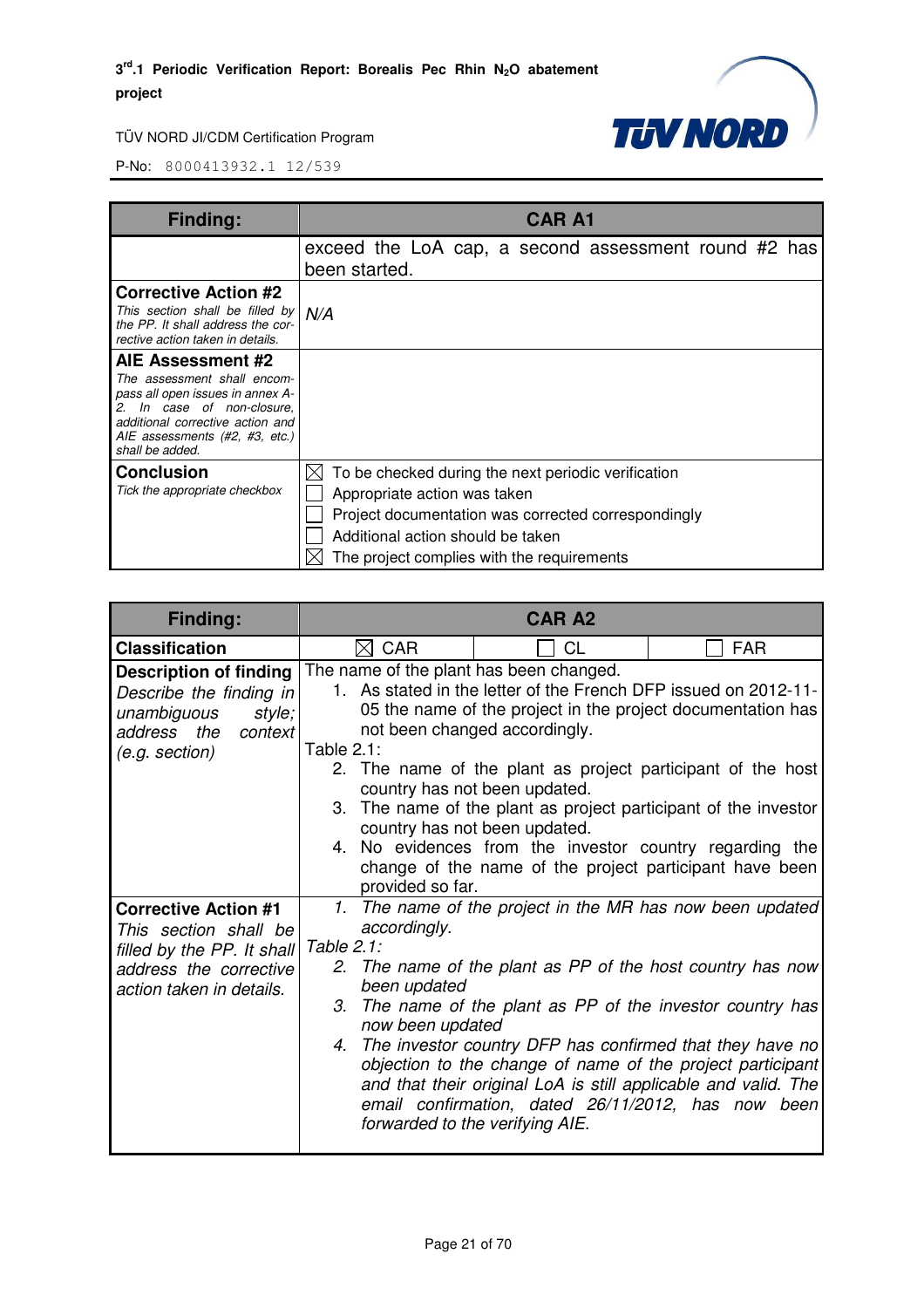| Finding: | CAR A1 |
|---|---|
| | exceed the LoA cap, a second assessment round #2 has been started. |
| **Corrective Action #2**<br>*This section shall be filled by the PP. It shall address the corrective action taken in details.* | *N/A* |
| **AIE Assessment #2**<br>*The assessment shall encompass all open issues in annex A-2. In case of non-closure, additional corrective action and AIE assessments (#2, #3, etc.) shall be added.* | |
| **Conclusion**<br>*Tick the appropriate checkbox* | ☒ To be checked during the next periodic verification<br>☐ Appropriate action was taken<br>☐ Project documentation was corrected correspondingly<br>☐ Additional action should be taken<br>☒ The project complies with the requirements |

| Finding: | CAR A2 | | |
|---|---|---|---|
| **Classification** | ☒ CAR | ☐ CL | ☐ FAR |
| **Description of finding**<br>*Describe the finding in unambiguous style; address the context (e.g. section)* | The name of the plant has been changed.<br>1. As stated in the letter of the French DFP issued on 2012-11-05 the name of the project in the project documentation has not been changed accordingly.<br>Table 2.1:<br>2. The name of the plant as project participant of the host country has not been updated.<br>3. The name of the plant as project participant of the investor country has not been updated.<br>4. No evidences from the investor country regarding the change of the name of the project participant have been provided so far. | | |
| **Corrective Action #1**<br>*This section shall be filled by the PP. It shall address the corrective action taken in details.* | *1. The name of the project in the MR has now been updated accordingly.*<br>*Table 2.1:*<br>*2. The name of the plant as PP of the host country has now been updated*<br>*3. The name of the plant as PP of the investor country has now been updated*<br>*4. The investor country DFP has confirmed that they have no objection to the change of name of the project participant and that their original LoA is still applicable and valid. The email confirmation, dated 26/11/2012, has now been forwarded to the verifying AIE.* | | |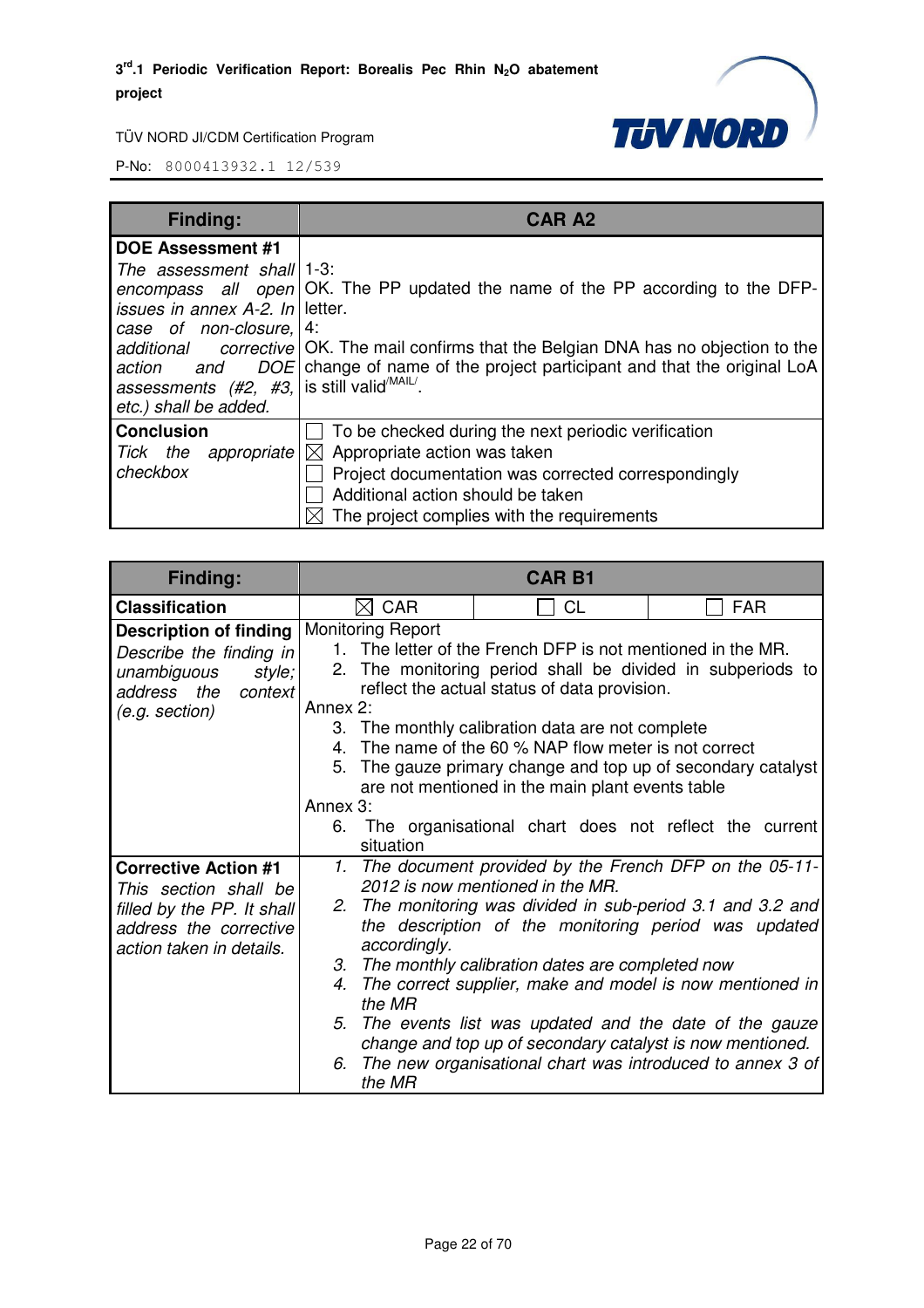| Finding: | CAR A2 |
|---|---|
| **DOE Assessment #1**<br>*The assessment shall encompass all open issues in annex A-2. In case of non-closure, additional corrective action and DOE assessments (#2, #3, etc.) shall be added.* | 1-3:<br>OK. The PP updated the name of the PP according to the DFP-letter.<br>4:<br>OK. The mail confirms that the Belgian DNA has no objection to the change of name of the project participant and that the original LoA is still valid[/MAIL/]. |
| **Conclusion**<br>*Tick the appropriate checkbox* | ☐ To be checked during the next periodic verification<br>☒ Appropriate action was taken<br>☐ Project documentation was corrected correspondingly<br>☐ Additional action should be taken<br>☒ The project complies with the requirements |

| Finding: | CAR B1 | | |
|---|---|---|---|
| **Classification** | ☒ CAR | ☐ CL | ☐ FAR |
| **Description of finding**<br>*Describe the finding in unambiguous style; address the context (e.g. section)* | Monitoring Report<br>1. The letter of the French DFP is not mentioned in the MR.<br>2. The monitoring period shall be divided in subperiods to reflect the actual status of data provision.<br>Annex 2:<br>3. The monthly calibration data are not complete<br>4. The name of the 60 % NAP flow meter is not correct<br>5. The gauze primary change and top up of secondary catalyst are not mentioned in the main plant events table<br>Annex 3:<br>6. The organisational chart does not reflect the current situation | | |
| **Corrective Action #1**<br>*This section shall be filled by the PP. It shall address the corrective action taken in details.* | *1. The document provided by the French DFP on the 05-11-2012 is now mentioned in the MR.*<br>*2. The monitoring was divided in sub-period 3.1 and 3.2 and the description of the monitoring period was updated accordingly.*<br>*3. The monthly calibration dates are completed now*<br>*4. The correct supplier, make and model is now mentioned in the MR*<br>*5. The events list was updated and the date of the gauze change and top up of secondary catalyst is now mentioned.*<br>*6. The new organisational chart was introduced to annex 3 of the MR* | | |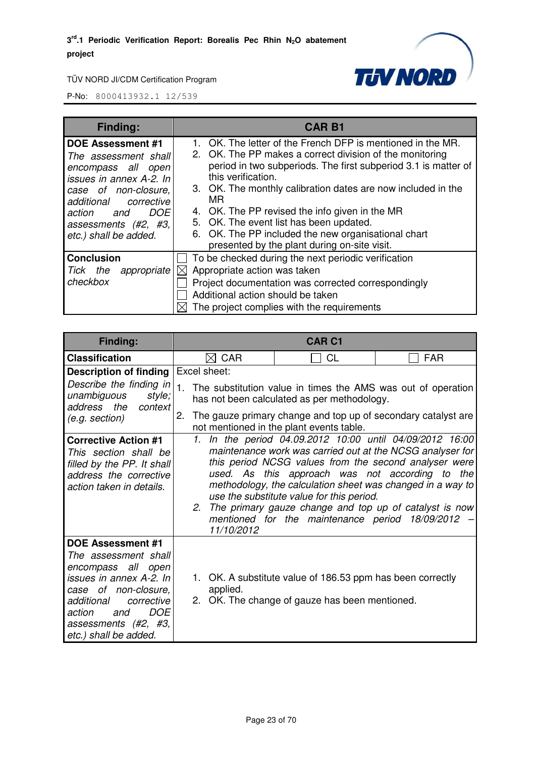| Finding: | CAR B1 |
|---|---|
| **DOE Assessment #1**<br>*The assessment shall encompass all open issues in annex A-2. In case of non-closure, additional corrective action and DOE assessments (#2, #3, etc.) shall be added.* | 1. OK. The letter of the French DFP is mentioned in the MR.<br>2. OK. The PP makes a correct division of the monitoring period in two subperiods. The first subperiod 3.1 is matter of this verification.<br>3. OK. The monthly calibration dates are now included in the MR<br>4. OK. The PP revised the info given in the MR<br>5. OK. The event list has been updated.<br>6. OK. The PP included the new organisational chart presented by the plant during on-site visit. |
| **Conclusion**<br>*Tick the appropriate checkbox* | ☐ To be checked during the next periodic verification<br>☒ Appropriate action was taken<br>☐ Project documentation was corrected correspondingly<br>☐ Additional action should be taken<br>☒ The project complies with the requirements |

| Finding: | CAR C1 | | |
|---|---|---|---|
| **Classification** | ☒ CAR | ☐ CL | ☐ FAR |
| **Description of finding**<br>*Describe the finding in unambiguous style; address the context (e.g. section)* | Excel sheet:<br>1. The substitution value in times the AMS was out of operation has not been calculated as per methodology.<br>2. The gauze primary change and top up of secondary catalyst are not mentioned in the plant events table. | | |
| **Corrective Action #1**<br>*This section shall be filled by the PP. It shall address the corrective action taken in details.* | *1. In the period 04.09.2012 10:00 until 04/09/2012 16:00 maintenance work was carried out at the NCSG analyser for this period NCSG values from the second analyser were used. As this approach was not according to the methodology, the calculation sheet was changed in a way to use the substitute value for this period.*<br>*2. The primary gauze change and top up of catalyst is now mentioned for the maintenance period 18/09/2012 – 11/10/2012* | | |
| **DOE Assessment #1**<br>*The assessment shall encompass all open issues in annex A-2. In case of non-closure, additional corrective action and DOE assessments (#2, #3, etc.) shall be added.* | 1. OK. A substitute value of 186.53 ppm has been correctly applied.<br>2. OK. The change of gauze has been mentioned. | | |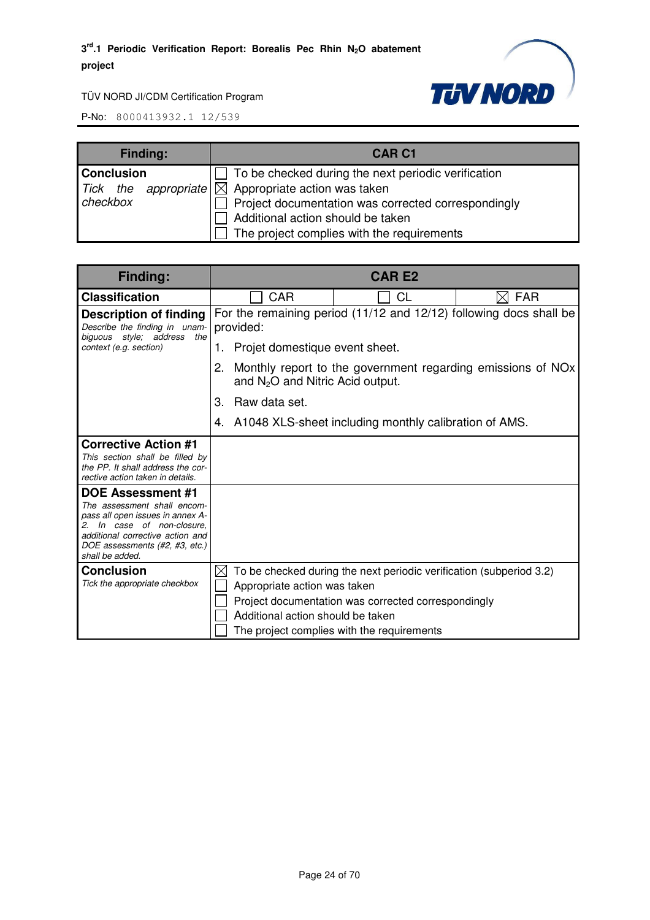| Finding: | CAR C1 |
|---|---|
| **Conclusion**<br>*Tick the appropriate checkbox* | ☐ To be checked during the next periodic verification<br>☒ Appropriate action was taken<br>☐ Project documentation was corrected correspondingly<br>☐ Additional action should be taken<br>☐ The project complies with the requirements |

| Finding: | CAR E2 | | |
|---|---|---|---|
| **Classification** | ☐ CAR | ☐ CL | ☒ FAR |
| **Description of finding**<br>*Describe the finding in unambiguous style; address the context (e.g. section)* | For the remaining period (11/12 and 12/12) following docs shall be provided:<br>1. Projet domestique event sheet.<br>2. Monthly report to the government regarding emissions of NOx and $N_2O$ and Nitric Acid output.<br>3. Raw data set.<br>4. A1048 XLS-sheet including monthly calibration of AMS. | | |
| **Corrective Action #1**<br>*This section shall be filled by the PP. It shall address the corrective action taken in details.* | | | |
| **DOE Assessment #1**<br>*The assessment shall encompass all open issues in annex A-2. In case of non-closure, additional corrective action and DOE assessments (#2, #3, etc.) shall be added.* | | | |
| **Conclusion**<br>*Tick the appropriate checkbox* | ☒ To be checked during the next periodic verification (subperiod 3.2)<br>☐ Appropriate action was taken<br>☐ Project documentation was corrected correspondingly<br>☐ Additional action should be taken<br>☐ The project complies with the requirements | | |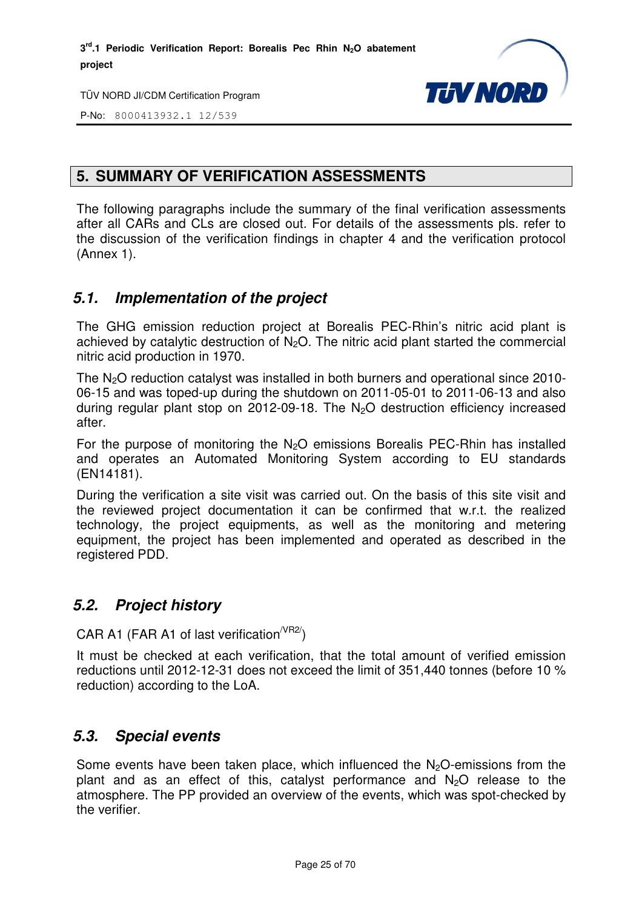## 5. SUMMARY OF VERIFICATION ASSESSMENTS

The following paragraphs include the summary of the final verification assessments after all CARs and CLs are closed out. For details of the assessments pls. refer to the discussion of the verification findings in chapter 4 and the verification protocol (Annex 1).

### 5.1. Implementation of the project

The GHG emission reduction project at Borealis PEC-Rhin's nitric acid plant is achieved by catalytic destruction of $N_2O$. The nitric acid plant started the commercial nitric acid production in 1970.

The $N_2O$ reduction catalyst was installed in both burners and operational since 2010-06-15 and was toped-up during the shutdown on 2011-05-01 to 2011-06-13 and also during regular plant stop on 2012-09-18. The $N_2O$ destruction efficiency increased after.

For the purpose of monitoring the $N_2O$ emissions Borealis PEC-Rhin has installed and operates an Automated Monitoring System according to EU standards (EN14181).

During the verification a site visit was carried out. On the basis of this site visit and the reviewed project documentation it can be confirmed that w.r.t. the realized technology, the project equipments, as well as the monitoring and metering equipment, the project has been implemented and operated as described in the registered PDD.

### 5.2. Project history

CAR A1 (FAR A1 of last verification[/VR2/])

It must be checked at each verification, that the total amount of verified emission reductions until 2012-12-31 does not exceed the limit of 351,440 tonnes (before 10 % reduction) according to the LoA.

### 5.3. Special events

Some events have been taken place, which influenced the $N_2O$-emissions from the plant and as an effect of this, catalyst performance and $N_2O$ release to the atmosphere. The PP provided an overview of the events, which was spot-checked by the verifier.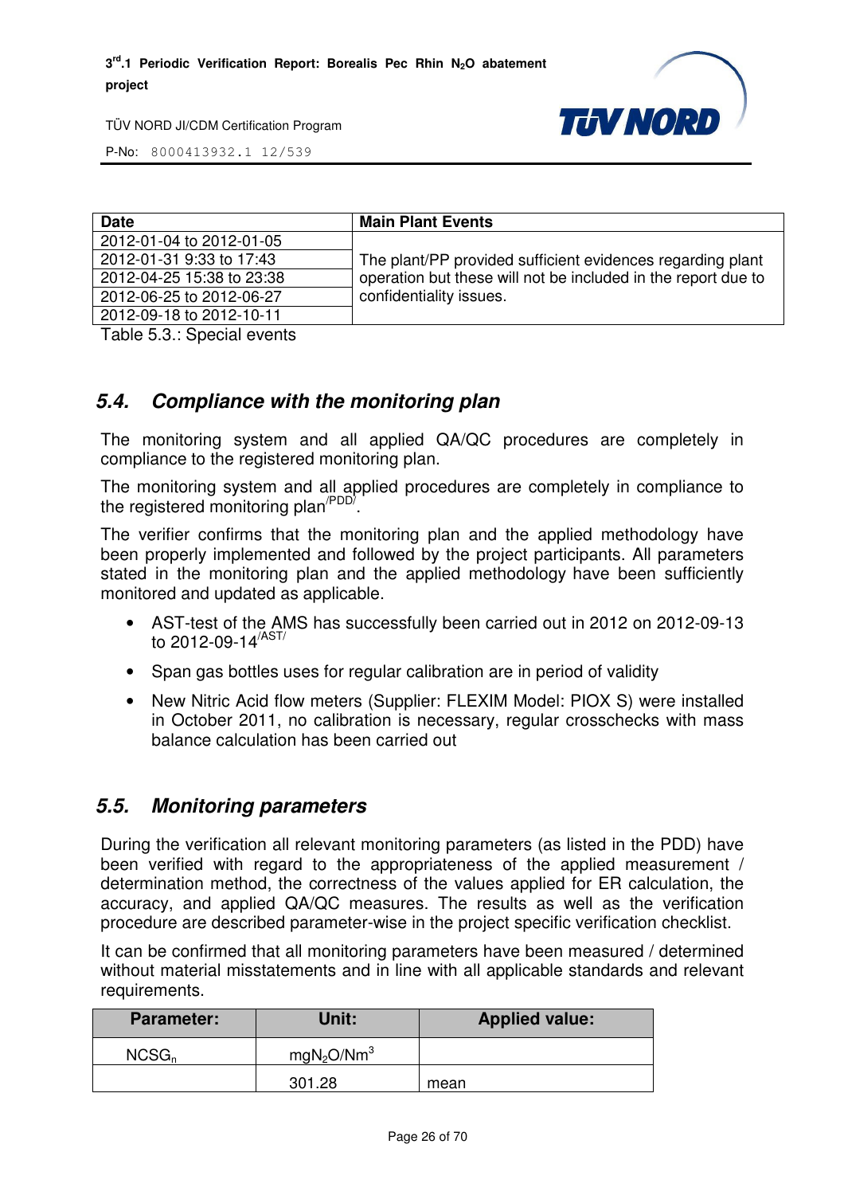| Date | Main Plant Events |
| --- | --- |
| 2012-01-04 to 2012-01-05 | The plant/PP provided sufficient evidences regarding plant operation but these will not be included in the report due to confidentiality issues. |
| 2012-01-31 9:33 to 17:43 | |
| 2012-04-25 15:38 to 23:38 | |
| 2012-06-25 to 2012-06-27 | |
| 2012-09-18 to 2012-10-11 | |

Table 5.3.: Special events

## *5.4. Compliance with the monitoring plan*

The monitoring system and all applied QA/QC procedures are completely in compliance to the registered monitoring plan.

The monitoring system and all applied procedures are completely in compliance to the registered monitoring plan[/PDD/].

The verifier confirms that the monitoring plan and the applied methodology have been properly implemented and followed by the project participants. All parameters stated in the monitoring plan and the applied methodology have been sufficiently monitored and updated as applicable.

- AST-test of the AMS has successfully been carried out in 2012 on 2012-09-13 to 2012-09-14[/AST/]
- Span gas bottles uses for regular calibration are in period of validity
- New Nitric Acid flow meters (Supplier: FLEXIM Model: PIOX S) were installed in October 2011, no calibration is necessary, regular crosschecks with mass balance calculation has been carried out

## *5.5. Monitoring parameters*

During the verification all relevant monitoring parameters (as listed in the PDD) have been verified with regard to the appropriateness of the applied measurement / determination method, the correctness of the values applied for ER calculation, the accuracy, and applied QA/QC measures. The results as well as the verification procedure are described parameter-wise in the project specific verification checklist.

It can be confirmed that all monitoring parameters have been measured / determined without material misstatements and in line with all applicable standards and relevant requirements.

| Parameter: | Unit: | Applied value: |
| --- | --- | --- |
| $NCSG_n$ | $mgN_2O/Nm^3$ | |
| | 301.28 | mean |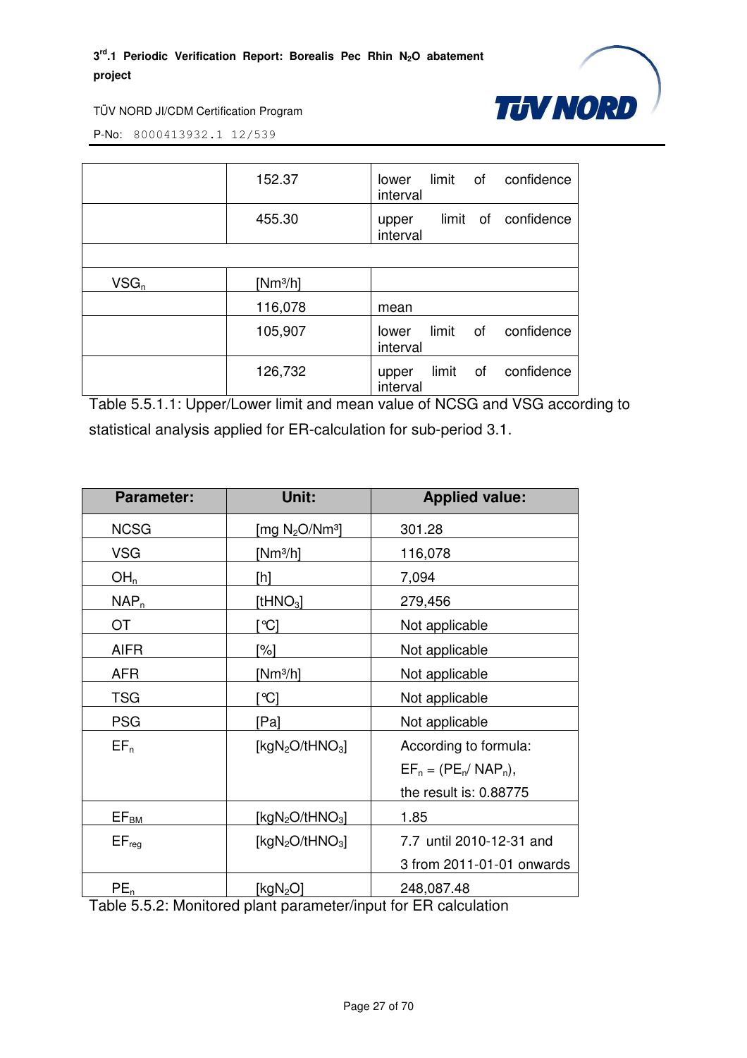| | | |
|---|---|---|
| | 152.37 | lower limit of confidence interval |
| | 455.30 | upper limit of confidence interval |
| | | |
| $VSG_n$ | [$Nm^3/h$] | |
| | 116,078 | mean |
| | 105,907 | lower limit of confidence interval |
| | 126,732 | upper limit of confidence interval |

Table 5.5.1.1: Upper/Lower limit and mean value of NCSG and VSG according to statistical analysis applied for ER-calculation for sub-period 3.1.

| Parameter: | Unit: | Applied value: |
|---|---|---|
| NCSG | [mg $N_2O/Nm^3$] | 301.28 |
| VSG | [$Nm^3/h$] | 116,078 |
| $OH_n$ | [h] | 7,094 |
| $NAP_n$ | [$tHNO_3$] | 279,456 |
| OT | [℃] | Not applicable |
| AIFR | [%] | Not applicable |
| AFR | [$Nm^3/h$] | Not applicable |
| TSG | [℃] | Not applicable |
| PSG | [Pa] | Not applicable |
| $EF_n$ | [$kgN_2O/tHNO_3$] | According to formula: $EF_n = (PE_n / NAP_n)$, the result is: 0.88775 |
| $EF_{BM}$ | [$kgN_2O/tHNO_3$] | 1.85 |
| $EF_{reg}$ | [$kgN_2O/tHNO_3$] | 7.7 until 2010-12-31 and 3 from 2011-01-01 onwards |
| $PE_n$ | [$kgN_2O$] | 248,087.48 |

Table 5.5.2: Monitored plant parameter/input for ER calculation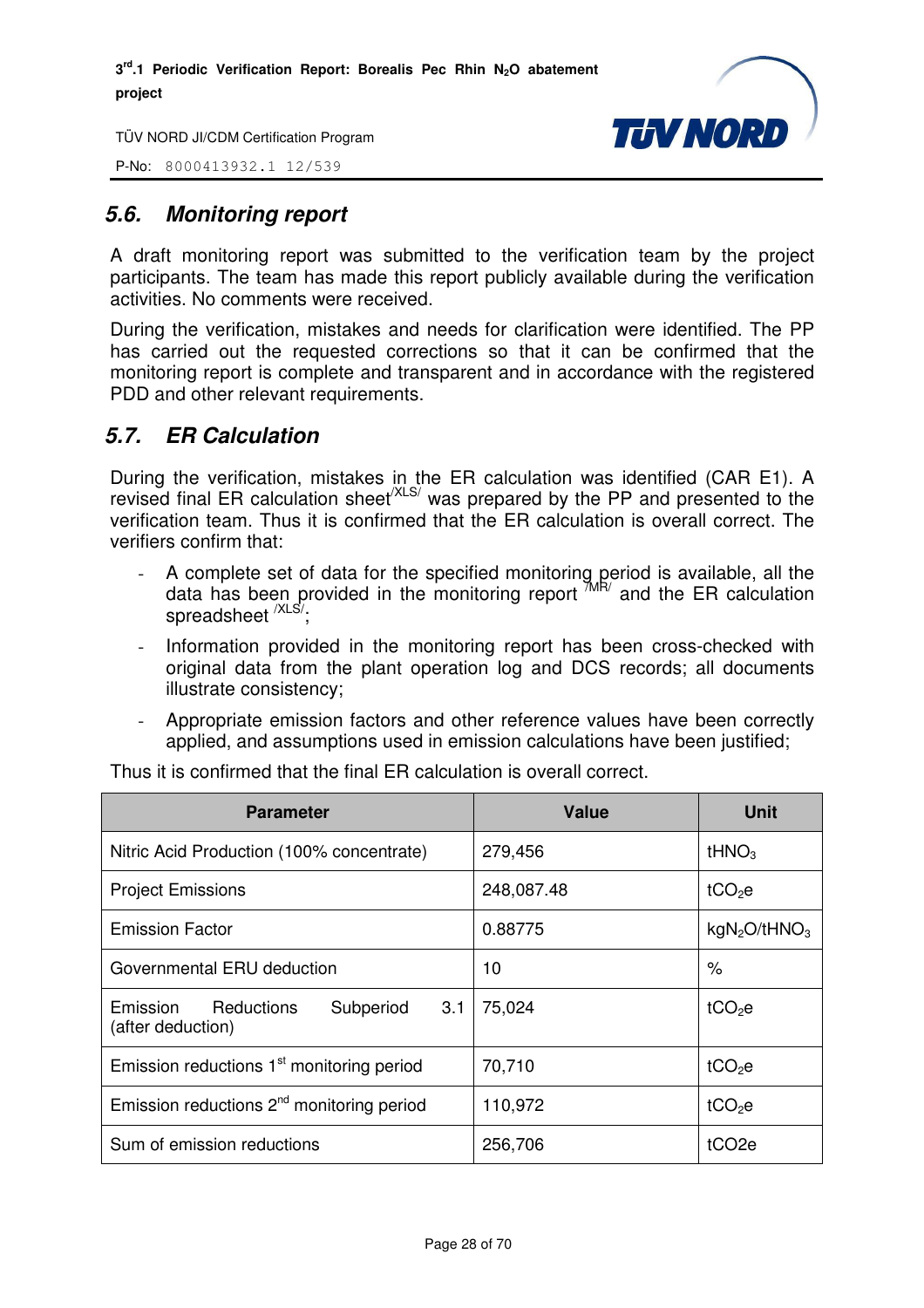## 5.6. Monitoring report

A draft monitoring report was submitted to the verification team by the project participants. The team has made this report publicly available during the verification activities. No comments were received.

During the verification, mistakes and needs for clarification were identified. The PP has carried out the requested corrections so that it can be confirmed that the monitoring report is complete and transparent and in accordance with the registered PDD and other relevant requirements.

## 5.7. ER Calculation

During the verification, mistakes in the ER calculation was identified (CAR E1). A revised final ER calculation sheet[/XLS/] was prepared by the PP and presented to the verification team. Thus it is confirmed that the ER calculation is overall correct. The verifiers confirm that:

- A complete set of data for the specified monitoring period is available, all the data has been provided in the monitoring report [/MR/] and the ER calculation spreadsheet [/XLS/];
- Information provided in the monitoring report has been cross-checked with original data from the plant operation log and DCS records; all documents illustrate consistency;
- Appropriate emission factors and other reference values have been correctly applied, and assumptions used in emission calculations have been justified;

Thus it is confirmed that the final ER calculation is overall correct.

| Parameter | Value | Unit |
|---|---|---|
| Nitric Acid Production (100% concentrate) | 279,456 | $tHNO_3$ |
| Project Emissions | 248,087.48 | $tCO_2e$ |
| Emission Factor | 0.88775 | $kgN_2O/tHNO_3$ |
| Governmental ERU deduction | 10 | % |
| Emission Reductions Subperiod 3.1 (after deduction) | 75,024 | $tCO_2e$ |
| Emission reductions 1st monitoring period | 70,710 | $tCO_2e$ |
| Emission reductions 2nd monitoring period | 110,972 | $tCO_2e$ |
| Sum of emission reductions | 256,706 | tCO2e |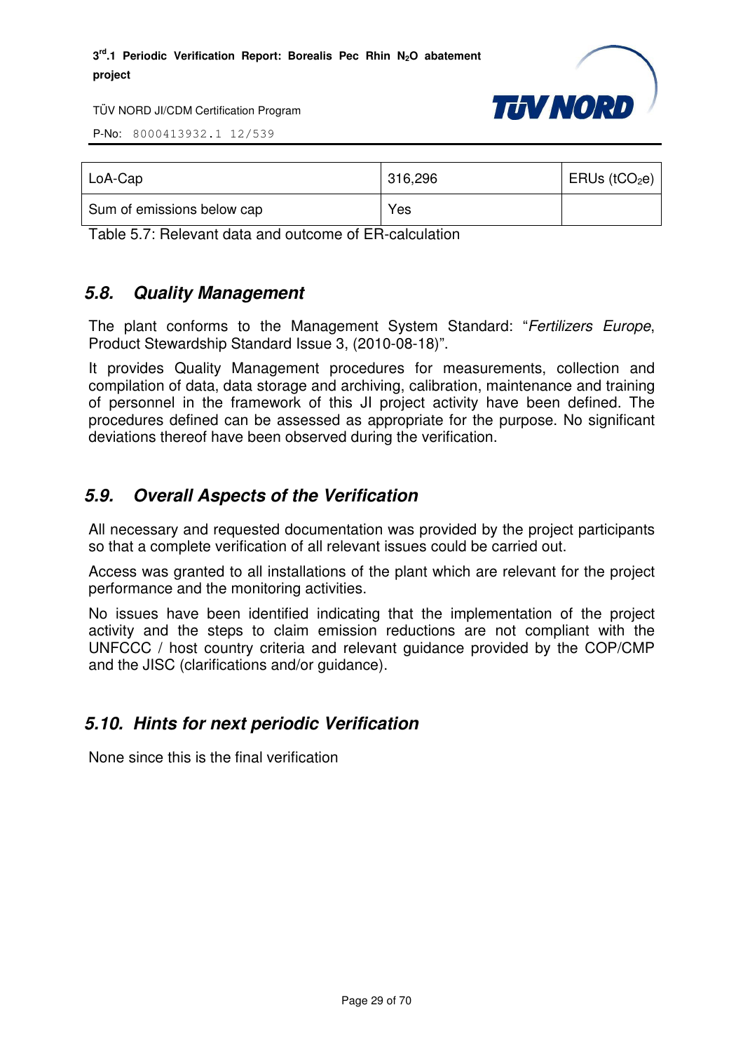| LoA-Cap | 316,296 | ERUs ($tCO_2e$) |
|---|---|---|
| Sum of emissions below cap | Yes | |

Table 5.7: Relevant data and outcome of ER-calculation

## 5.8. Quality Management

The plant conforms to the Management System Standard: "*Fertilizers Europe*, Product Stewardship Standard Issue 3, (2010-08-18)".

It provides Quality Management procedures for measurements, collection and compilation of data, data storage and archiving, calibration, maintenance and training of personnel in the framework of this JI project activity have been defined. The procedures defined can be assessed as appropriate for the purpose. No significant deviations thereof have been observed during the verification.

## 5.9. Overall Aspects of the Verification

All necessary and requested documentation was provided by the project participants so that a complete verification of all relevant issues could be carried out.

Access was granted to all installations of the plant which are relevant for the project performance and the monitoring activities.

No issues have been identified indicating that the implementation of the project activity and the steps to claim emission reductions are not compliant with the UNFCCC / host country criteria and relevant guidance provided by the COP/CMP and the JISC (clarifications and/or guidance).

## 5.10. Hints for next periodic Verification

None since this is the final verification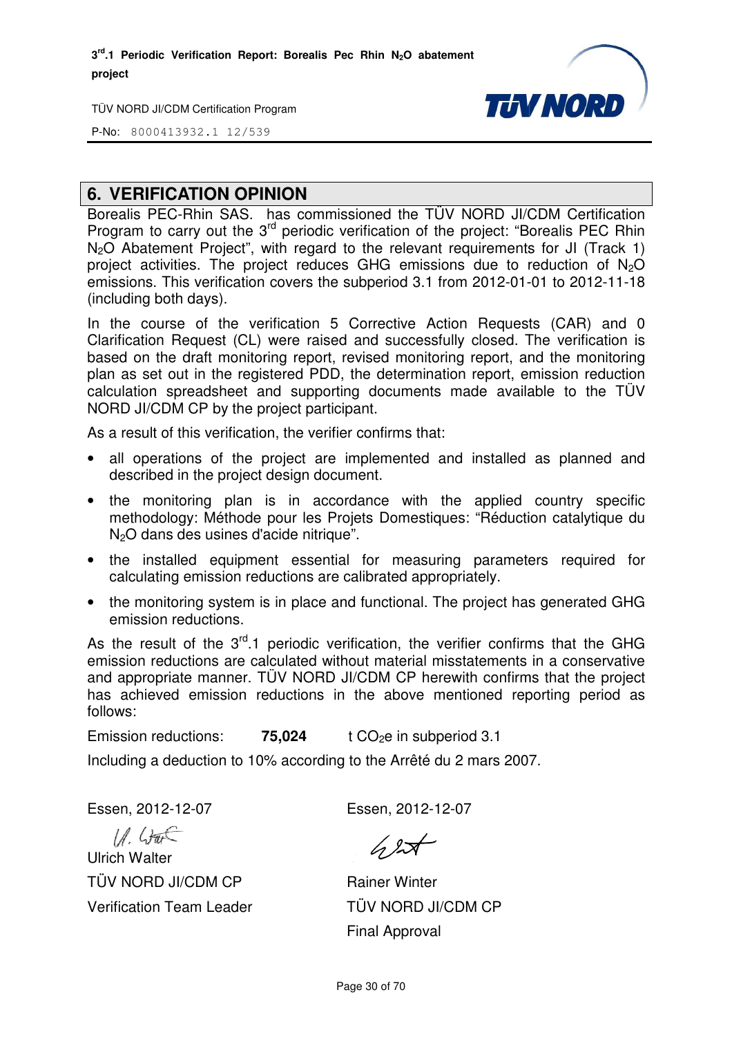## 6. VERIFICATION OPINION

Borealis PEC-Rhin SAS. has commissioned the TÜV NORD JI/CDM Certification Program to carry out the 3rd periodic verification of the project: "Borealis PEC Rhin $N_2O$ Abatement Project", with regard to the relevant requirements for JI (Track 1) project activities. The project reduces GHG emissions due to reduction of $N_2O$ emissions. This verification covers the subperiod 3.1 from 2012-01-01 to 2012-11-18 (including both days).

In the course of the verification 5 Corrective Action Requests (CAR) and 0 Clarification Request (CL) were raised and successfully closed. The verification is based on the draft monitoring report, revised monitoring report, and the monitoring plan as set out in the registered PDD, the determination report, emission reduction calculation spreadsheet and supporting documents made available to the TÜV NORD JI/CDM CP by the project participant.

As a result of this verification, the verifier confirms that:

- all operations of the project are implemented and installed as planned and described in the project design document.
- the monitoring plan is in accordance with the applied country specific methodology: Méthode pour les Projets Domestiques: "Réduction catalytique du $N_2O$ dans des usines d'acide nitrique".
- the installed equipment essential for measuring parameters required for calculating emission reductions are calibrated appropriately.
- the monitoring system is in place and functional. The project has generated GHG emission reductions.

As the result of the 3rd.1 periodic verification, the verifier confirms that the GHG emission reductions are calculated without material misstatements in a conservative and appropriate manner. TÜV NORD JI/CDM CP herewith confirms that the project has achieved emission reductions in the above mentioned reporting period as follows:

Emission reductions: **75,024** t $CO_2e$ in subperiod 3.1

Including a deduction to 10% according to the Arrêté du 2 mars 2007.

Essen, 2012-12-07

Ulrich Walter
TÜV NORD JI/CDM CP
Verification Team Leader

Essen, 2012-12-07

Rainer Winter
TÜV NORD JI/CDM CP
Final Approval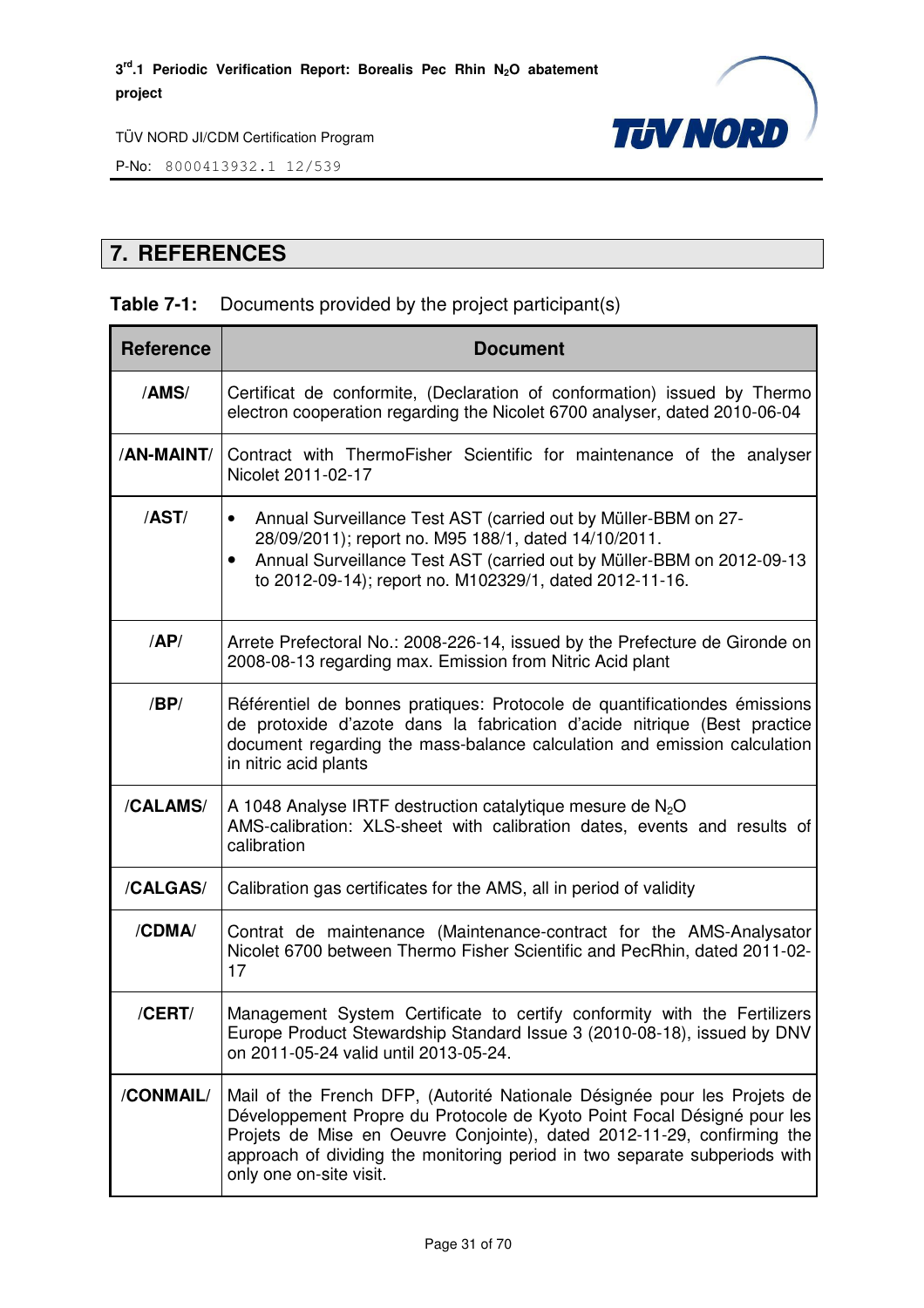# 7. REFERENCES

**Table 7-1:** Documents provided by the project participant(s)

| Reference | Document |
|---|---|
| /AMS/ | Certificat de conformite, (Declaration of conformation) issued by Thermo electron cooperation regarding the Nicolet 6700 analyser, dated 2010-06-04 |
| /AN-MAINT/ | Contract with ThermoFisher Scientific for maintenance of the analyser Nicolet 2011-02-17 |
| /AST/ | • Annual Surveillance Test AST (carried out by Müller-BBM on 27-28/09/2011); report no. M95 188/1, dated 14/10/2011.<br>• Annual Surveillance Test AST (carried out by Müller-BBM on 2012-09-13 to 2012-09-14); report no. M102329/1, dated 2012-11-16. |
| /AP/ | Arrete Prefectoral No.: 2008-226-14, issued by the Prefecture de Gironde on 2008-08-13 regarding max. Emission from Nitric Acid plant |
| /BP/ | Référentiel de bonnes pratiques: Protocole de quantificationdes émissions de protoxide d'azote dans la fabrication d'acide nitrique (Best practice document regarding the mass-balance calculation and emission calculation in nitric acid plants |
| /CALAMS/ | A 1048 Analyse IRTF destruction catalytique mesure de $N_2O$<br>AMS-calibration: XLS-sheet with calibration dates, events and results of calibration |
| /CALGAS/ | Calibration gas certificates for the AMS, all in period of validity |
| /CDMA/ | Contrat de maintenance (Maintenance-contract for the AMS-Analysator Nicolet 6700 between Thermo Fisher Scientific and PecRhin, dated 2011-02-17 |
| /CERT/ | Management System Certificate to certify conformity with the Fertilizers Europe Product Stewardship Standard Issue 3 (2010-08-18), issued by DNV on 2011-05-24 valid until 2013-05-24. |
| /CONMAIL/ | Mail of the French DFP, (Autorité Nationale Désignée pour les Projets de Développement Propre du Protocole de Kyoto Point Focal Désigné pour les Projets de Mise en Oeuvre Conjointe), dated 2012-11-29, confirming the approach of dividing the monitoring period in two separate subperiods with only one on-site visit. |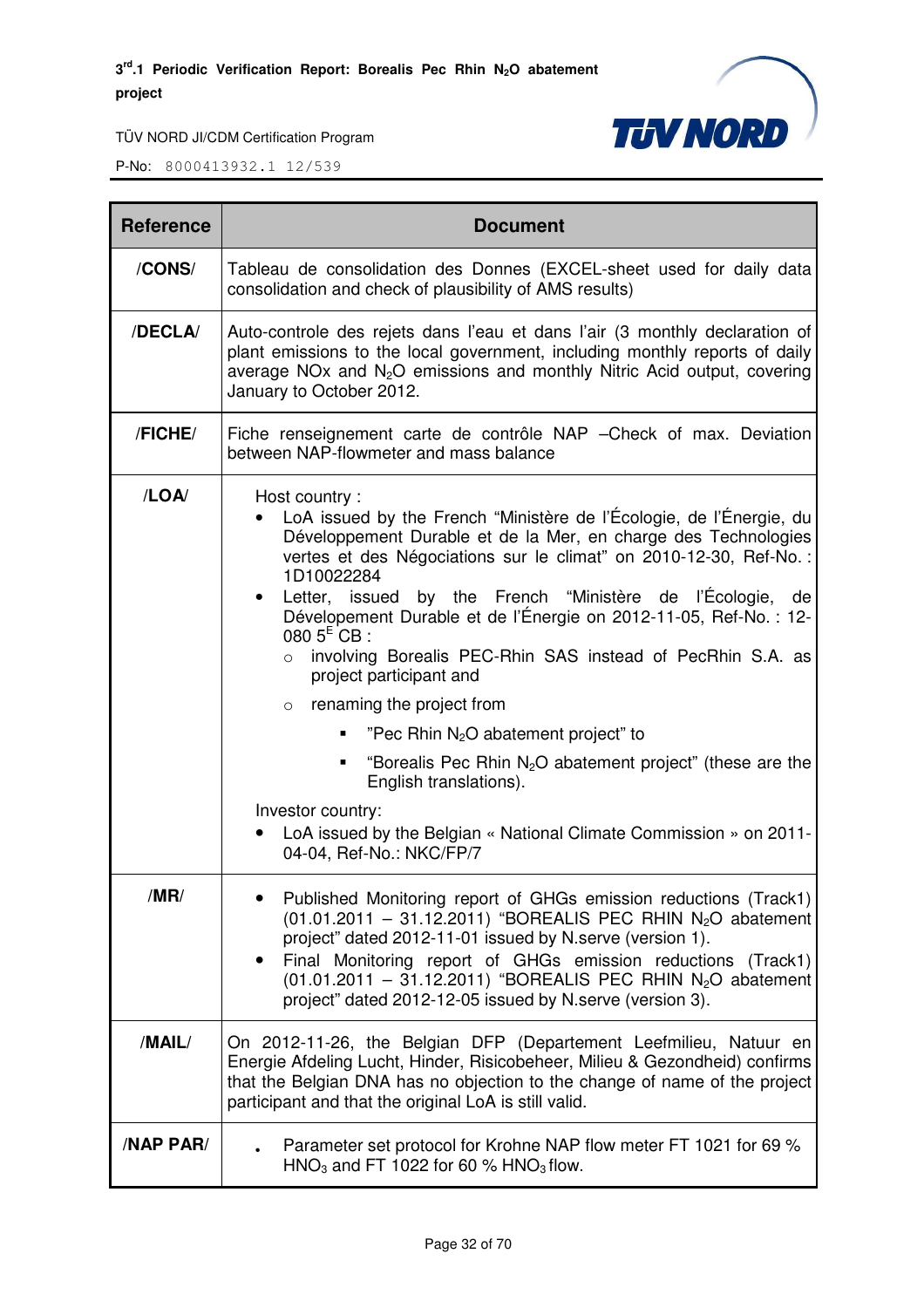| Reference | Document |
|---|---|
| **/CONS/** | Tableau de consolidation des Donnes (EXCEL-sheet used for daily data consolidation and check of plausibility of AMS results) |
| **/DECLA/** | Auto-controle des rejets dans l'eau et dans l'air (3 monthly declaration of plant emissions to the local government, including monthly reports of daily average NOx and $N_2O$ emissions and monthly Nitric Acid output, covering January to October 2012. |
| **/FICHE/** | Fiche renseignement carte de contrôle NAP –Check of max. Deviation between NAP-flowmeter and mass balance |
| **/LOA/** | Host country :<br>• LoA issued by the French "Ministère de l'Écologie, de l'Énergie, du Développement Durable et de la Mer, en charge des Technologies vertes et des Négociations sur le climat" on 2010-12-30, Ref-No. : 1D10022284<br>• Letter, issued by the French "Ministère de l'Écologie, de Dévelopement Durable et de l'Énergie on 2012-11-05, Ref-No. : 12-080 5[E] CB :<br>&nbsp;&nbsp;○ involving Borealis PEC-Rhin SAS instead of PecRhin S.A. as project participant and<br>&nbsp;&nbsp;○ renaming the project from<br>&nbsp;&nbsp;&nbsp;&nbsp;▪ "Pec Rhin $N_2O$ abatement project" to<br>&nbsp;&nbsp;&nbsp;&nbsp;▪ "Borealis Pec Rhin $N_2O$ abatement project" (these are the English translations).<br>Investor country:<br>• LoA issued by the Belgian « National Climate Commission » on 2011-04-04, Ref-No.: NKC/FP/7 |
| **/MR/** | • Published Monitoring report of GHGs emission reductions (Track1) (01.01.2011 – 31.12.2011) "BOREALIS PEC RHIN $N_2O$ abatement project" dated 2012-11-01 issued by N.serve (version 1).<br>• Final Monitoring report of GHGs emission reductions (Track1) (01.01.2011 – 31.12.2011) "BOREALIS PEC RHIN $N_2O$ abatement project" dated 2012-12-05 issued by N.serve (version 3). |
| **/MAIL/** | On 2012-11-26, the Belgian DFP (Departement Leefmilieu, Natuur en Energie Afdeling Lucht, Hinder, Risicobeheer, Milieu & Gezondheid) confirms that the Belgian DNA has no objection to the change of name of the project participant and that the original LoA is still valid. |
| **/NAP PAR/** | • Parameter set protocol for Krohne NAP flow meter FT 1021 for 69 % $HNO_3$ and FT 1022 for 60 % $HNO_3$ flow. |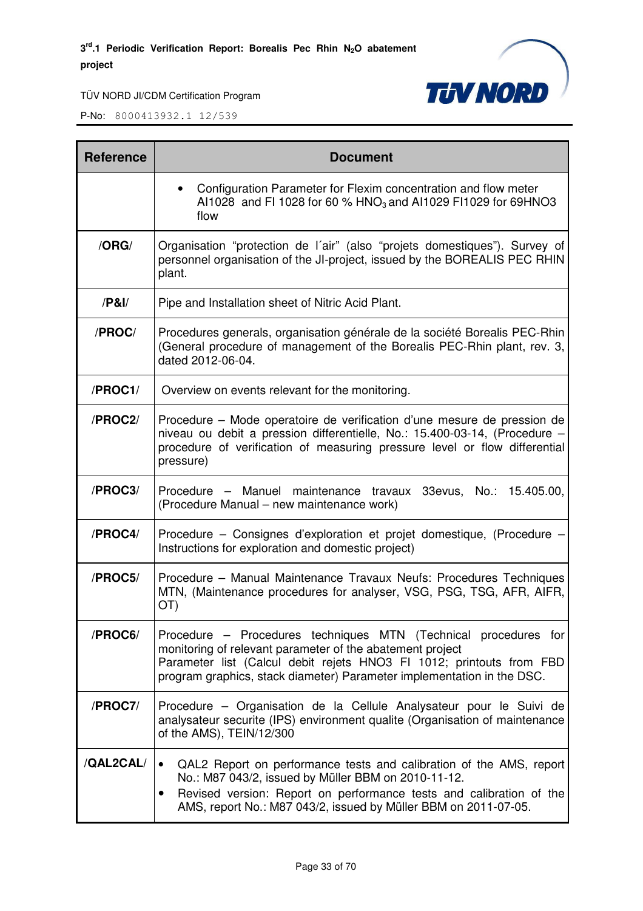| Reference | Document |
| --- | --- |
| | • Configuration Parameter for Flexim concentration and flow meter AI1028 and FI 1028 for 60 % $HNO_3$ and AI1029 FI1029 for 69HNO3 flow |
| /ORG/ | Organisation “protection de l´air” (also “projets domestiques”). Survey of personnel organisation of the JI-project, issued by the BOREALIS PEC RHIN plant. |
| /P&I/ | Pipe and Installation sheet of Nitric Acid Plant. |
| /PROC/ | Procedures generals, organisation générale de la société Borealis PEC-Rhin (General procedure of management of the Borealis PEC-Rhin plant, rev. 3, dated 2012-06-04. |
| /PROC1/ | Overview on events relevant for the monitoring. |
| /PROC2/ | Procedure – Mode operatoire de verification d’une mesure de pression de niveau ou debit a pression differentielle, No.: 15.400-03-14, (Procedure – procedure of verification of measuring pressure level or flow differential pressure) |
| /PROC3/ | Procedure – Manuel maintenance travaux 33evus, No.: 15.405.00, (Procedure Manual – new maintenance work) |
| /PROC4/ | Procedure – Consignes d’exploration et projet domestique, (Procedure – Instructions for exploration and domestic project) |
| /PROC5/ | Procedure – Manual Maintenance Travaux Neufs: Procedures Techniques MTN, (Maintenance procedures for analyser, VSG, PSG, TSG, AFR, AIFR, OT) |
| /PROC6/ | Procedure – Procedures techniques MTN (Technical procedures for monitoring of relevant parameter of the abatement project<br>Parameter list (Calcul debit rejets HNO3 FI 1012; printouts from FBD program graphics, stack diameter) Parameter implementation in the DSC. |
| /PROC7/ | Procedure – Organisation de la Cellule Analysateur pour le Suivi de analysateur securite (IPS) environment qualite (Organisation of maintenance of the AMS), TEIN/12/300 |
| /QAL2CAL/ | • QAL2 Report on performance tests and calibration of the AMS, report No.: M87 043/2, issued by Müller BBM on 2010-11-12.<br>• Revised version: Report on performance tests and calibration of the AMS, report No.: M87 043/2, issued by Müller BBM on 2011-07-05. |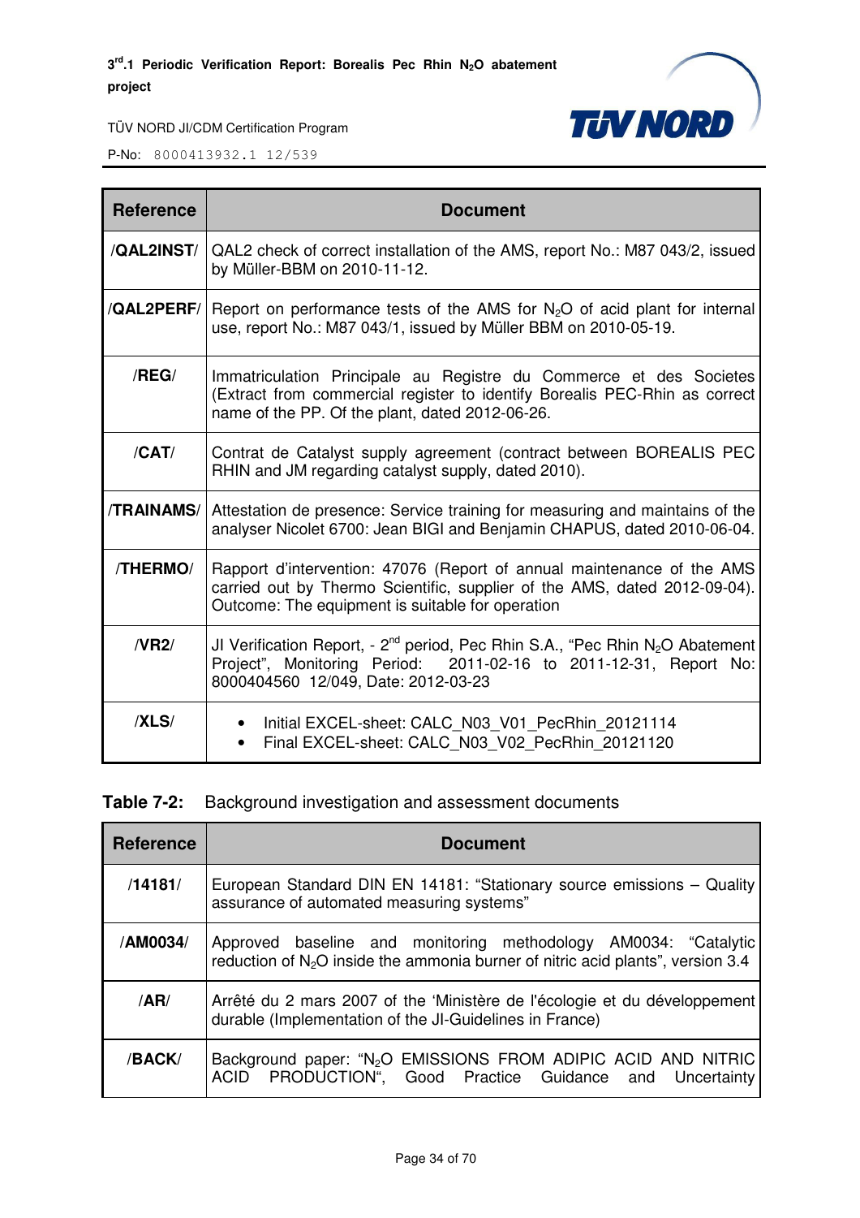| Reference | Document |
|---|---|
| /QAL2INST/ | QAL2 check of correct installation of the AMS, report No.: M87 043/2, issued by Müller-BBM on 2010-11-12. |
| /QAL2PERF/ | Report on performance tests of the AMS for $N_2O$ of acid plant for internal use, report No.: M87 043/1, issued by Müller BBM on 2010-05-19. |
| /REG/ | Immatriculation Principale au Registre du Commerce et des Societes (Extract from commercial register to identify Borealis PEC-Rhin as correct name of the PP. Of the plant, dated 2012-06-26. |
| /CAT/ | Contrat de Catalyst supply agreement (contract between BOREALIS PEC RHIN and JM regarding catalyst supply, dated 2010). |
| /TRAINAMS/ | Attestation de presence: Service training for measuring and maintains of the analyser Nicolet 6700: Jean BIGI and Benjamin CHAPUS, dated 2010-06-04. |
| /THERMO/ | Rapport d'intervention: 47076 (Report of annual maintenance of the AMS carried out by Thermo Scientific, supplier of the AMS, dated 2012-09-04). Outcome: The equipment is suitable for operation |
| /VR2/ | JI Verification Report, - 2nd period, Pec Rhin S.A., "Pec Rhin $N_2O$ Abatement Project", Monitoring Period: 2011-02-16 to 2011-12-31, Report No: 8000404560 12/049, Date: 2012-03-23 |
| /XLS/ | • Initial EXCEL-sheet: CALC_N03_V01_PecRhin_20121114<br>• Final EXCEL-sheet: CALC_N03_V02_PecRhin_20121120 |

**Table 7-2:** Background investigation and assessment documents

| Reference | Document |
|---|---|
| /14181/ | European Standard DIN EN 14181: "Stationary source emissions – Quality assurance of automated measuring systems" |
| /AM0034/ | Approved baseline and monitoring methodology AM0034: "Catalytic reduction of $N_2O$ inside the ammonia burner of nitric acid plants", version 3.4 |
| /AR/ | Arrêté du 2 mars 2007 of the 'Ministère de l'écologie et du développement durable (Implementation of the JI-Guidelines in France) |
| /BACK/ | Background paper: "$N_2O$ EMISSIONS FROM ADIPIC ACID AND NITRIC ACID PRODUCTION", Good Practice Guidance and Uncertainty |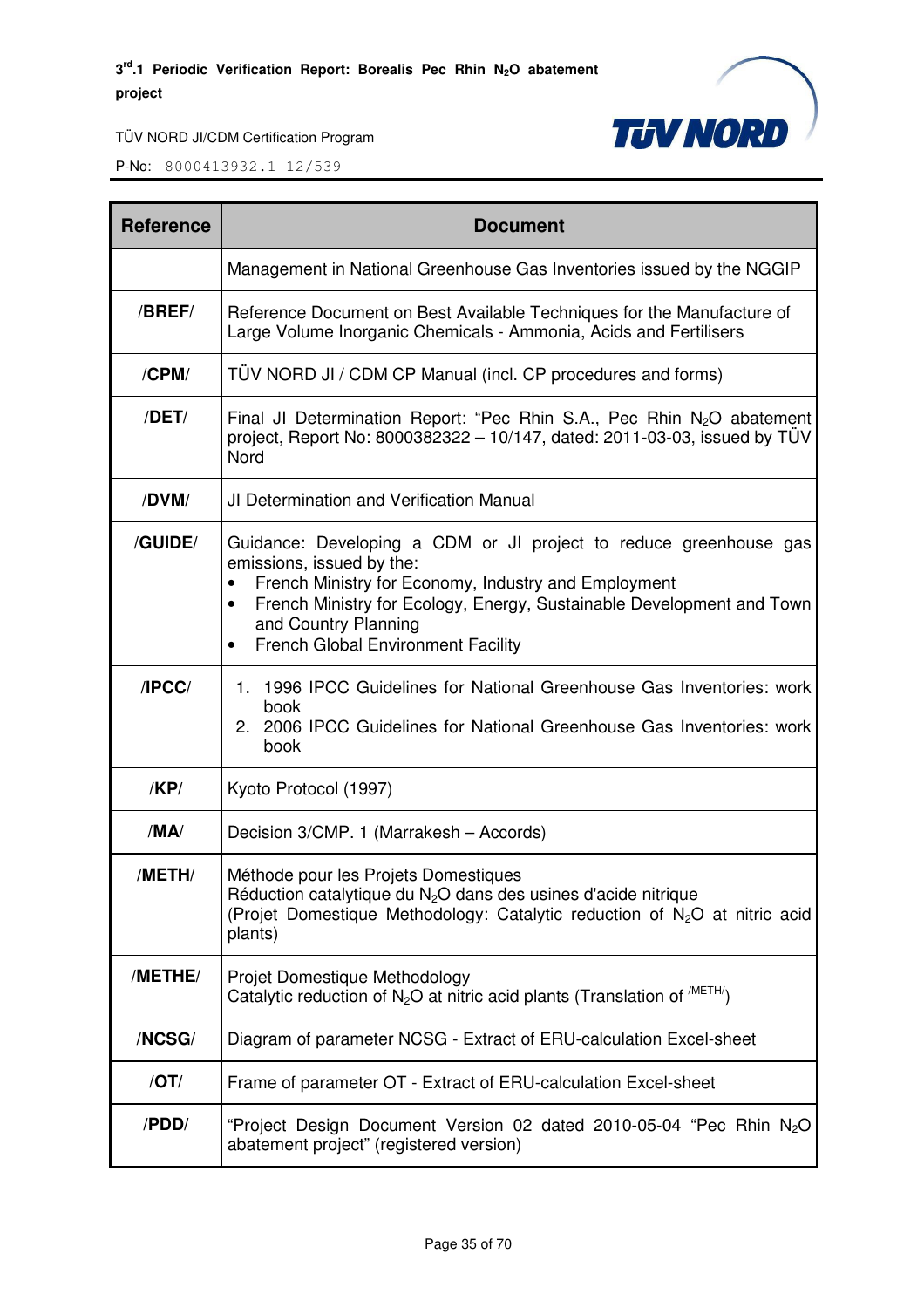| Reference | Document |
|---|---|
| | Management in National Greenhouse Gas Inventories issued by the NGGIP |
| /BREF/ | Reference Document on Best Available Techniques for the Manufacture of Large Volume Inorganic Chemicals - Ammonia, Acids and Fertilisers |
| /CPM/ | TÜV NORD JI / CDM CP Manual (incl. CP procedures and forms) |
| /DET/ | Final JI Determination Report: "Pec Rhin S.A., Pec Rhin $N_2O$ abatement project, Report No: 8000382322 – 10/147, dated: 2011-03-03, issued by TÜV Nord |
| /DVM/ | JI Determination and Verification Manual |
| /GUIDE/ | Guidance: Developing a CDM or JI project to reduce greenhouse gas emissions, issued by the:<br>• French Ministry for Economy, Industry and Employment<br>• French Ministry for Ecology, Energy, Sustainable Development and Town and Country Planning<br>• French Global Environment Facility |
| /IPCC/ | 1. 1996 IPCC Guidelines for National Greenhouse Gas Inventories: work book<br>2. 2006 IPCC Guidelines for National Greenhouse Gas Inventories: work book |
| /KP/ | Kyoto Protocol (1997) |
| /MA/ | Decision 3/CMP. 1 (Marrakesh – Accords) |
| /METH/ | Méthode pour les Projets Domestiques<br>Réduction catalytique du $N_2O$ dans des usines d'acide nitrique<br>(Projet Domestique Methodology: Catalytic reduction of $N_2O$ at nitric acid plants) |
| /METHE/ | Projet Domestique Methodology<br>Catalytic reduction of $N_2O$ at nitric acid plants (Translation of /METH/) |
| /NCSG/ | Diagram of parameter NCSG - Extract of ERU-calculation Excel-sheet |
| /OT/ | Frame of parameter OT - Extract of ERU-calculation Excel-sheet |
| /PDD/ | "Project Design Document Version 02 dated 2010-05-04 "Pec Rhin $N_2O$ abatement project" (registered version) |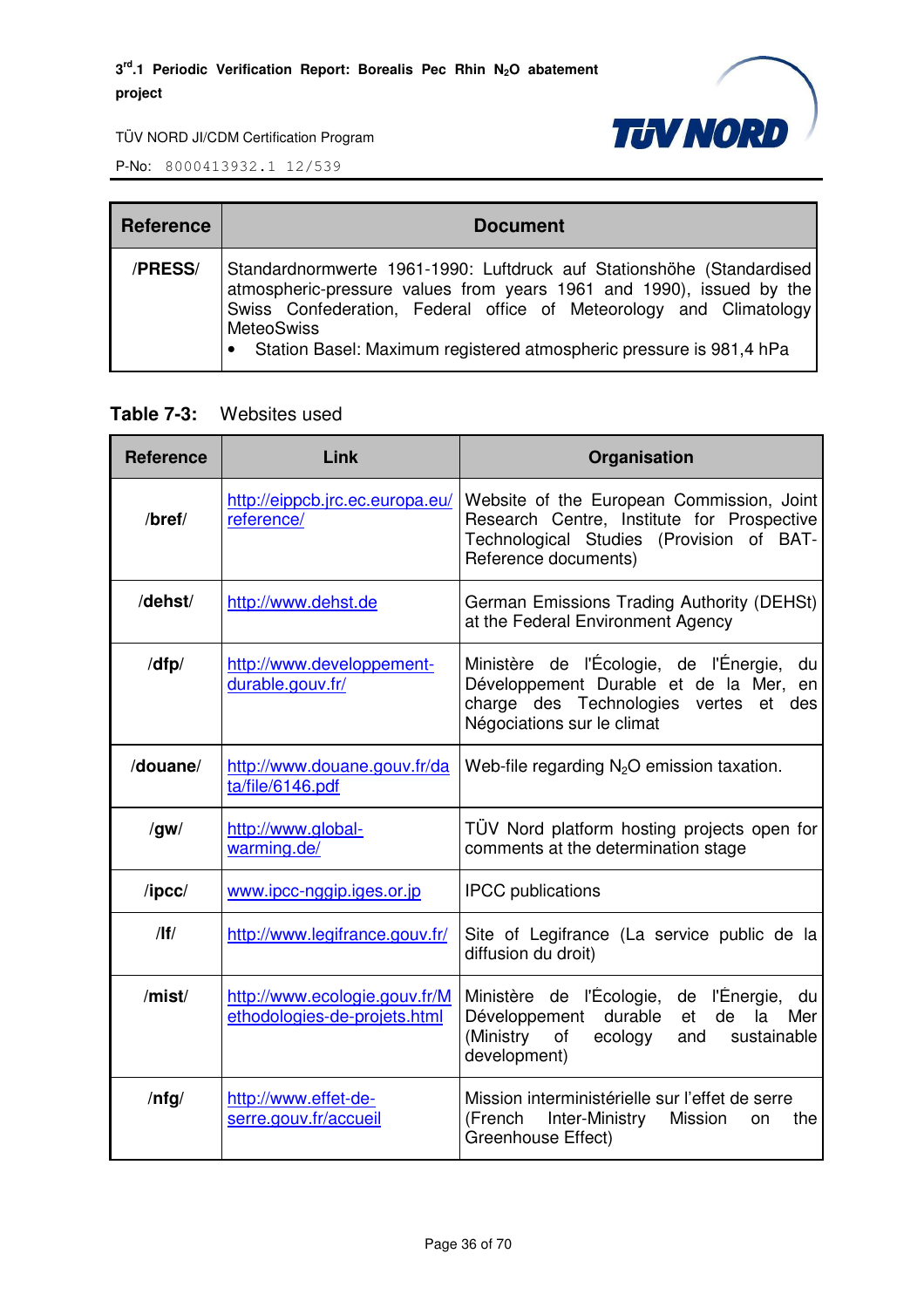| Reference | Document |
|---|---|
| **/PRESS/** | Standardnormwerte 1961-1990: Luftdruck auf Stationshöhe (Standardised atmospheric-pressure values from years 1961 and 1990), issued by the Swiss Confederation, Federal office of Meteorology and Climatology MeteoSwiss<br>• Station Basel: Maximum registered atmospheric pressure is 981,4 hPa |

**Table 7-3:** Websites used

| Reference | Link | Organisation |
|---|---|---|
| **/bref/** | http://eippcb.jrc.ec.europa.eu/reference/ | Website of the European Commission, Joint Research Centre, Institute for Prospective Technological Studies (Provision of BAT-Reference documents) |
| **/dehst/** | http://www.dehst.de | German Emissions Trading Authority (DEHSt) at the Federal Environment Agency |
| **/dfp/** | http://www.developpement-durable.gouv.fr/ | Ministère de l'Écologie, de l'Énergie, du Développement Durable et de la Mer, en charge des Technologies vertes et des Négociations sur le climat |
| **/douane/** | http://www.douane.gouv.fr/data/file/6146.pdf | Web-file regarding $N_2O$ emission taxation. |
| **/gw/** | http://www.global-warming.de/ | TÜV Nord platform hosting projects open for comments at the determination stage |
| **/ipcc/** | www.ipcc-nggip.iges.or.jp | IPCC publications |
| **/lf/** | http://www.legifrance.gouv.fr/ | Site of Legifrance (La service public de la diffusion du droit) |
| **/mist/** | http://www.ecologie.gouv.fr/Methodologies-de-projets.html | Ministère de l'Écologie, de l'Énergie, du Développement durable et de la Mer (Ministry of ecology and sustainable development) |
| **/nfg/** | http://www.effet-de-serre.gouv.fr/accueil | Mission interministérielle sur l'effet de serre (French Inter-Ministry Mission on the Greenhouse Effect) |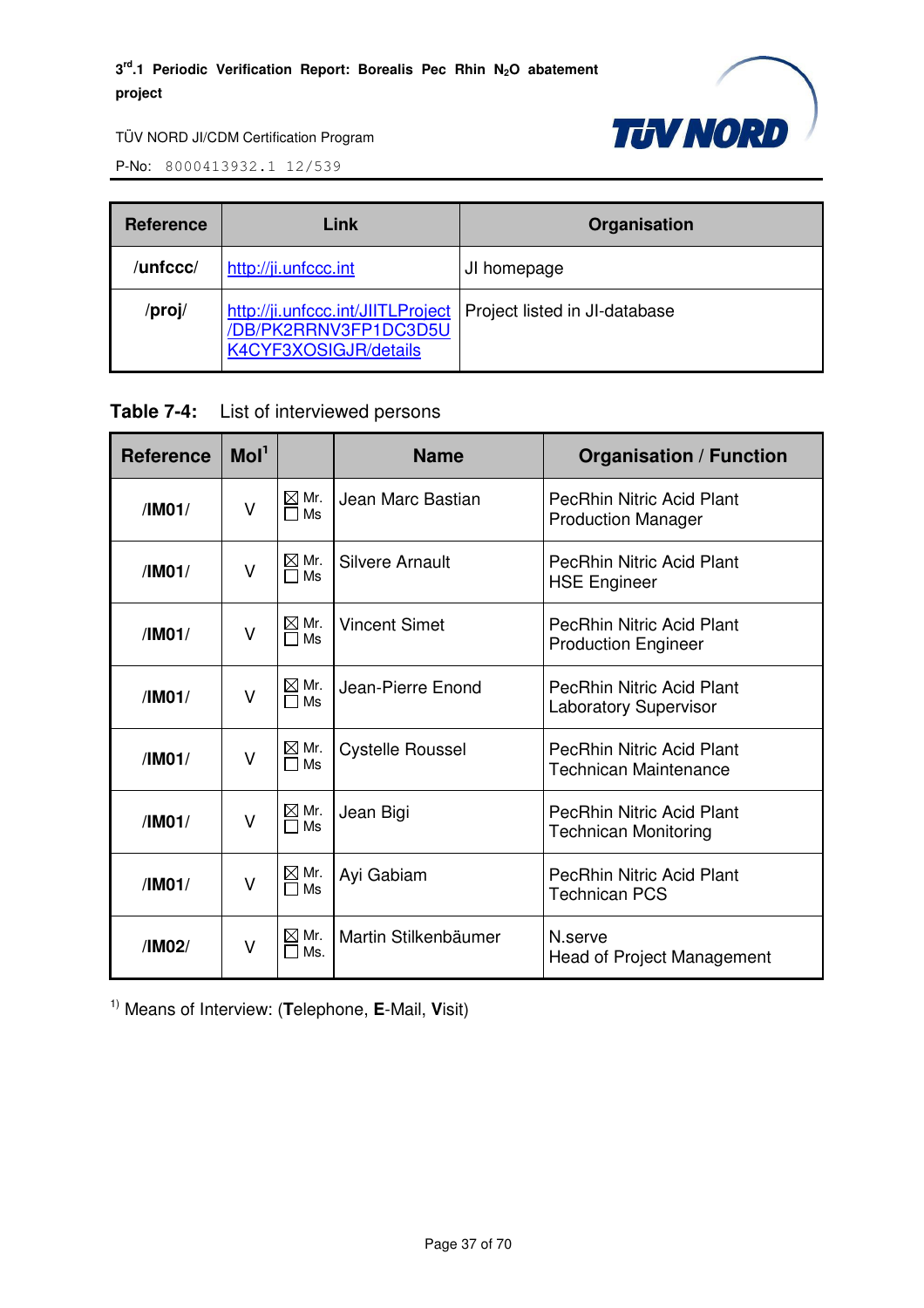| Reference | Link | Organisation |
|---|---|---|
| /unfccc/ | http://ji.unfccc.int | JI homepage |
| /proj/ | http://ji.unfccc.int/JIITLProject/DB/PK2RRNV3FP1DC3D5UK4CYF3XOSIGJR/details | Project listed in JI-database |

**Table 7-4:** List of interviewed persons

| Reference | MoI[1] | | Name | Organisation / Function |
|---|---|---|---|---|
| /IM01/ | V | ☒ Mr. ☐ Ms | Jean Marc Bastian | PecRhin Nitric Acid Plant Production Manager |
| /IM01/ | V | ☒ Mr. ☐ Ms | Silvere Arnault | PecRhin Nitric Acid Plant HSE Engineer |
| /IM01/ | V | ☒ Mr. ☐ Ms | Vincent Simet | PecRhin Nitric Acid Plant Production Engineer |
| /IM01/ | V | ☒ Mr. ☐ Ms | Jean-Pierre Enond | PecRhin Nitric Acid Plant Laboratory Supervisor |
| /IM01/ | V | ☒ Mr. ☐ Ms | Cystelle Roussel | PecRhin Nitric Acid Plant Technican Maintenance |
| /IM01/ | V | ☒ Mr. ☐ Ms | Jean Bigi | PecRhin Nitric Acid Plant Technican Monitoring |
| /IM01/ | V | ☒ Mr. ☐ Ms | Ayi Gabiam | PecRhin Nitric Acid Plant Technican PCS |
| /IM02/ | V | ☒ Mr. ☐ Ms. | Martin Stilkenbäumer | N.serve Head of Project Management |

[1] Means of Interview: (**T**elephone, **E**-Mail, **V**isit)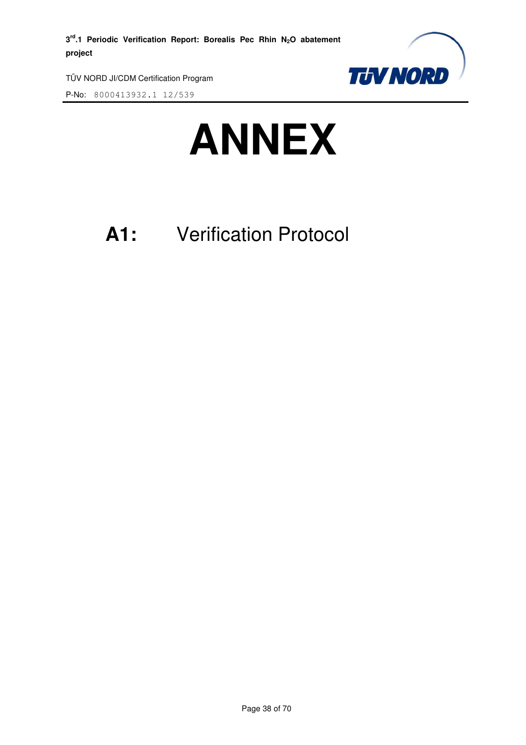# ANNEX

## A1: Verification Protocol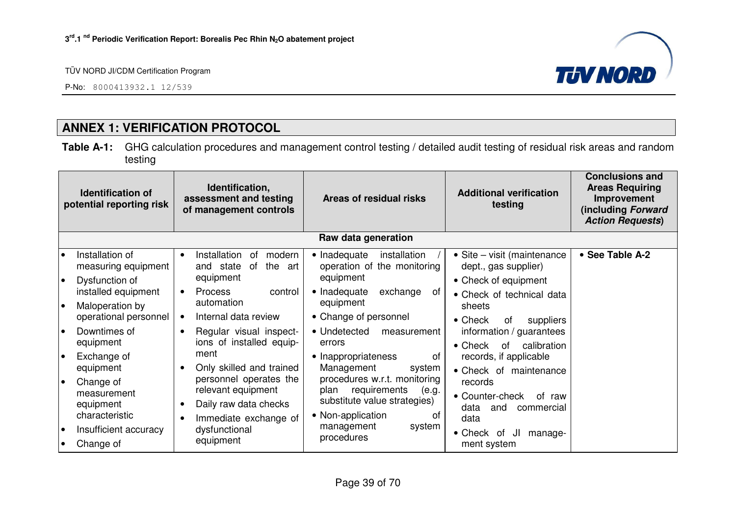## ANNEX 1: VERIFICATION PROTOCOL

**Table A-1:** GHG calculation procedures and management control testing / detailed audit testing of residual risk areas and random testing

| Identification of potential reporting risk | Identification, assessment and testing of management controls | Areas of residual risks | Additional verification testing | Conclusions and Areas Requiring Improvement (including *Forward Action Requests*) |
|---|---|---|---|---|
| **Raw data generation** | | | | |
| • Installation of measuring equipment<br>• Dysfunction of installed equipment<br>• Maloperation by operational personnel<br>• Downtimes of equipment<br>• Exchange of equipment<br>• Change of measurement equipment characteristic<br>• Insufficient accuracy<br>• Change of | • Installation of modern and state of the art equipment<br>• Process control automation<br>• Internal data review<br>• Regular visual inspections of installed equipment<br>• Only skilled and trained personnel operates the relevant equipment<br>• Daily raw data checks<br>• Immediate exchange of dysfunctional equipment | • Inadequate installation / operation of the monitoring equipment<br>• Inadequate exchange of equipment<br>• Change of personnel<br>• Undetected measurement errors<br>• Inappropriateness of Management system procedures w.r.t. monitoring plan requirements (e.g. substitute value strategies)<br>• Non-application of management system procedures | • Site – visit (maintenance dept., gas supplier)<br>• Check of equipment<br>• Check of technical data sheets<br>• Check of suppliers information / guarantees<br>• Check of calibration records, if applicable<br>• Check of maintenance records<br>• Counter-check of raw data and commercial data<br>• Check of JI management system | • **See Table A-2** |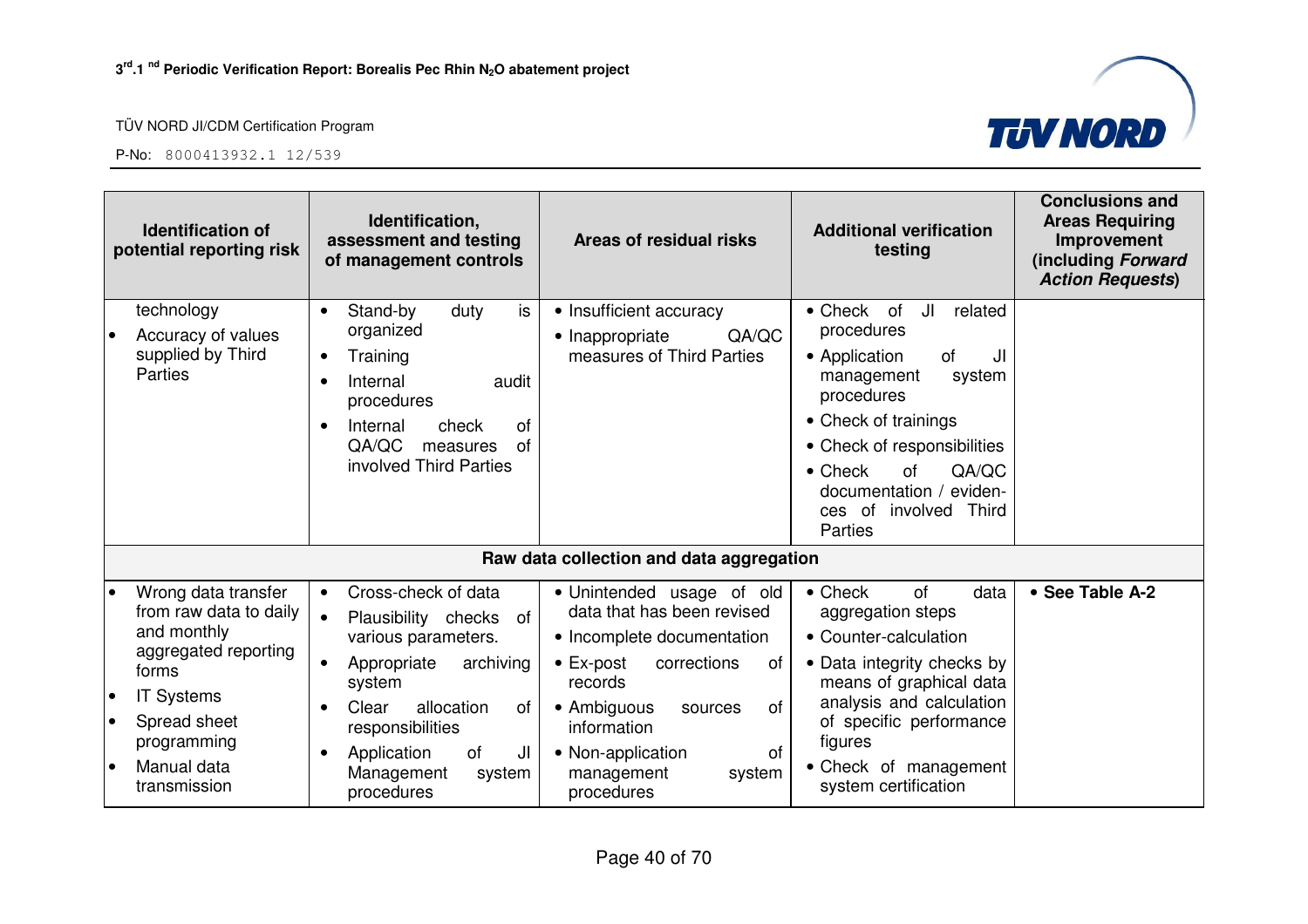| Identification of potential reporting risk | Identification, assessment and testing of management controls | Areas of residual risks | Additional verification testing | Conclusions and Areas Requiring Improvement (including *Forward Action Requests*) |
|---|---|---|---|---|
| technology<br>• Accuracy of values supplied by Third Parties | • Stand-by duty is organized<br>• Training<br>• Internal audit procedures<br>• Internal check of QA/QC measures of involved Third Parties | • Insufficient accuracy<br>• Inappropriate QA/QC measures of Third Parties | • Check of JI related procedures<br>• Application of JI management system procedures<br>• Check of trainings<br>• Check of responsibilities<br>• Check of QA/QC documentation / evidences of involved Third Parties | |
| **Raw data collection and data aggregation** | | | | |
| • Wrong data transfer from raw data to daily and monthly aggregated reporting forms<br>• IT Systems<br>• Spread sheet programming<br>• Manual data transmission | • Cross-check of data<br>• Plausibility checks of various parameters.<br>• Appropriate archiving system<br>• Clear allocation of responsibilities<br>• Application of JI Management system procedures | • Unintended usage of old data that has been revised<br>• Incomplete documentation<br>• Ex-post corrections of records<br>• Ambiguous sources of information<br>• Non-application of management system procedures | • Check of data aggregation steps<br>• Counter-calculation<br>• Data integrity checks by means of graphical data analysis and calculation of specific performance figures<br>• Check of management system certification | • **See Table A-2** |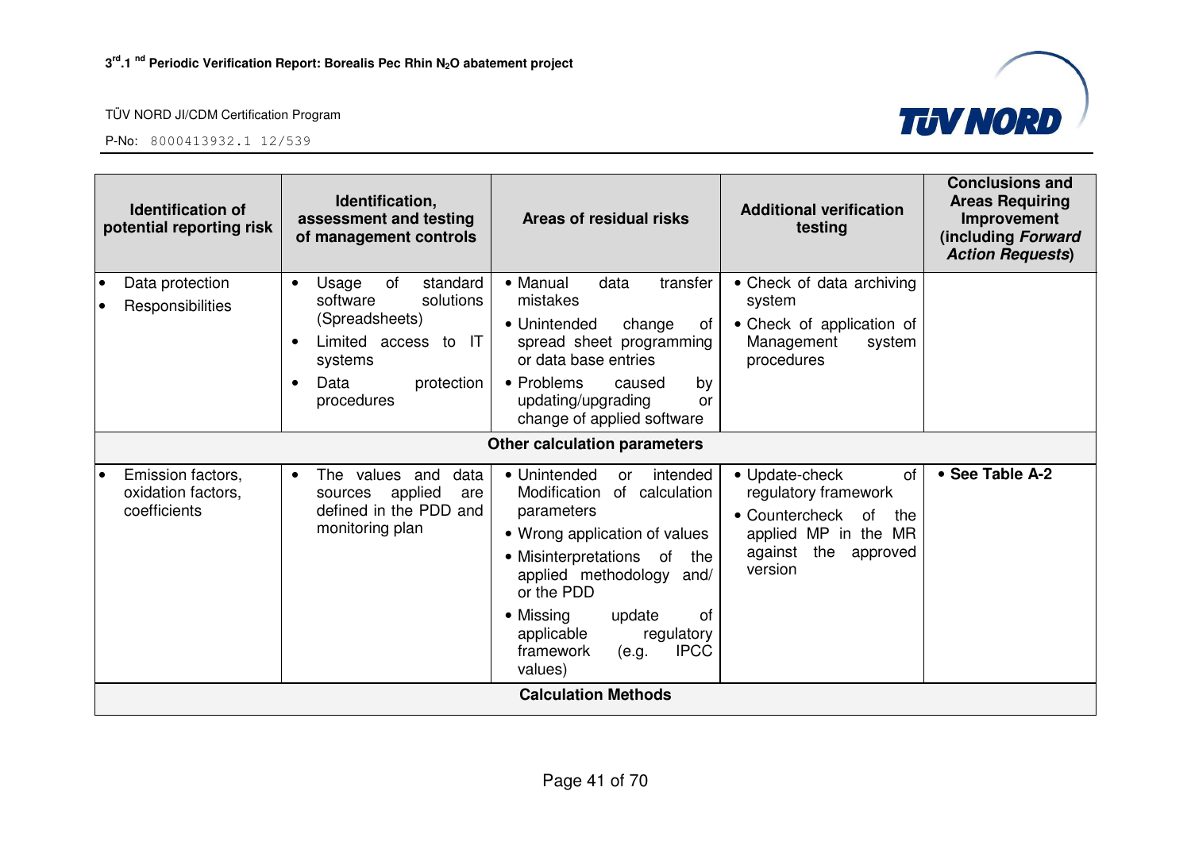| Identification of potential reporting risk | Identification, assessment and testing of management controls | Areas of residual risks | Additional verification testing | Conclusions and Areas Requiring Improvement (including *Forward Action Requests*) |
|---|---|---|---|---|
| • Data protection<br>• Responsibilities | • Usage of standard software solutions (Spreadsheets)<br>• Limited access to IT systems<br>• Data protection procedures | • Manual data transfer mistakes<br>• Unintended change of spread sheet programming or data base entries<br>• Problems caused by updating/upgrading or change of applied software | • Check of data archiving system<br>• Check of application of Management system procedures | |
| **Other calculation parameters** | | | | |
| • Emission factors, oxidation factors, coefficients | • The values and data sources applied are defined in the PDD and monitoring plan | • Unintended or intended Modification of calculation parameters<br>• Wrong application of values<br>• Misinterpretations of the applied methodology and/ or the PDD<br>• Missing update of applicable regulatory framework (e.g. IPCC values) | • Update-check of regulatory framework<br>• Countercheck of the applied MP in the MR against the approved version | • **See Table A-2** |
| **Calculation Methods** | | | | |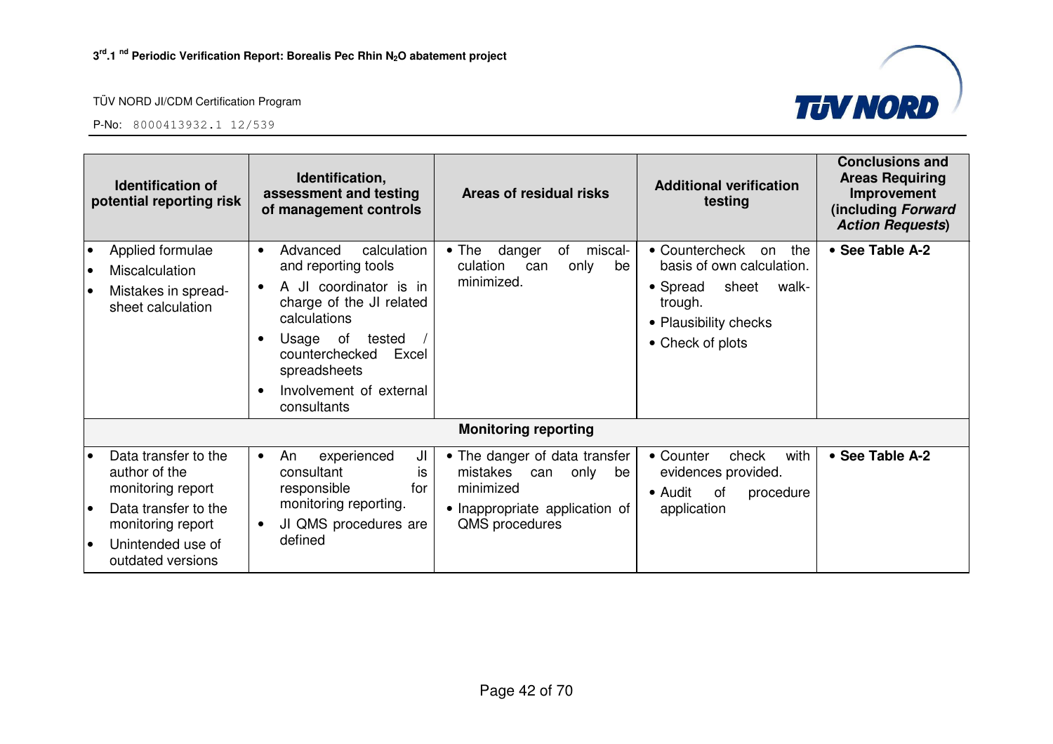| Identification of potential reporting risk | Identification, assessment and testing of management controls | Areas of residual risks | Additional verification testing | Conclusions and Areas Requiring Improvement (including *Forward Action Requests*) |
|---|---|---|---|---|
| • Applied formulae<br>• Miscalculation<br>• Mistakes in spread-sheet calculation | • Advanced calculation and reporting tools<br>• A JI coordinator is in charge of the JI related calculations<br>• Usage of tested / counterchecked Excel spreadsheets<br>• Involvement of external consultants | • The danger of miscal-culation can only be minimized. | • Countercheck on the basis of own calculation.<br>• Spread sheet walk-trough.<br>• Plausibility checks<br>• Check of plots | • **See Table A-2** |
| | | **Monitoring reporting** | | |
| • Data transfer to the author of the monitoring report<br>• Data transfer to the monitoring report<br>• Unintended use of outdated versions | • An experienced JI consultant is responsible for monitoring reporting.<br>• JI QMS procedures are defined | • The danger of data transfer mistakes can only be minimized<br>• Inappropriate application of QMS procedures | • Counter check with evidences provided.<br>• Audit of procedure application | • **See Table A-2** |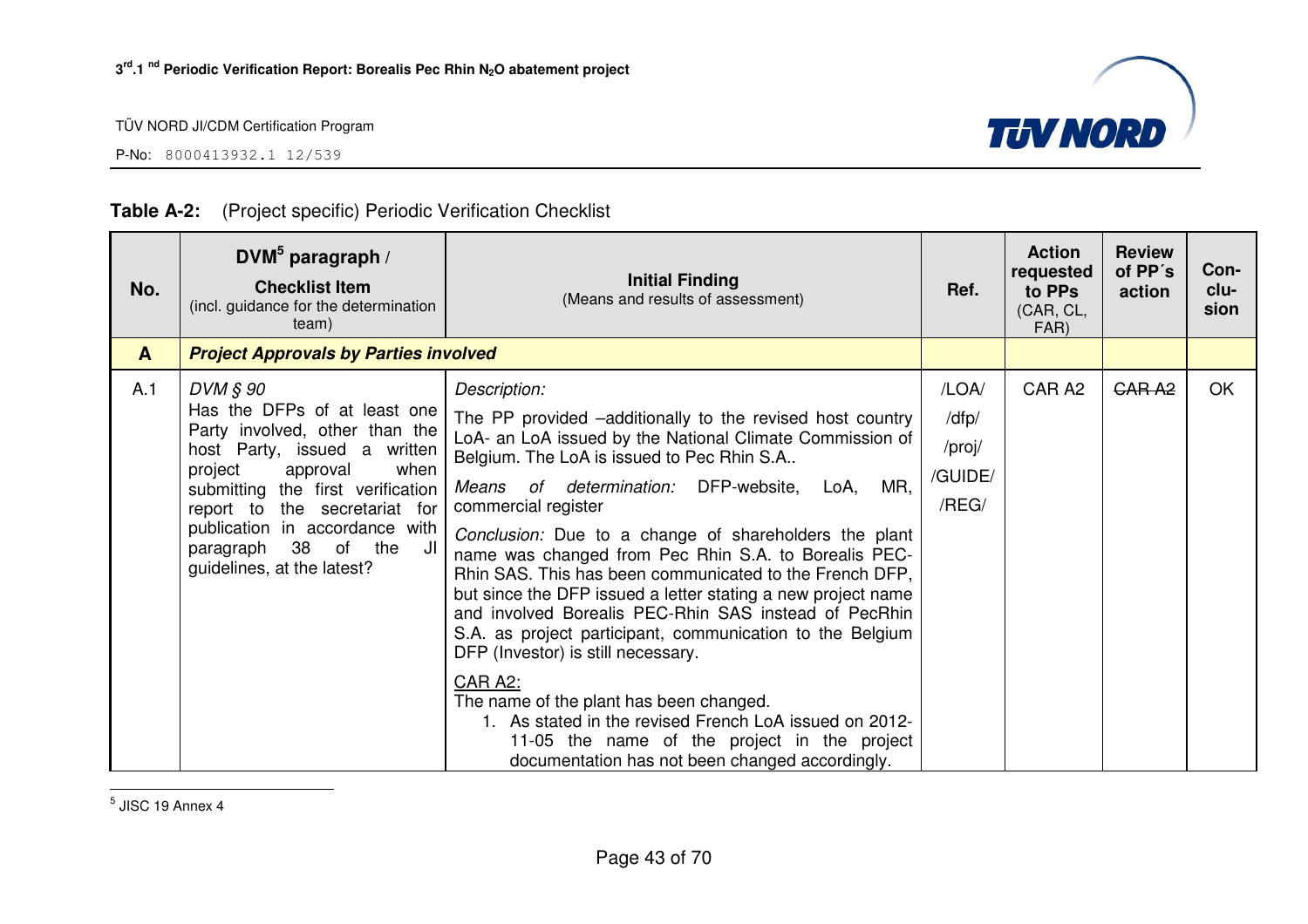**Table A-2:** (Project specific) Periodic Verification Checklist

| No. | DVM[5] paragraph / **Checklist Item** (incl. guidance for the determination team) | **Initial Finding** (Means and results of assessment) | Ref. | Action requested to PPs (CAR, CL, FAR) | Review of PP´s action | Con-clu-sion |
|---|---|---|---|---|---|---|
| **A** | ***Project Approvals by Parties involved*** | | | | | |
| A.1 | *DVM § 90* Has the DFPs of at least one Party involved, other than the host Party, issued a written project approval when submitting the first verification report to the secretariat for publication in accordance with paragraph 38 of the JI guidelines, at the latest? | *Description:* The PP provided –additionally to the revised host country LoA- an LoA issued by the National Climate Commission of Belgium. The LoA is issued to Pec Rhin S.A..<br>*Means of determination:* DFP-website, LoA, MR, commercial register<br>*Conclusion:* Due to a change of shareholders the plant name was changed from Pec Rhin S.A. to Borealis PEC-Rhin SAS. This has been communicated to the French DFP, but since the DFP issued a letter stating a new project name and involved Borealis PEC-Rhin SAS instead of PecRhin S.A. as project participant, communication to the Belgium DFP (Investor) is still necessary.<br><u>CAR A2:</u><br>The name of the plant has been changed.<br>1. As stated in the revised French LoA issued on 2012-11-05 the name of the project in the project documentation has not been changed accordingly. | /LOA/ /dfp/ /proj/ /GUIDE/ /REG/ | CAR A2 | ~~CAR A2~~ | OK |

[5] JISC 19 Annex 4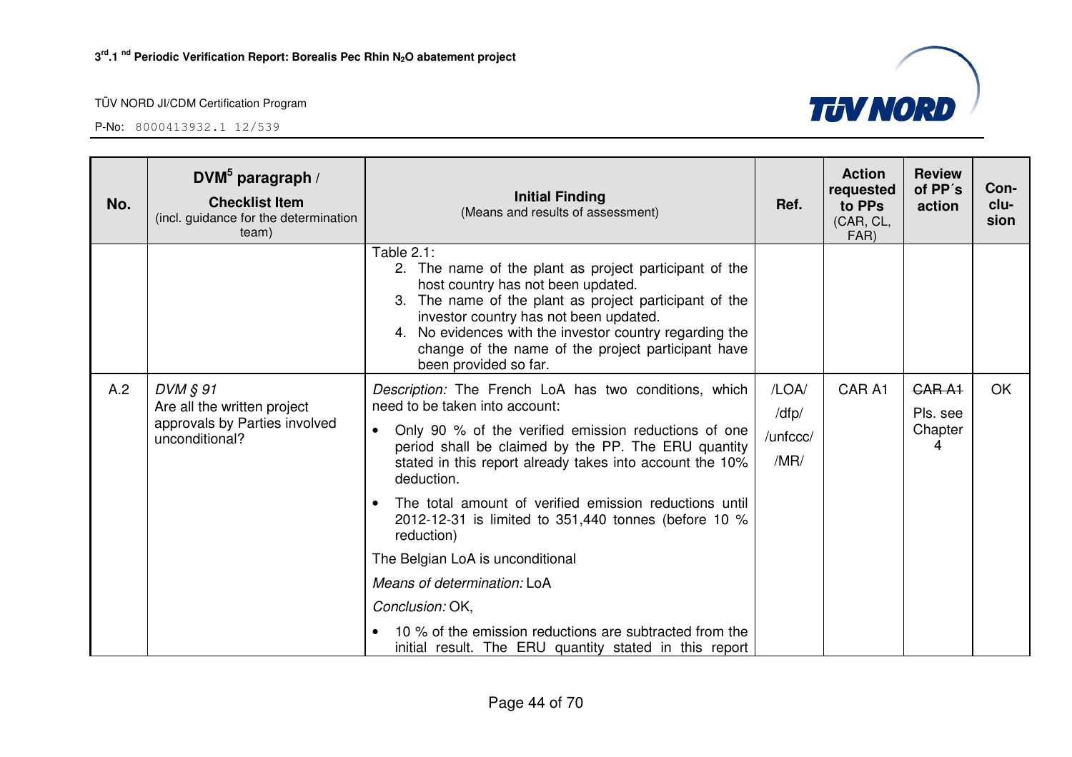| No. | DVM[5] paragraph / Checklist Item (incl. guidance for the determination team) | Initial Finding (Means and results of assessment) | Ref. | Action requested to PPs (CAR, CL, FAR) | Review of PP´s action | Con-clu-sion |
|---|---|---|---|---|---|---|
| | | Table 2.1:<br>2. The name of the plant as project participant of the host country has not been updated.<br>3. The name of the plant as project participant of the investor country has not been updated.<br>4. No evidences with the investor country regarding the change of the name of the project participant have been provided so far. | | | | |
| A.2 | *DVM § 91*<br>Are all the written project approvals by Parties involved unconditional? | *Description:* The French LoA has two conditions, which need to be taken into account:<br>• Only 90 % of the verified emission reductions of one period shall be claimed by the PP. The ERU quantity stated in this report already takes into account the 10% deduction.<br>• The total amount of verified emission reductions until 2012-12-31 is limited to 351,440 tonnes (before 10 % reduction)<br>The Belgian LoA is unconditional<br>*Means of determination:* LoA<br>*Conclusion:* OK,<br>• 10 % of the emission reductions are subtracted from the initial result. The ERU quantity stated in this report | /LOA/<br>/dfp/<br>/unfccc/<br>/MR/ | CAR A1 | ~~CAR A1~~<br>Pls. see Chapter 4 | OK |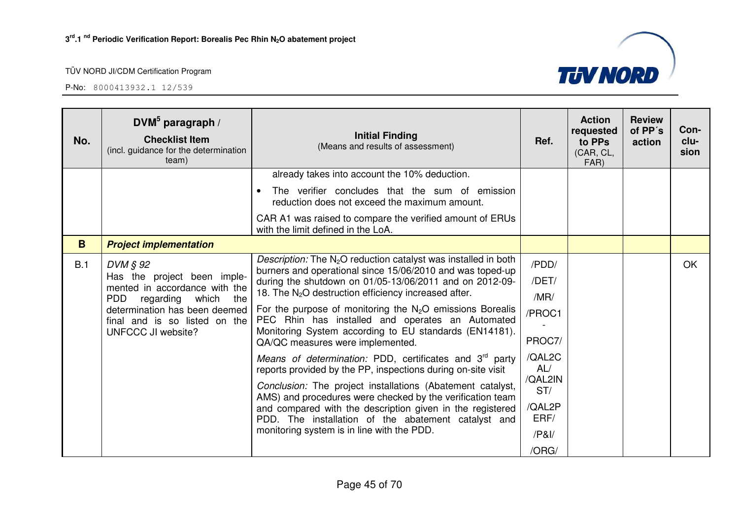| No. | DVM[5] paragraph / **Checklist Item** (incl. guidance for the determination team) | **Initial Finding** (Means and results of assessment) | Ref. | Action requested to PPs (CAR, CL, FAR) | Review of PP´s action | Con-clu-sion |
|---|---|---|---|---|---|---|
| | | already takes into account the 10% deduction.<br>• The verifier concludes that the sum of emission reduction does not exceed the maximum amount.<br>CAR A1 was raised to compare the verified amount of ERUs with the limit defined in the LoA. | | | | |
| **B** | ***Project implementation*** | | | | | |
| B.1 | *DVM § 92*<br>Has the project been implemented in accordance with the PDD regarding which the determination has been deemed final and is so listed on the UNFCCC JI website? | *Description:* The $N_2O$ reduction catalyst was installed in both burners and operational since 15/06/2010 and was toped-up during the shutdown on 01/05-13/06/2011 and on 2012-09-18. The $N_2O$ destruction efficiency increased after.<br>For the purpose of monitoring the $N_2O$ emissions Borealis PEC Rhin has installed and operates an Automated Monitoring System according to EU standards (EN14181). QA/QC measures were implemented.<br>*Means of determination:* PDD, certificates and 3rd party reports provided by the PP, inspections during on-site visit<br>*Conclusion:* The project installations (Abatement catalyst, AMS) and procedures were checked by the verification team and compared with the description given in the registered PDD. The installation of the abatement catalyst and monitoring system is in line with the PDD. | /PDD/<br>/DET/<br>/MR/<br>/PROC1-PROC7/<br>/QAL2CAL/<br>/QAL2INST/<br>/QAL2PERF/<br>/P&I/<br>/ORG/ | | | OK |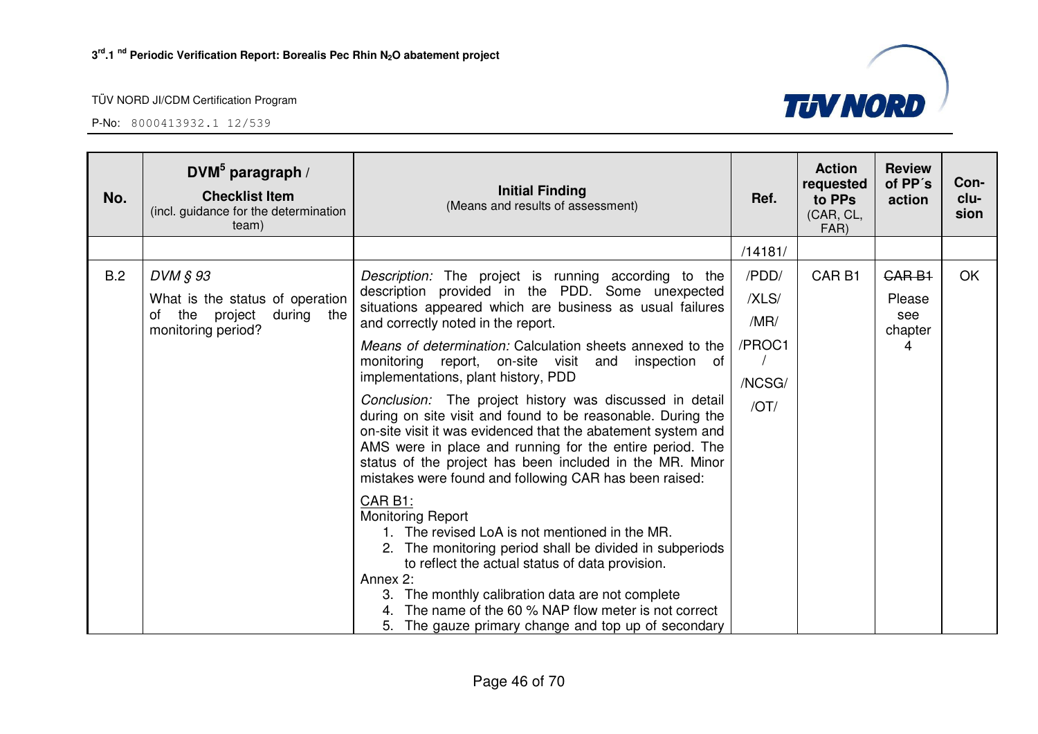| No. | DVM[5] paragraph / **Checklist Item** (incl. guidance for the determination team) | **Initial Finding** (Means and results of assessment) | Ref. | Action requested to PPs (CAR, CL, FAR) | Review of PP´s action | Con-clu-sion |
|---|---|---|---|---|---|---|
| | | | /14181/ | | | |
| B.2 | *DVM § 93*<br>What is the status of operation of the project during the monitoring period? | *Description:* The project is running according to the description provided in the PDD. Some unexpected situations appeared which are business as usual failures and correctly noted in the report.<br>*Means of determination:* Calculation sheets annexed to the monitoring report, on-site visit and inspection of implementations, plant history, PDD<br>*Conclusion:* The project history was discussed in detail during on site visit and found to be reasonable. During the on-site visit it was evidenced that the abatement system and AMS were in place and running for the entire period. The status of the project has been included in the MR. Minor mistakes were found and following CAR has been raised:<br>CAR B1:<br>Monitoring Report<br>1. The revised LoA is not mentioned in the MR.<br>2. The monitoring period shall be divided in subperiods to reflect the actual status of data provision.<br>Annex 2:<br>3. The monthly calibration data are not complete<br>4. The name of the 60 % NAP flow meter is not correct<br>5. The gauze primary change and top up of secondary | /PDD/<br>/XLS/<br>/MR/<br>/PROC1/<br>/NCSG/<br>/OT/ | CAR B1 | ~~CAR B1~~<br>Please see chapter 4 | OK |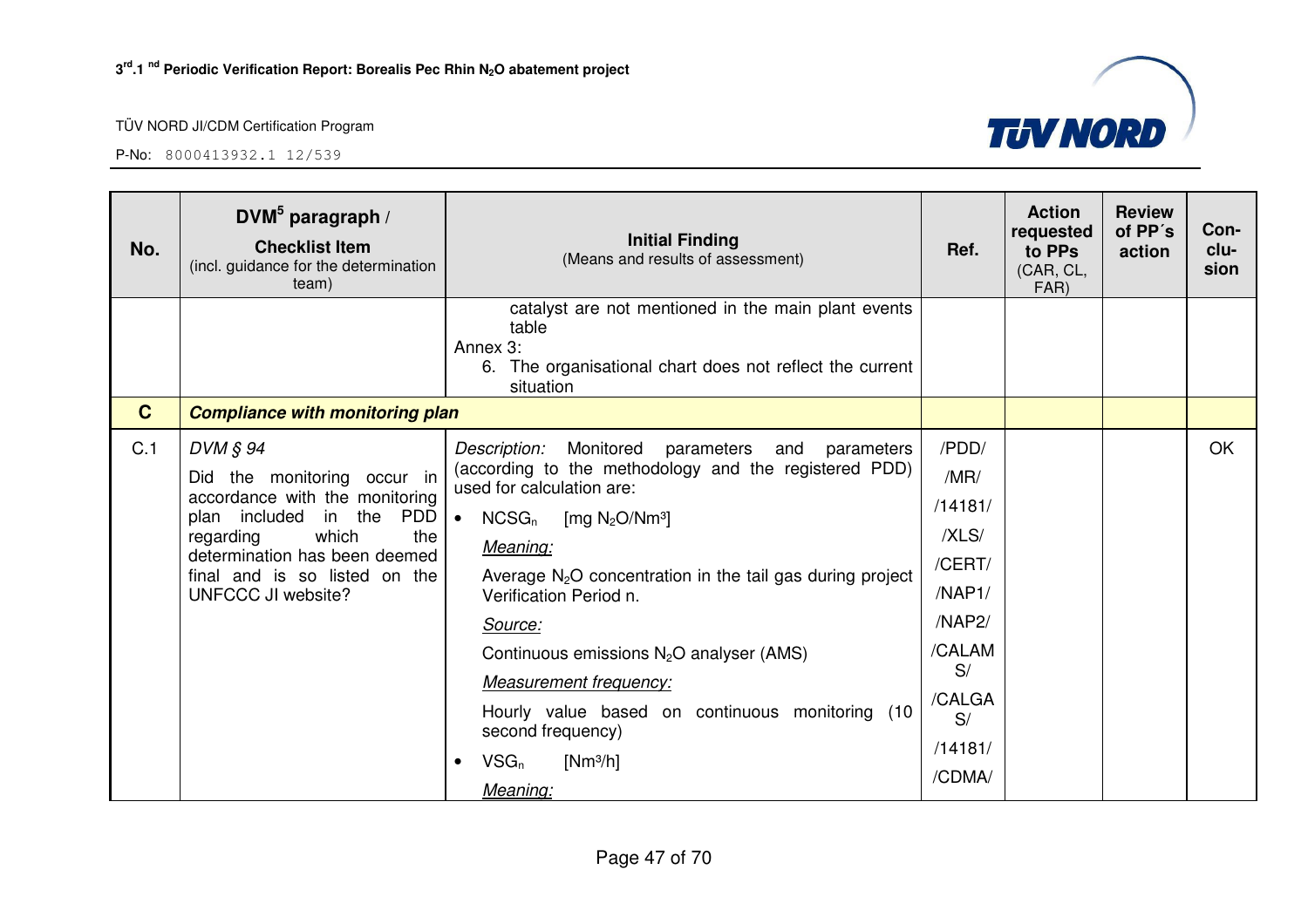| No. | DVM[5] paragraph / Checklist Item (incl. guidance for the determination team) | Initial Finding (Means and results of assessment) | Ref. | Action requested to PPs (CAR, CL, FAR) | Review of PP´s action | Con-clu-sion |
|---|---|---|---|---|---|---|
| | | catalyst are not mentioned in the main plant events table<br>Annex 3:<br>6. The organisational chart does not reflect the current situation | | | | |
| **C** | ***Compliance with monitoring plan*** | | | | | |
| C.1 | *DVM § 94*<br>Did the monitoring occur in accordance with the monitoring plan included in the PDD regarding which the determination has been deemed final and is so listed on the UNFCCC JI website? | *Description:* Monitored parameters and parameters (according to the methodology and the registered PDD) used for calculation are:<br>• $NCSG_n$ [mg $N_2O$/Nm³]<br>*Meaning:*<br>Average $N_2O$ concentration in the tail gas during project Verification Period n.<br>*Source:*<br>Continuous emissions $N_2O$ analyser (AMS)<br>*Measurement frequency:*<br>Hourly value based on continuous monitoring (10 second frequency)<br>• $VSG_n$ [Nm³/h]<br>*Meaning:* | /PDD/<br>/MR/<br>/14181/<br>/XLS/<br>/CERT/<br>/NAP1/<br>/NAP2/<br>/CALAMS/<br>/CALGAS/<br>/14181/<br>/CDMA/ | | | OK |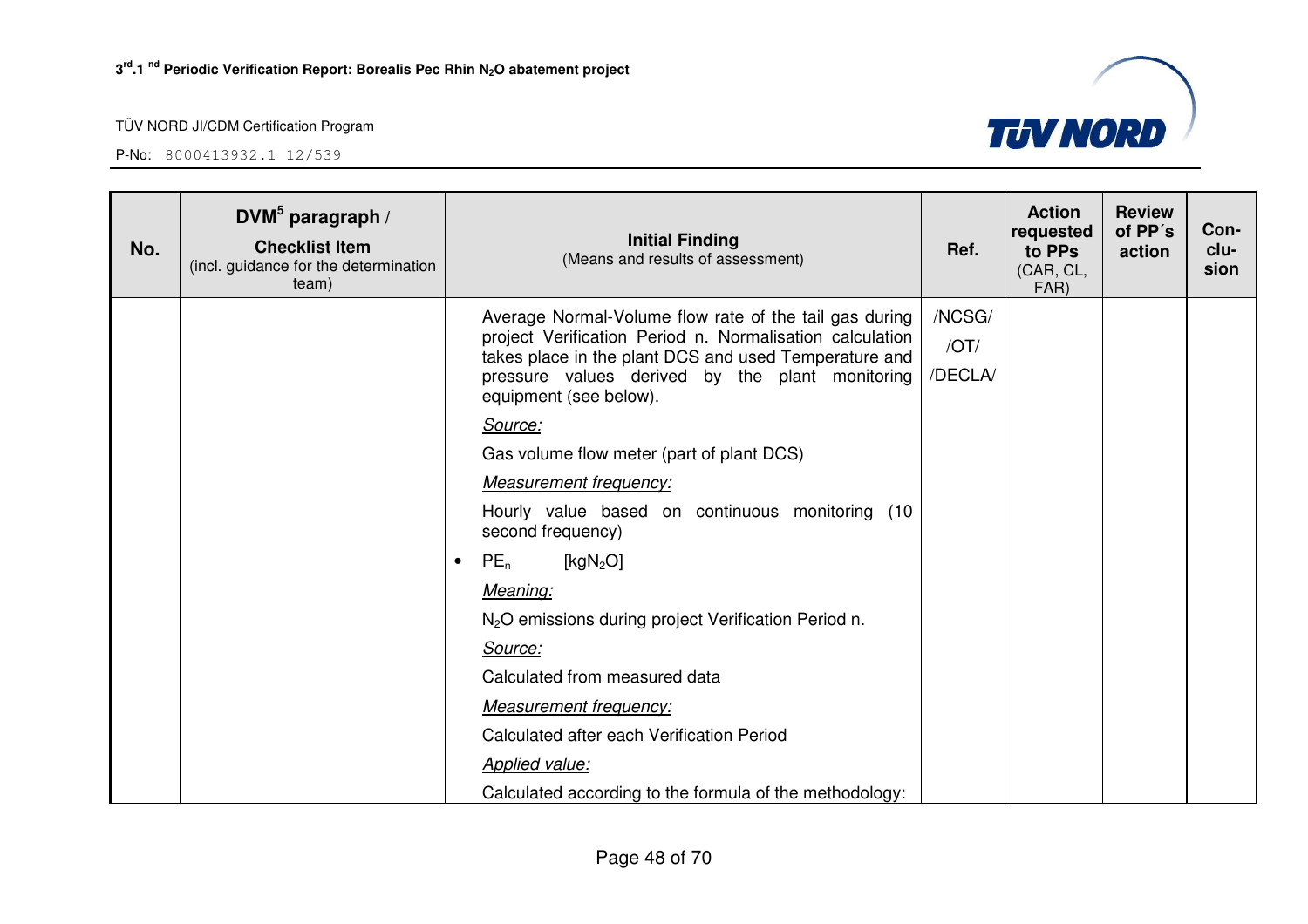| No. | DVM[5] paragraph / Checklist Item (incl. guidance for the determination team) | Initial Finding (Means and results of assessment) | Ref. | Action requested to PPs (CAR, CL, FAR) | Review of PP´s action | Con-clu-sion |
|---|---|---|---|---|---|---|
| | | Average Normal-Volume flow rate of the tail gas during project Verification Period n. Normalisation calculation takes place in the plant DCS and used Temperature and pressure values derived by the plant monitoring equipment (see below).<br><br>*Source:*<br><br>Gas volume flow meter (part of plant DCS)<br><br>*Measurement frequency:*<br><br>Hourly value based on continuous monitoring (10 second frequency)<br><br>• $PE_n$ [$kgN_2O$]<br><br>*Meaning:*<br><br>$N_2O$ emissions during project Verification Period n.<br><br>*Source:*<br><br>Calculated from measured data<br><br>*Measurement frequency:*<br><br>Calculated after each Verification Period<br><br>*Applied value:*<br><br>Calculated according to the formula of the methodology: | /NCSG/<br>/OT/<br>/DECLA/ | | | |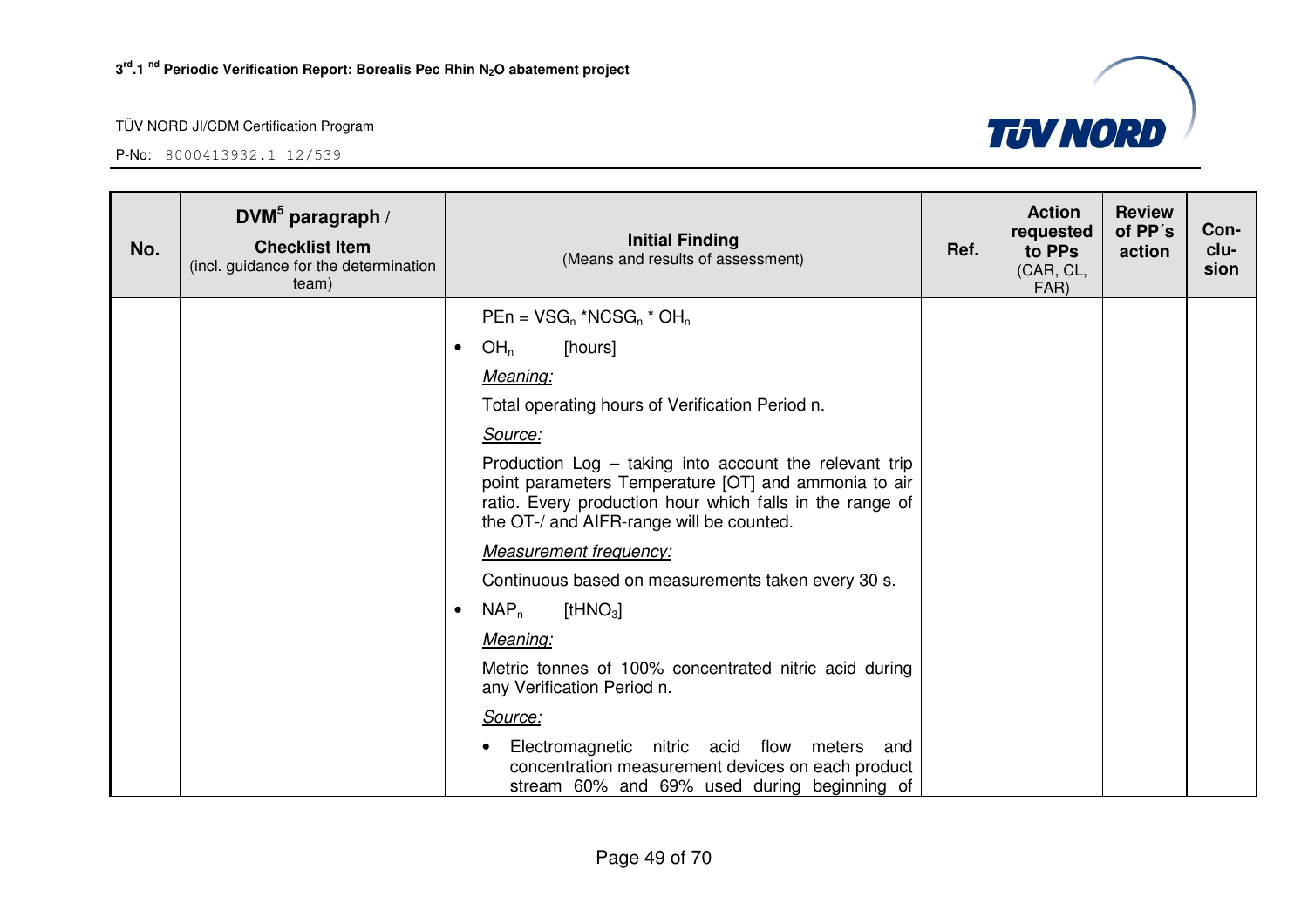| No. | DVM[5] paragraph / Checklist Item (incl. guidance for the determination team) | Initial Finding (Means and results of assessment) | Ref. | Action requested to PPs (CAR, CL, FAR) | Review of PP´s action | Con-clu-sion |
|---|---|---|---|---|---|---|
| | | $PEn = VSG_n * NCSG_n * OH_n$<br>• $OH_n$ [hours]<br>*Meaning:*<br>Total operating hours of Verification Period n.<br>*Source:*<br>Production Log – taking into account the relevant trip point parameters Temperature [OT] and ammonia to air ratio. Every production hour which falls in the range of the OT-/ and AIFR-range will be counted.<br>*Measurement frequency:*<br>Continuous based on measurements taken every 30 s.<br>• $NAP_n$ [$tHNO_3$]<br>*Meaning:*<br>Metric tonnes of 100% concentrated nitric acid during any Verification Period n.<br>*Source:*<br>• Electromagnetic nitric acid flow meters and concentration measurement devices on each product stream 60% and 69% used during beginning of | | | | |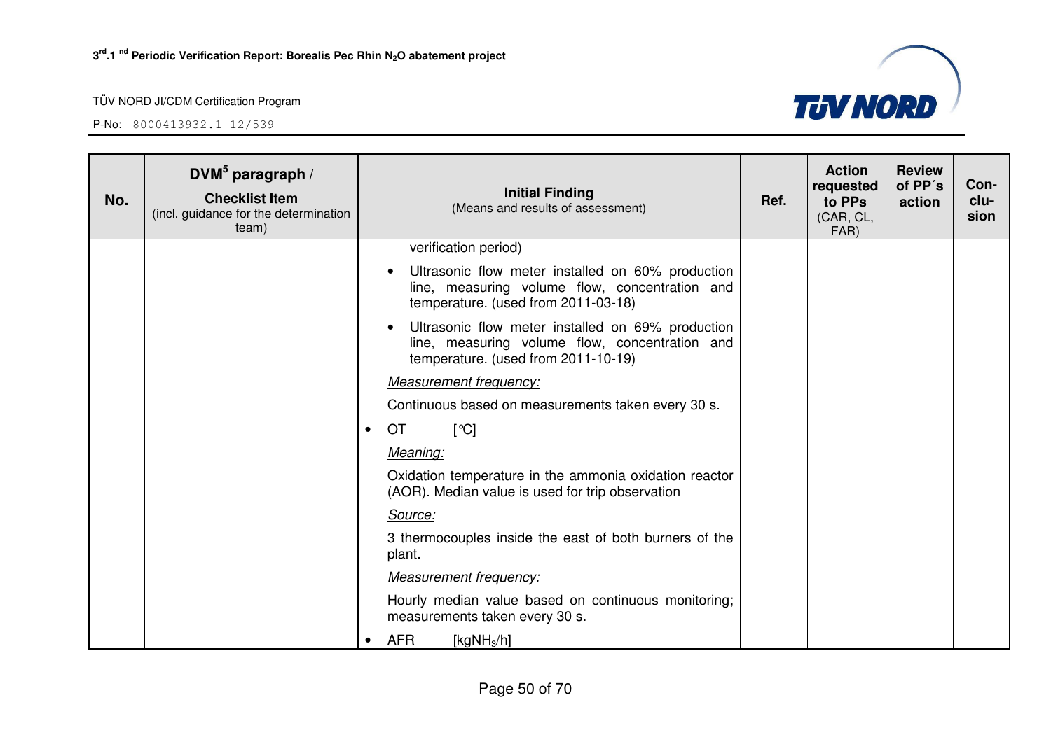| No. | DVM[5] paragraph / **Checklist Item** (incl. guidance for the determination team) | **Initial Finding** (Means and results of assessment) | Ref. | Action requested to PPs (CAR, CL, FAR) | Review of PP´s action | Con-clu-sion |
|---|---|---|---|---|---|---|
| | | verification period)<br>• Ultrasonic flow meter installed on 60% production line, measuring volume flow, concentration and temperature. (used from 2011-03-18)<br>• Ultrasonic flow meter installed on 69% production line, measuring volume flow, concentration and temperature. (used from 2011-10-19)<br>*Measurement frequency:*<br>Continuous based on measurements taken every 30 s.<br>• OT [°C]<br>*Meaning:*<br>Oxidation temperature in the ammonia oxidation reactor (AOR). Median value is used for trip observation<br>*Source:*<br>3 thermocouples inside the east of both burners of the plant.<br>*Measurement frequency:*<br>Hourly median value based on continuous monitoring; measurements taken every 30 s.<br>• AFR [$kgNH_3/h$] | | | | |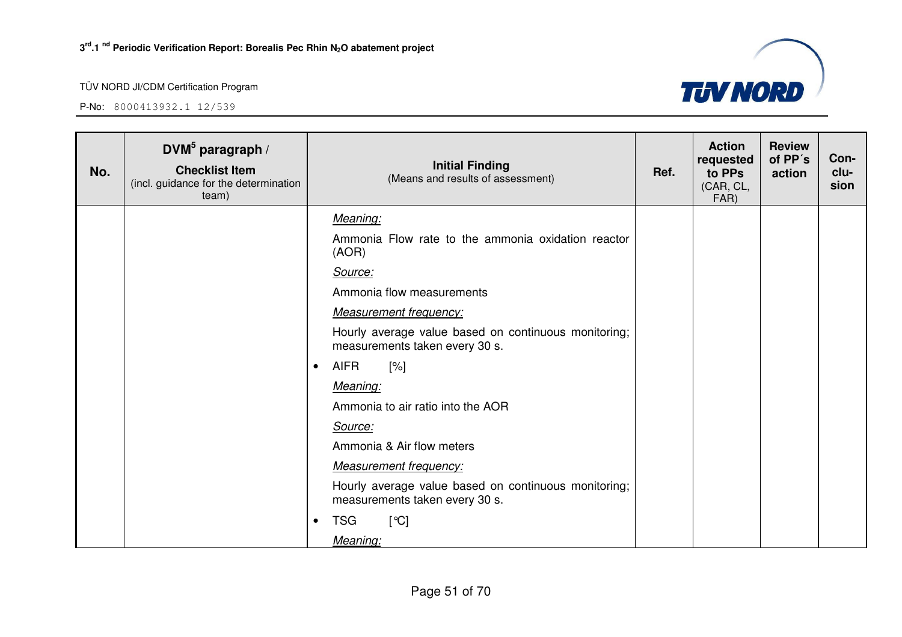| No. | DVM[5] paragraph / **Checklist Item** (incl. guidance for the determination team) | **Initial Finding** (Means and results of assessment) | Ref. | Action requested to PPs (CAR, CL, FAR) | Review of PP´s action | Con-clu-sion |
|---|---|---|---|---|---|---|
| | | *Meaning:*<br>Ammonia Flow rate to the ammonia oxidation reactor (AOR)<br>*Source:*<br>Ammonia flow measurements<br>*Measurement frequency:*<br>Hourly average value based on continuous monitoring; measurements taken every 30 s.<br>• AIFR [%]<br>*Meaning:*<br>Ammonia to air ratio into the AOR<br>*Source:*<br>Ammonia & Air flow meters<br>*Measurement frequency:*<br>Hourly average value based on continuous monitoring; measurements taken every 30 s.<br>• TSG [°C]<br>*Meaning:* | | | | |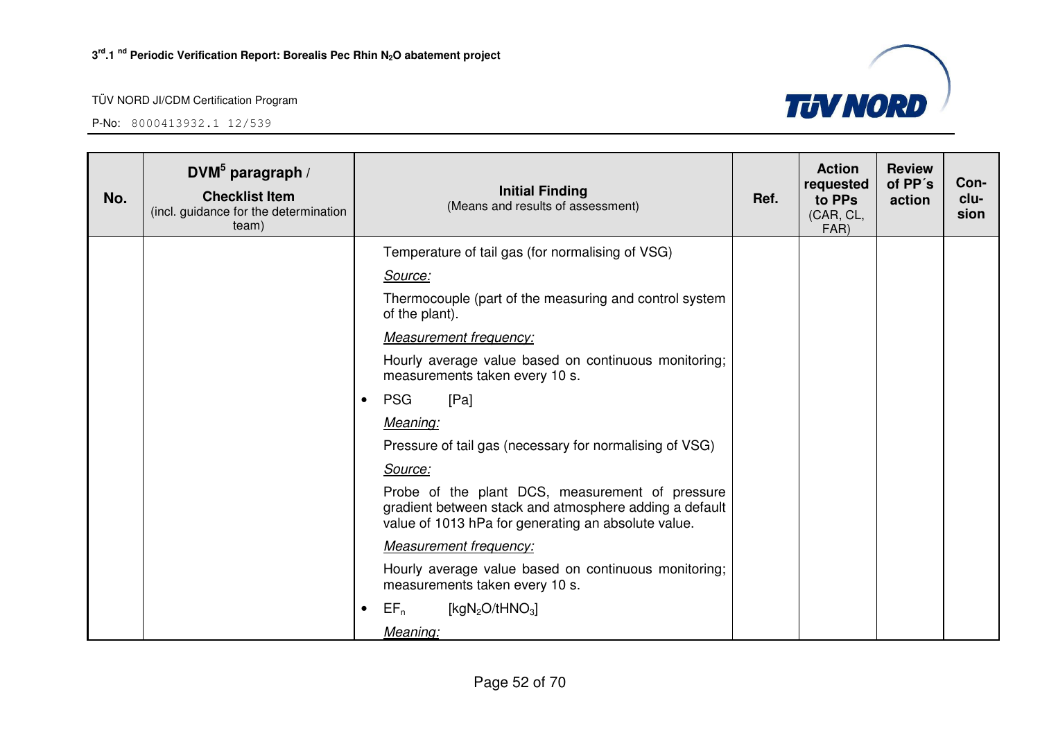| No. | DVM[5] paragraph / Checklist Item (incl. guidance for the determination team) | Initial Finding (Means and results of assessment) | Ref. | Action requested to PPs (CAR, CL, FAR) | Review of PP´s action | Con-clu-sion |
|---|---|---|---|---|---|---|
| | | Temperature of tail gas (for normalising of VSG)<br>*Source:*<br>Thermocouple (part of the measuring and control system of the plant).<br>*Measurement frequency:*<br>Hourly average value based on continuous monitoring; measurements taken every 10 s.<br>• PSG [Pa]<br>*Meaning:*<br>Pressure of tail gas (necessary for normalising of VSG)<br>*Source:*<br>Probe of the plant DCS, measurement of pressure gradient between stack and atmosphere adding a default value of 1013 hPa for generating an absolute value.<br>*Measurement frequency:*<br>Hourly average value based on continuous monitoring; measurements taken every 10 s.<br>• $EF_n$ [$kgN_2O/tHNO_3$]<br>*Meaning:* | | | | |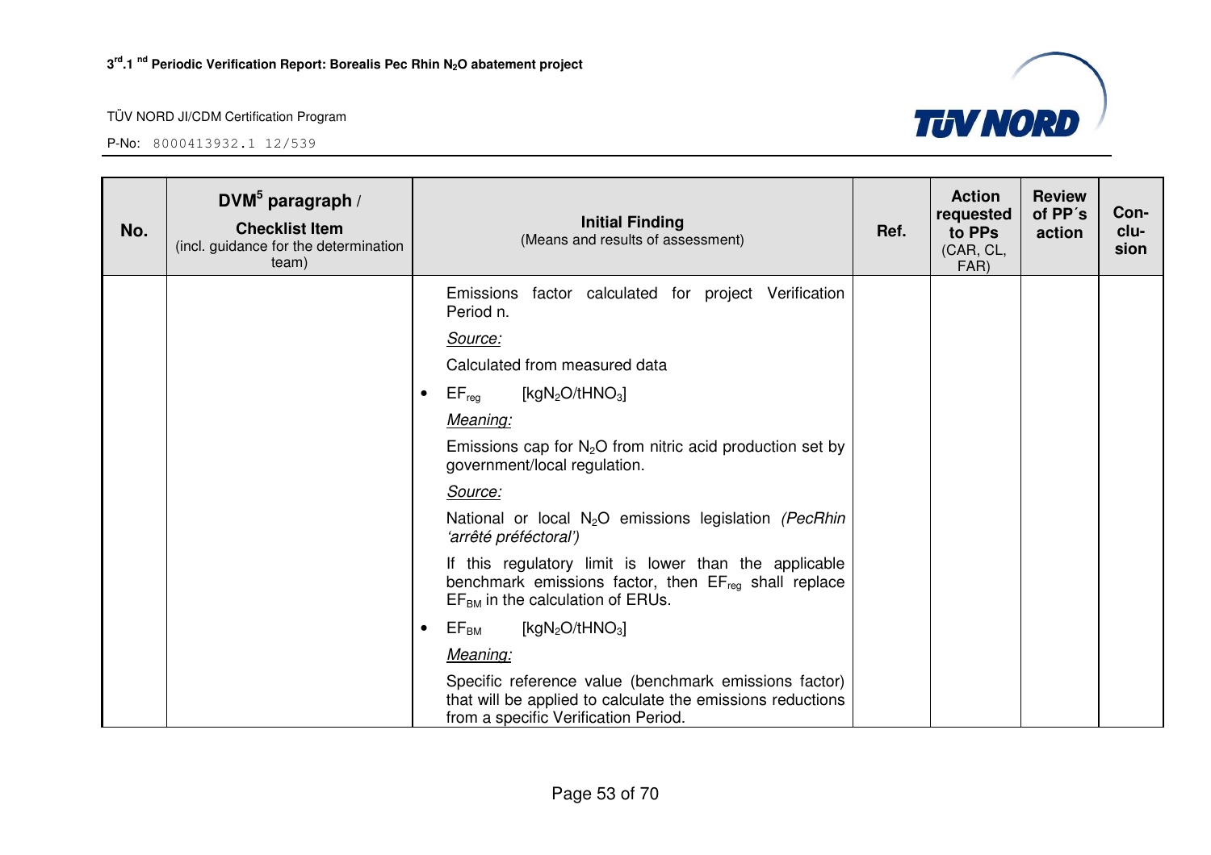| No. | DVM[5] paragraph / **Checklist Item** (incl. guidance for the determination team) | **Initial Finding** (Means and results of assessment) | Ref. | Action requested to PPs (CAR, CL, FAR) | Review of PP´s action | Con-clu-sion |
|---|---|---|---|---|---|---|
| | | Emissions factor calculated for project Verification Period n.<br>*Source:*<br>Calculated from measured data<br>• $EF_{reg}$ [$kgN_2O/tHNO_3$]<br>*Meaning:*<br>Emissions cap for $N_2O$ from nitric acid production set by government/local regulation.<br>*Source:*<br>National or local $N_2O$ emissions legislation *(PecRhin 'arrêté préféctoral')*<br>If this regulatory limit is lower than the applicable benchmark emissions factor, then $EF_{reg}$ shall replace $EF_{BM}$ in the calculation of ERUs.<br>• $EF_{BM}$ [$kgN_2O/tHNO_3$]<br>*Meaning:*<br>Specific reference value (benchmark emissions factor) that will be applied to calculate the emissions reductions from a specific Verification Period. | | | | |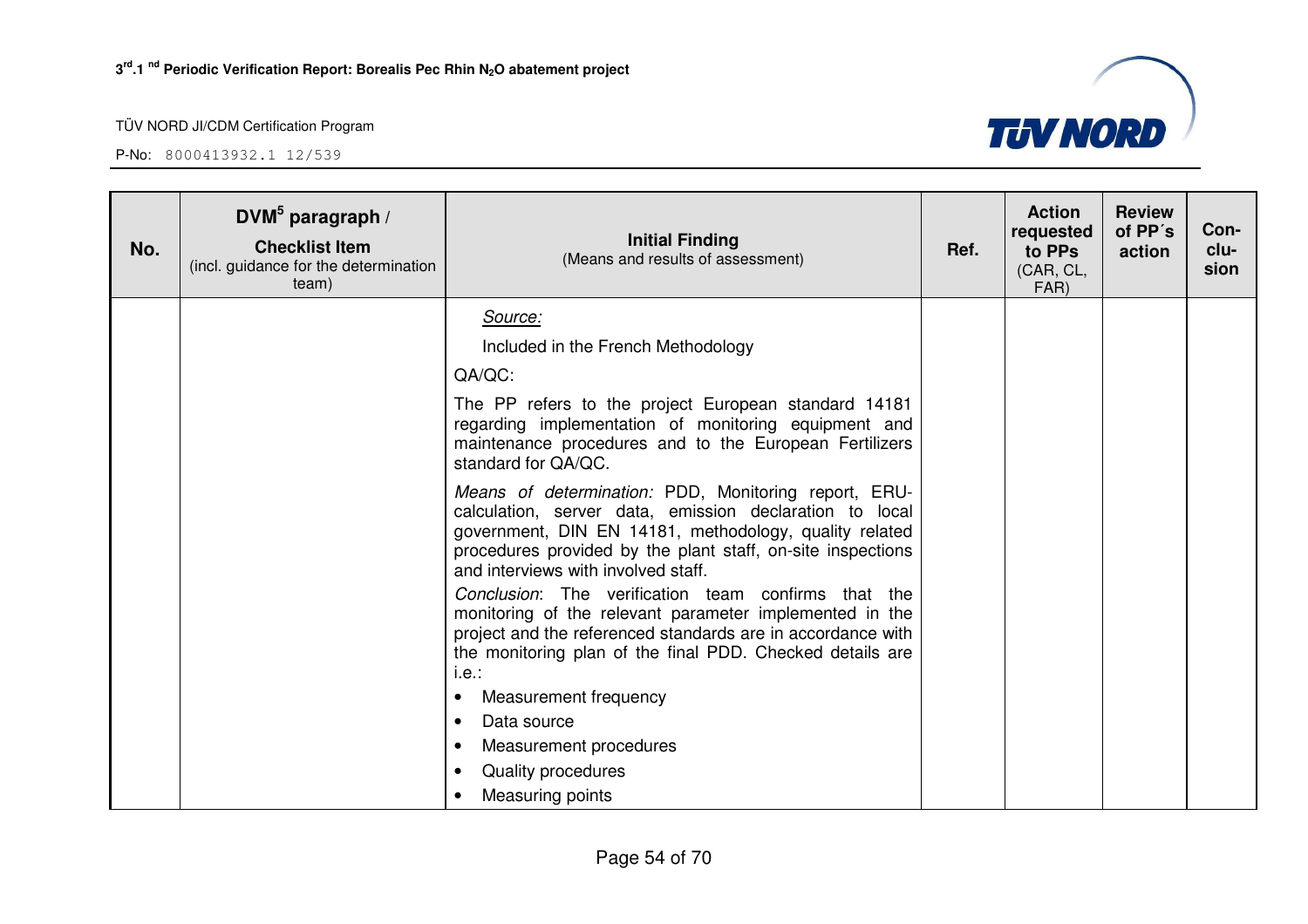| No. | DVM[5] paragraph / Checklist Item (incl. guidance for the determination team) | Initial Finding (Means and results of assessment) | Ref. | Action requested to PPs (CAR, CL, FAR) | Review of PP´s action | Con-clu-sion |
|---|---|---|---|---|---|---|
| | | *Source:*<br>Included in the French Methodology<br>QA/QC:<br>The PP refers to the project European standard 14181 regarding implementation of monitoring equipment and maintenance procedures and to the European Fertilizers standard for QA/QC.<br>*Means of determination:* PDD, Monitoring report, ERU-calculation, server data, emission declaration to local government, DIN EN 14181, methodology, quality related procedures provided by the plant staff, on-site inspections and interviews with involved staff.<br>*Conclusion*: The verification team confirms that the monitoring of the relevant parameter implemented in the project and the referenced standards are in accordance with the monitoring plan of the final PDD. Checked details are i.e.:<br>• Measurement frequency<br>• Data source<br>• Measurement procedures<br>• Quality procedures<br>• Measuring points | | | | |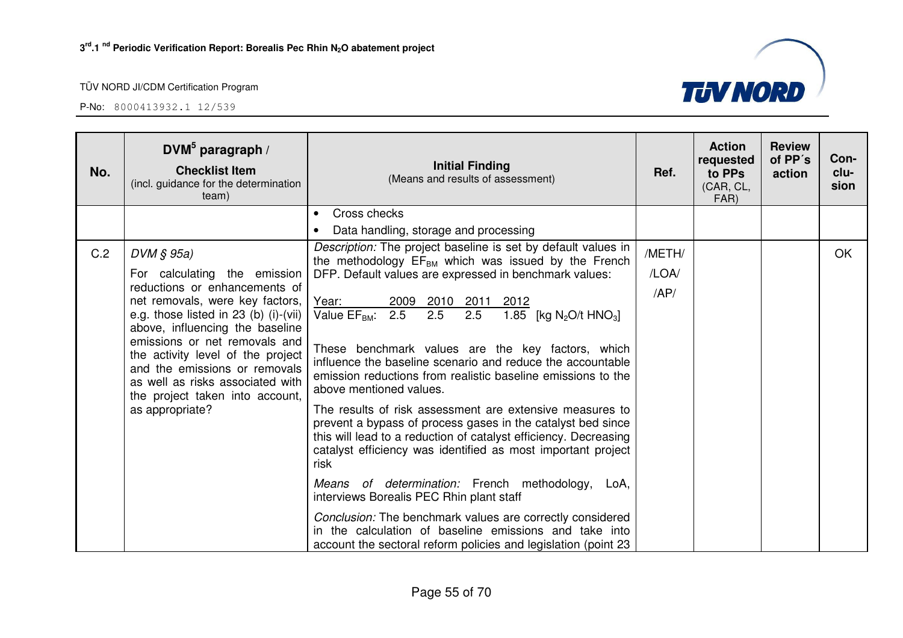| No. | DVM[5] paragraph / **Checklist Item** (incl. guidance for the determination team) | **Initial Finding** (Means and results of assessment) | Ref. | Action requested to PPs (CAR, CL, FAR) | Review of PP´s action | Con-clu-sion |
|---|---|---|---|---|---|---|
| | | • Cross checks<br>• Data handling, storage and processing | | | | |
| C.2 | *DVM § 95a)*<br>For calculating the emission reductions or enhancements of net removals, were key factors, e.g. those listed in 23 (b) (i)-(vii) above, influencing the baseline emissions or net removals and the activity level of the project and the emissions or removals as well as risks associated with the project taken into account, as appropriate? | *Description:* The project baseline is set by default values in the methodology $EF_{BM}$ which was issued by the French DFP. Default values are expressed in benchmark values:<br><br>Year: 2009 2010 2011 2012<br>Value $EF_{BM}$: 2.5 2.5 2.5 1.85 [kg $N_2O$/t $HNO_3$]<br><br>These benchmark values are the key factors, which influence the baseline scenario and reduce the accountable emission reductions from realistic baseline emissions to the above mentioned values.<br><br>The results of risk assessment are extensive measures to prevent a bypass of process gases in the catalyst bed since this will lead to a reduction of catalyst efficiency. Decreasing catalyst efficiency was identified as most important project risk<br><br>*Means of determination:* French methodology, LoA, interviews Borealis PEC Rhin plant staff<br><br>*Conclusion:* The benchmark values are correctly considered in the calculation of baseline emissions and take into account the sectoral reform policies and legislation (point 23 | /METH/<br>/LOA/<br>/AP/ | | | OK |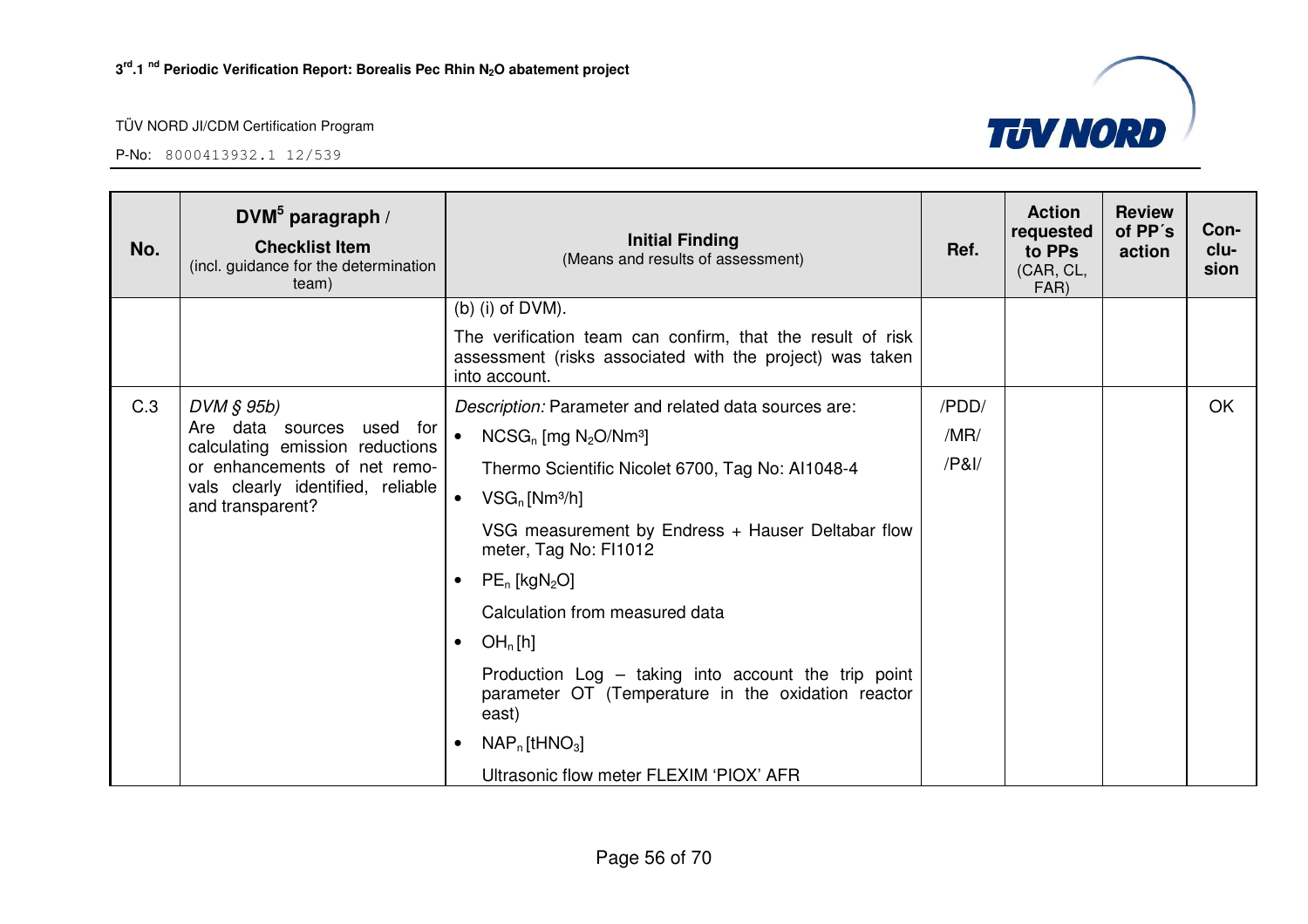| No. | DVM[5] paragraph / **Checklist Item** (incl. guidance for the determination team) | **Initial Finding** (Means and results of assessment) | Ref. | Action requested to PPs (CAR, CL, FAR) | Review of PP´s action | Con-clu-sion |
|---|---|---|---|---|---|---|
| | | (b) (i) of DVM). The verification team can confirm, that the result of risk assessment (risks associated with the project) was taken into account. | | | | |
| C.3 | *DVM § 95b)* Are data sources used for calculating emission reductions or enhancements of net removals clearly identified, reliable and transparent? | *Description:* Parameter and related data sources are: <br>• $NCSG_n$ [mg $N_2O$/Nm³] <br>Thermo Scientific Nicolet 6700, Tag No: AI1048-4 <br>• $VSG_n$ [Nm³/h] <br>VSG measurement by Endress + Hauser Deltabar flow meter, Tag No: FI1012 <br>• $PE_n$ [kg$N_2O$] <br>Calculation from measured data <br>• $OH_n$ [h] <br>Production Log – taking into account the trip point parameter OT (Temperature in the oxidation reactor east) <br>• $NAP_n$ [t$HNO_3$] <br>Ultrasonic flow meter FLEXIM 'PIOX' AFR | /PDD/ /MR/ /P&I/ | | | OK |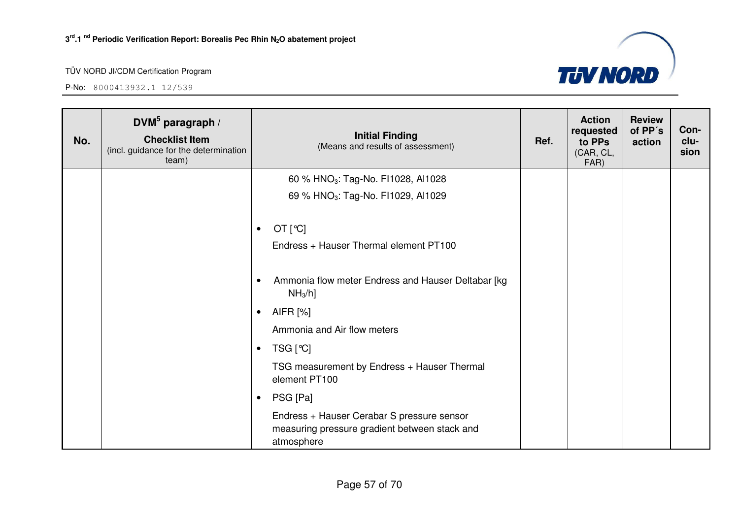| No. | DVM[5] paragraph / **Checklist Item** (incl. guidance for the determination team) | **Initial Finding** (Means and results of assessment) | Ref. | Action requested to PPs (CAR, CL, FAR) | Review of PP´s action | Con-clu-sion |
|---|---|---|---|---|---|---|
| | | 60 % $HNO_3$: Tag-No. FI1028, AI1028<br>69 % $HNO_3$: Tag-No. FI1029, AI1029<br><br>• OT [°C]<br>Endress + Hauser Thermal element PT100<br><br>• Ammonia flow meter Endress and Hauser Deltabar [kg $NH_3$/h]<br>• AIFR [%]<br>Ammonia and Air flow meters<br>• TSG [°C]<br>TSG measurement by Endress + Hauser Thermal element PT100<br>• PSG [Pa]<br>Endress + Hauser Cerabar S pressure sensor measuring pressure gradient between stack and atmosphere | | | | |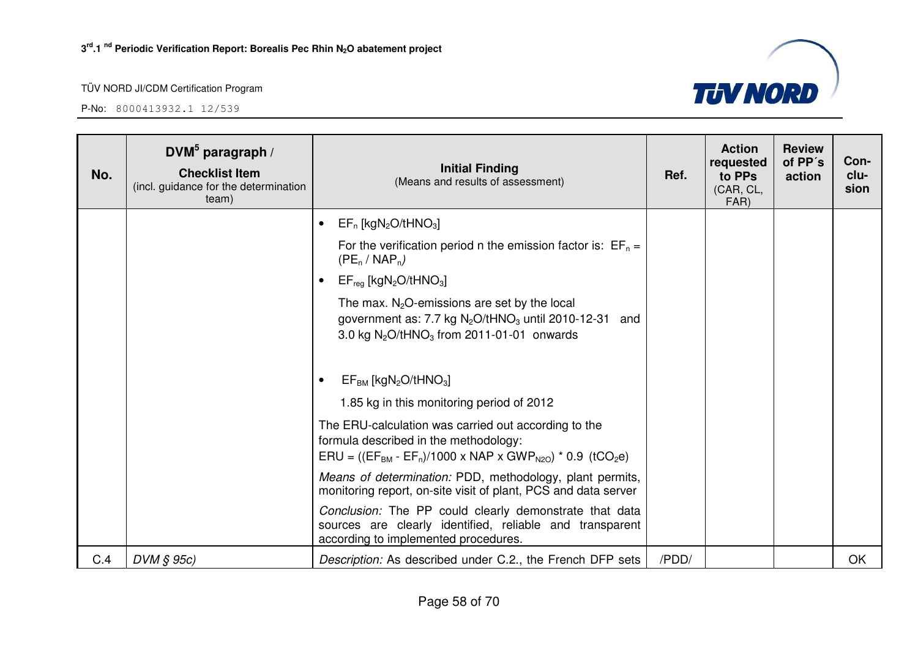| No. | DVM[5] paragraph / **Checklist Item** (incl. guidance for the determination team) | **Initial Finding** (Means and results of assessment) | Ref. | Action requested to PPs (CAR, CL, FAR) | Review of PP´s action | Con-clu-sion |
|---|---|---|---|---|---|---|
| | | • $EF_n$ [$kgN_2O/tHNO_3$]<br>For the verification period n the emission factor is: $EF_n = (PE_n / NAP_n)$<br>• $EF_{reg}$ [$kgN_2O/tHNO_3$]<br>The max. $N_2O$-emissions are set by the local government as: 7.7 kg $N_2O/tHNO_3$ until 2010-12-31 and 3.0 kg $N_2O/tHNO_3$ from 2011-01-01 onwards<br>• $EF_{BM}$ [$kgN_2O/tHNO_3$]<br>1.85 kg in this monitoring period of 2012<br>The ERU-calculation was carried out according to the formula described in the methodology:<br>$ERU = ((EF_{BM} - EF_n)/1000 \times NAP \times GWP_{N2O}) * 0.9$ ($tCO_2e$)<br>*Means of determination:* PDD, methodology, plant permits, monitoring report, on-site visit of plant, PCS and data server<br>*Conclusion:* The PP could clearly demonstrate that data sources are clearly identified, reliable and transparent according to implemented procedures. | | | | |
| C.4 | *DVM § 95c)* | *Description:* As described under C.2., the French DFP sets | /PDD/ | | | OK |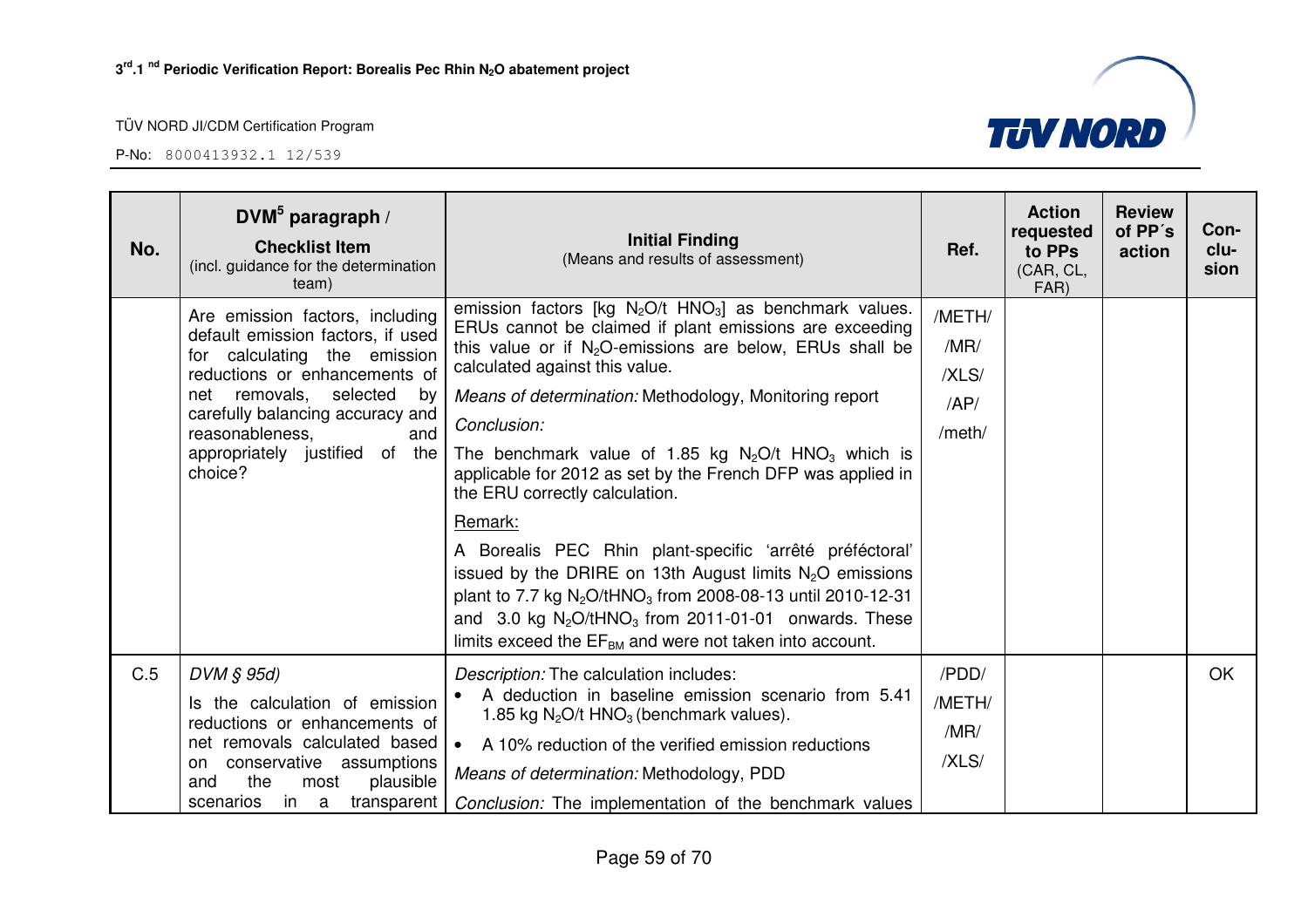| No. | DVM[5] paragraph / **Checklist Item** (incl. guidance for the determination team) | **Initial Finding** (Means and results of assessment) | Ref. | Action requested to PPs (CAR, CL, FAR) | Review of PP´s action | Con-clu-sion |
|---|---|---|---|---|---|---|
| | Are emission factors, including default emission factors, if used for calculating the emission reductions or enhancements of net removals, selected by carefully balancing accuracy and reasonableness, and appropriately justified of the choice? | emission factors [kg $N_2O$/t $HNO_3$] as benchmark values. ERUs cannot be claimed if plant emissions are exceeding this value or if $N_2O$-emissions are below, ERUs shall be calculated against this value.<br>*Means of determination:* Methodology, Monitoring report<br>*Conclusion:*<br>The benchmark value of 1.85 kg $N_2O$/t $HNO_3$ which is applicable for 2012 as set by the French DFP was applied in the ERU correctly calculation.<br>Remark:<br>A Borealis PEC Rhin plant-specific 'arrêté préféctoral' issued by the DRIRE on 13th August limits $N_2O$ emissions plant to 7.7 kg $N_2O$/t$HNO_3$ from 2008-08-13 until 2010-12-31 and 3.0 kg $N_2O$/t$HNO_3$ from 2011-01-01 onwards. These limits exceed the $EF_{BM}$ and were not taken into account. | /METH/<br>/MR/<br>/XLS/<br>/AP/<br>/meth/ | | | |
| C.5 | *DVM § 95d)*<br>Is the calculation of emission reductions or enhancements of net removals calculated based on conservative assumptions and the most plausible scenarios in a transparent | *Description:* The calculation includes:<br>• A deduction in baseline emission scenario from 5.41 1.85 kg $N_2O$/t $HNO_3$ (benchmark values).<br>• A 10% reduction of the verified emission reductions<br>*Means of determination:* Methodology, PDD<br>*Conclusion:* The implementation of the benchmark values | /PDD/<br>/METH/<br>/MR/<br>/XLS/ | | | OK |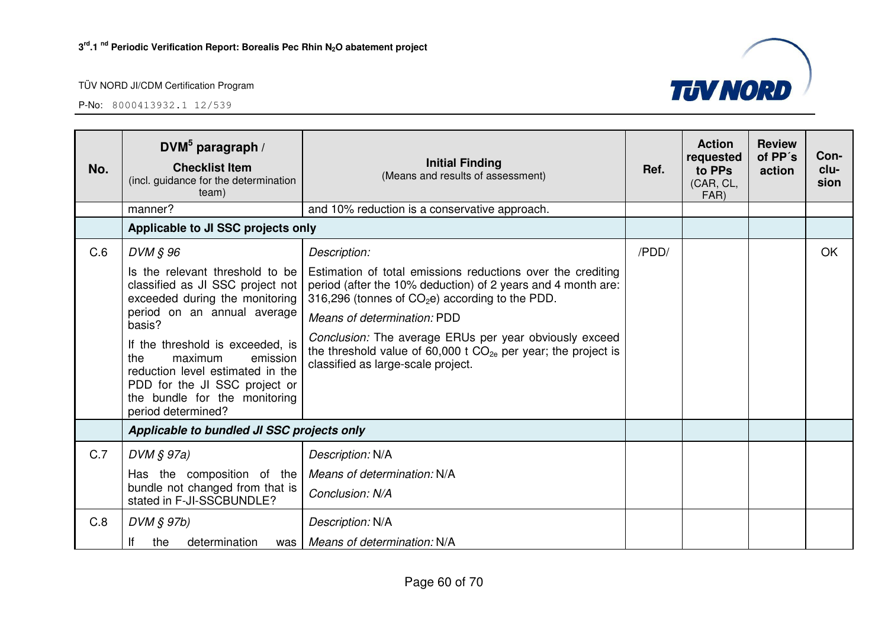| No. | DVM[5] paragraph / **Checklist Item** (incl. guidance for the determination team) | **Initial Finding** (Means and results of assessment) | Ref. | Action requested to PPs (CAR, CL, FAR) | Review of PP´s action | Con-clu-sion |
|---|---|---|---|---|---|---|
| | manner? | and 10% reduction is a conservative approach. | | | | |
| | **Applicable to JI SSC projects only** | | | | | |
| C.6 | *DVM § 96*<br>Is the relevant threshold to be classified as JI SSC project not exceeded during the monitoring period on an annual average basis?<br>If the threshold is exceeded, is the maximum emission reduction level estimated in the PDD for the JI SSC project or the bundle for the monitoring period determined? | *Description:*<br>Estimation of total emissions reductions over the crediting period (after the 10% deduction) of 2 years and 4 month are: 316,296 (tonnes of $CO_2$e) according to the PDD.<br>*Means of determination:* PDD<br>*Conclusion:* The average ERUs per year obviously exceed the threshold value of 60,000 t $CO_{2e}$ per year; the project is classified as large-scale project. | /PDD/ | | | OK |
| | ***Applicable to bundled JI SSC projects only*** | | | | | |
| C.7 | *DVM § 97a)*<br>Has the composition of the bundle not changed from that is stated in F-JI-SSCBUNDLE? | *Description:* N/A<br>*Means of determination:* N/A<br>*Conclusion: N/A* | | | | |
| C.8 | *DVM § 97b)*<br>If the determination was | *Description:* N/A<br>*Means of determination:* N/A | | | | |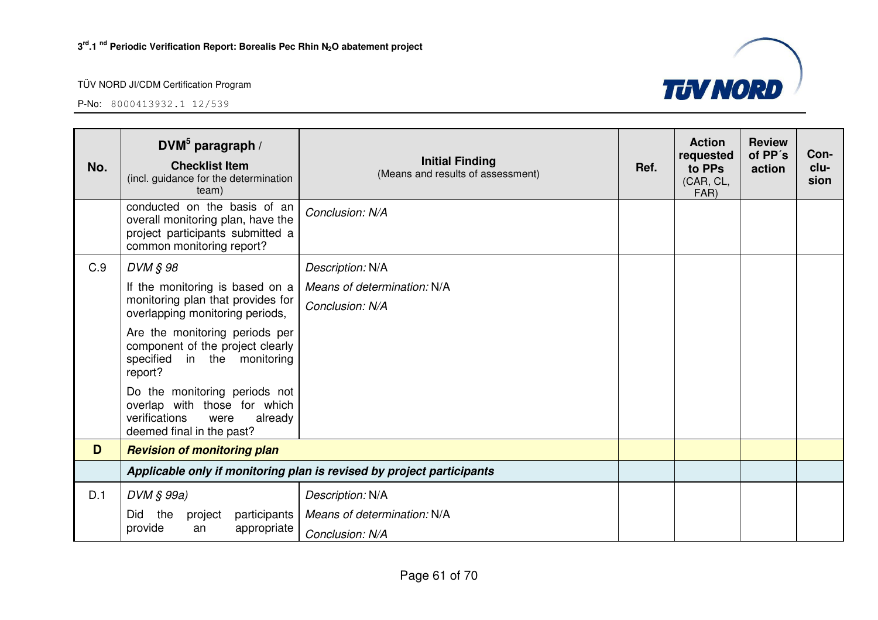| No. | DVM[5] paragraph / Checklist Item (incl. guidance for the determination team) | Initial Finding (Means and results of assessment) | Ref. | Action requested to PPs (CAR, CL, FAR) | Review of PP´s action | Con-clu-sion |
|---|---|---|---|---|---|---|
| | conducted on the basis of an overall monitoring plan, have the project participants submitted a common monitoring report? | *Conclusion: N/A* | | | | |
| C.9 | *DVM § 98* If the monitoring is based on a monitoring plan that provides for overlapping monitoring periods, Are the monitoring periods per component of the project clearly specified in the monitoring report? Do the monitoring periods not overlap with those for which verifications were already deemed final in the past? | *Description:* N/A *Means of determination:* N/A *Conclusion: N/A* | | | | |
| **D** | ***Revision of monitoring plan*** | | | | | |
| | ***Applicable only if monitoring plan is revised by project participants*** | | | | | |
| D.1 | *DVM § 99a)* Did the project participants provide an appropriate | *Description:* N/A *Means of determination:* N/A *Conclusion: N/A* | | | | |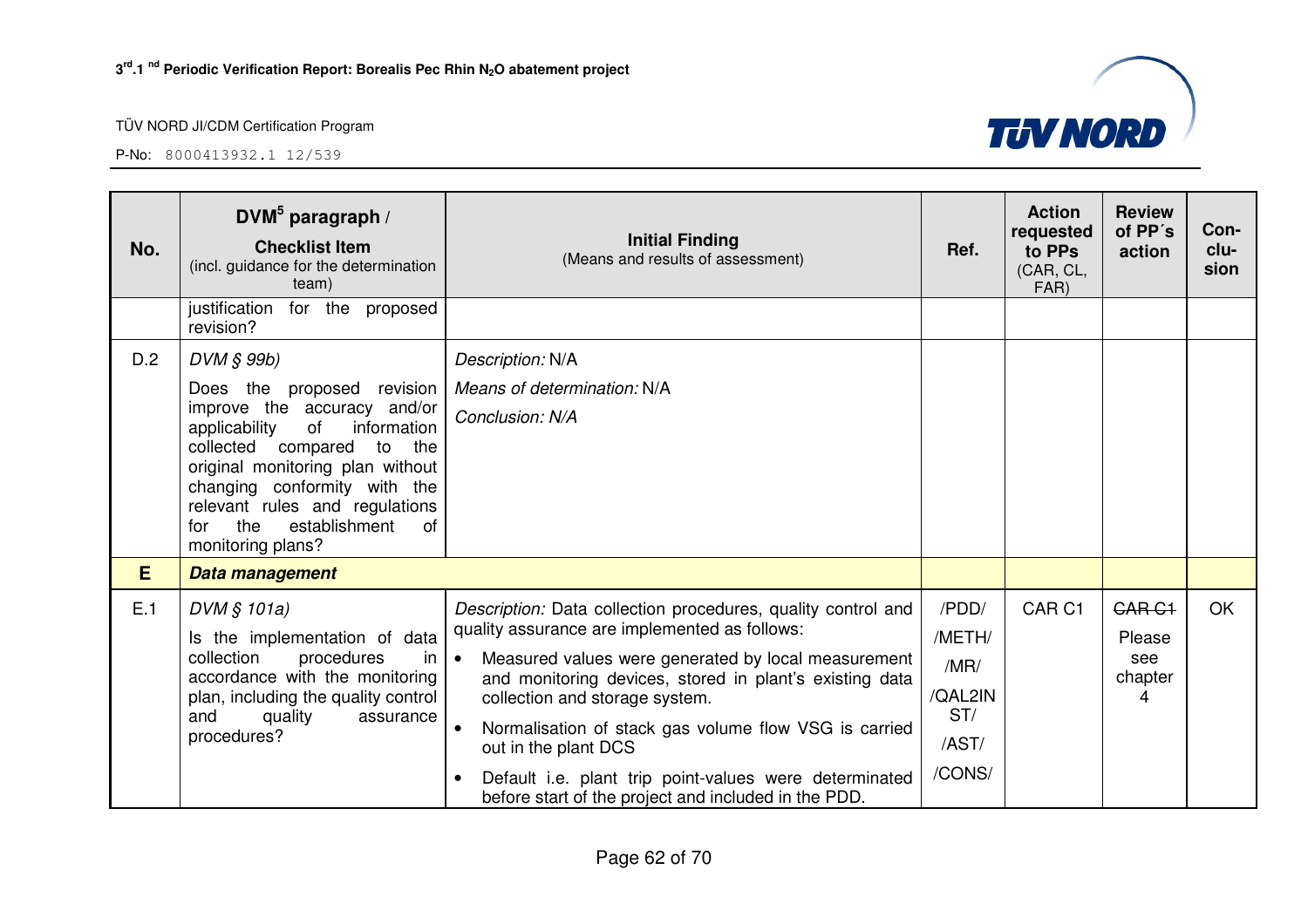| No. | DVM[5] paragraph / Checklist Item (incl. guidance for the determination team) | Initial Finding (Means and results of assessment) | Ref. | Action requested to PPs (CAR, CL, FAR) | Review of PP´s action | Con-clu-sion |
|---|---|---|---|---|---|---|
| | justification for the proposed revision? | | | | | |
| D.2 | *DVM § 99b)* Does the proposed revision improve the accuracy and/or applicability of information collected compared to the original monitoring plan without changing conformity with the relevant rules and regulations for the establishment of monitoring plans? | *Description:* N/A *Means of determination:* N/A *Conclusion: N/A* | | | | |
| **E** | ***Data management*** | | | | | |
| E.1 | *DVM § 101a)* Is the implementation of data collection procedures in accordance with the monitoring plan, including the quality control and quality assurance procedures? | *Description:* Data collection procedures, quality control and quality assurance are implemented as follows: • Measured values were generated by local measurement and monitoring devices, stored in plant's existing data collection and storage system. • Normalisation of stack gas volume flow VSG is carried out in the plant DCS • Default i.e. plant trip point-values were determinated before start of the project and included in the PDD. | /PDD/ /METH/ /MR/ /QAL2INST/ /AST/ /CONS/ | CAR C1 | ~~CAR C1~~ Please see chapter 4 | OK |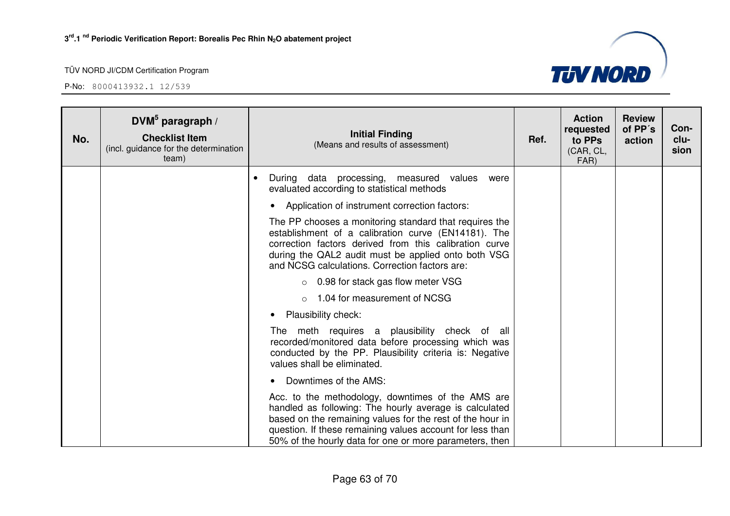| No. | DVM[5] paragraph / **Checklist Item** (incl. guidance for the determination team) | **Initial Finding** (Means and results of assessment) | Ref. | Action requested to PPs (CAR, CL, FAR) | Review of PP´s action | Con-clu-sion |
|---|---|---|---|---|---|---|
| | | • During data processing, measured values were evaluated according to statistical methods<br>• Application of instrument correction factors:<br>The PP chooses a monitoring standard that requires the establishment of a calibration curve (EN14181). The correction factors derived from this calibration curve during the QAL2 audit must be applied onto both VSG and NCSG calculations. Correction factors are:<br>○ 0.98 for stack gas flow meter VSG<br>○ 1.04 for measurement of NCSG<br>• Plausibility check:<br>The meth requires a plausibility check of all recorded/monitored data before processing which was conducted by the PP. Plausibility criteria is: Negative values shall be eliminated.<br>• Downtimes of the AMS:<br>Acc. to the methodology, downtimes of the AMS are handled as following: The hourly average is calculated based on the remaining values for the rest of the hour in question. If these remaining values account for less than 50% of the hourly data for one or more parameters, then | | | | |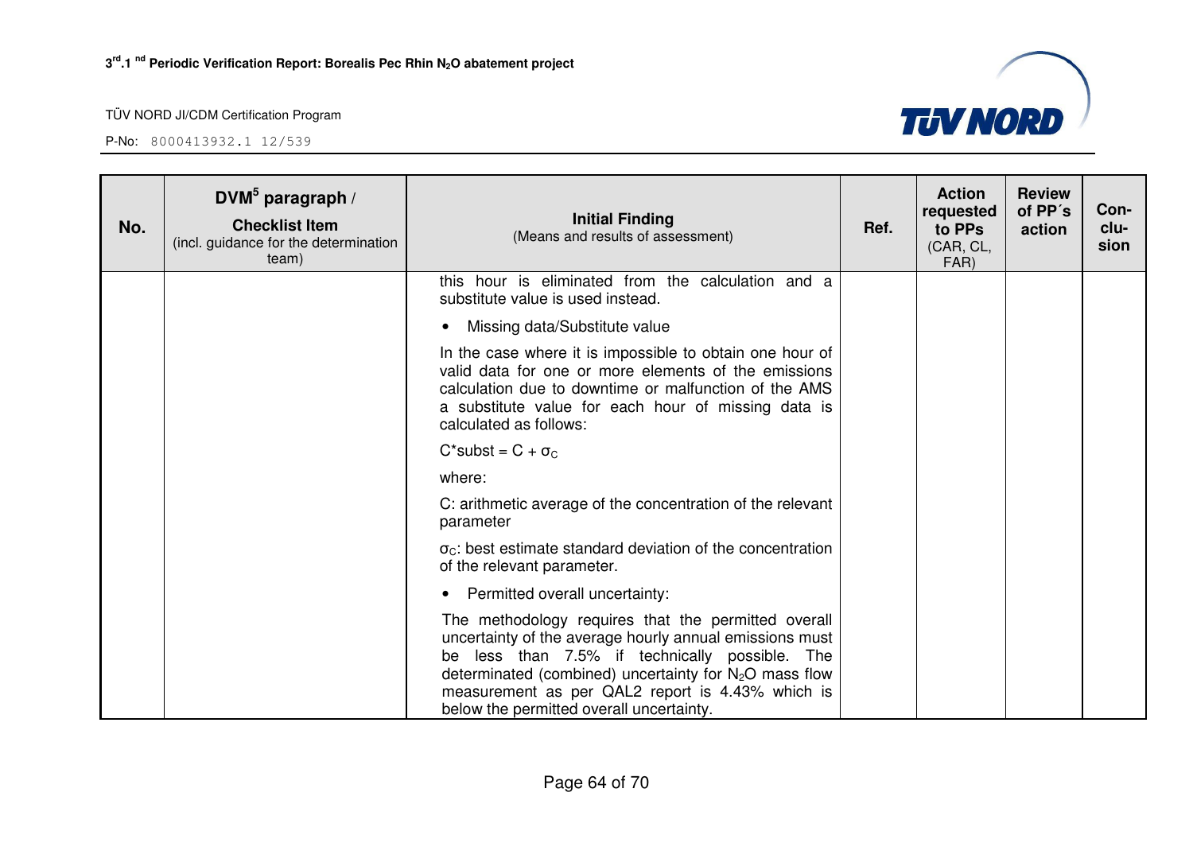| No. | DVM[5] paragraph / Checklist Item (incl. guidance for the determination team) | Initial Finding (Means and results of assessment) | Ref. | Action requested to PPs (CAR, CL, FAR) | Review of PP´s action | Con-clu-sion |
|---|---|---|---|---|---|---|
| | | this hour is eliminated from the calculation and a substitute value is used instead.<br><br>• Missing data/Substitute value<br><br>In the case where it is impossible to obtain one hour of valid data for one or more elements of the emissions calculation due to downtime or malfunction of the AMS a substitute value for each hour of missing data is calculated as follows:<br><br>$C^{*}subst = C + \sigma_C$<br><br>where:<br><br>C: arithmetic average of the concentration of the relevant parameter<br><br>$\sigma_C$: best estimate standard deviation of the concentration of the relevant parameter.<br><br>• Permitted overall uncertainty:<br><br>The methodology requires that the permitted overall uncertainty of the average hourly annual emissions must be less than 7.5% if technically possible. The determinated (combined) uncertainty for $N_2O$ mass flow measurement as per QAL2 report is 4.43% which is below the permitted overall uncertainty. | | | | |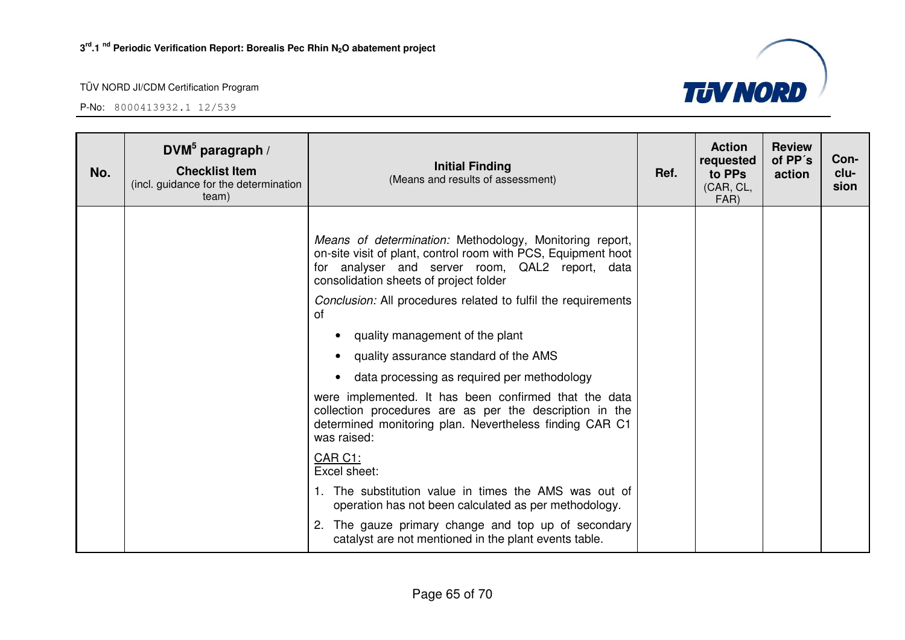| No. | DVM[5] paragraph / **Checklist Item** (incl. guidance for the determination team) | **Initial Finding** (Means and results of assessment) | Ref. | Action requested to PPs (CAR, CL, FAR) | Review of PP´s action | Con-clu-sion |
|---|---|---|---|---|---|---|
| | | *Means of determination:* Methodology, Monitoring report, on-site visit of plant, control room with PCS, Equipment hoot for analyser and server room, QAL2 report, data consolidation sheets of project folder<br><br>*Conclusion:* All procedures related to fulfil the requirements of<br>• quality management of the plant<br>• quality assurance standard of the AMS<br>• data processing as required per methodology<br><br>were implemented. It has been confirmed that the data collection procedures are as per the description in the determined monitoring plan. Nevertheless finding CAR C1 was raised:<br><br><u>CAR C1:</u><br>Excel sheet:<br>1. The substitution value in times the AMS was out of operation has not been calculated as per methodology.<br>2. The gauze primary change and top up of secondary catalyst are not mentioned in the plant events table. | | | | |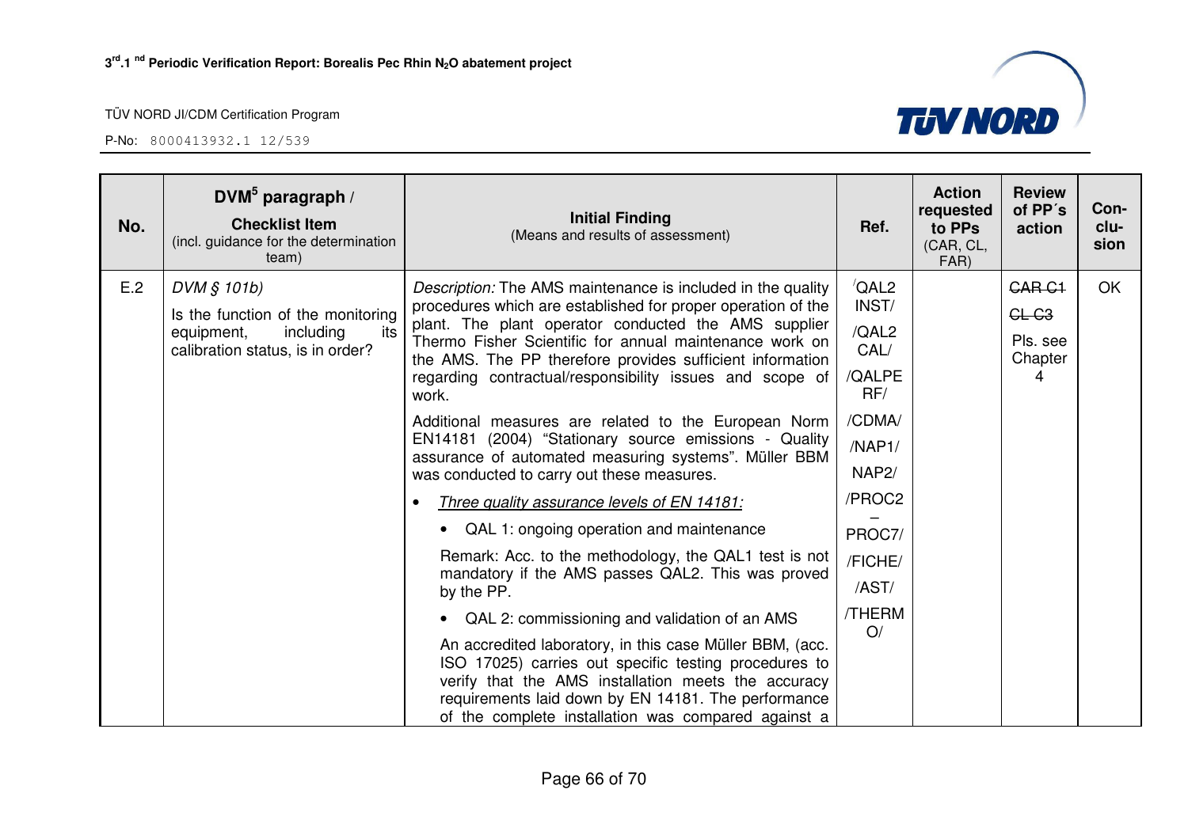| No. | DVM[5] paragraph / **Checklist Item** (incl. guidance for the determination team) | **Initial Finding** (Means and results of assessment) | Ref. | Action requested to PPs (CAR, CL, FAR) | Review of PP´s action | Con-clu-sion |
|---|---|---|---|---|---|---|
| E.2 | *DVM § 101b)*<br>Is the function of the monitoring equipment, including its calibration status, is in order? | *Description:* The AMS maintenance is included in the quality procedures which are established for proper operation of the plant. The plant operator conducted the AMS supplier Thermo Fisher Scientific for annual maintenance work on the AMS. The PP therefore provides sufficient information regarding contractual/responsibility issues and scope of work.<br><br>Additional measures are related to the European Norm EN14181 (2004) "Stationary source emissions - Quality assurance of automated measuring systems". Müller BBM was conducted to carry out these measures.<br><br>• <u>*Three quality assurance levels of EN 14181:*</u><br>  • QAL 1: ongoing operation and maintenance<br>  Remark: Acc. to the methodology, the QAL1 test is not mandatory if the AMS passes QAL2. This was proved by the PP.<br>  • QAL 2: commissioning and validation of an AMS<br>  An accredited laboratory, in this case Müller BBM, (acc. ISO 17025) carries out specific testing procedures to verify that the AMS installation meets the accuracy requirements laid down by EN 14181. The performance of the complete installation was compared against a | /QAL2 INST/<br>/QAL2 CAL/<br>/QALPERF/<br>/CDMA/<br>/NAP1/<br>NAP2/<br>/PROC2 – PROC7/<br>/FICHE/<br>/AST/<br>/THERMO/ | | ~~CAR C1~~<br>~~CL C3~~<br>Pls. see Chapter 4 | OK |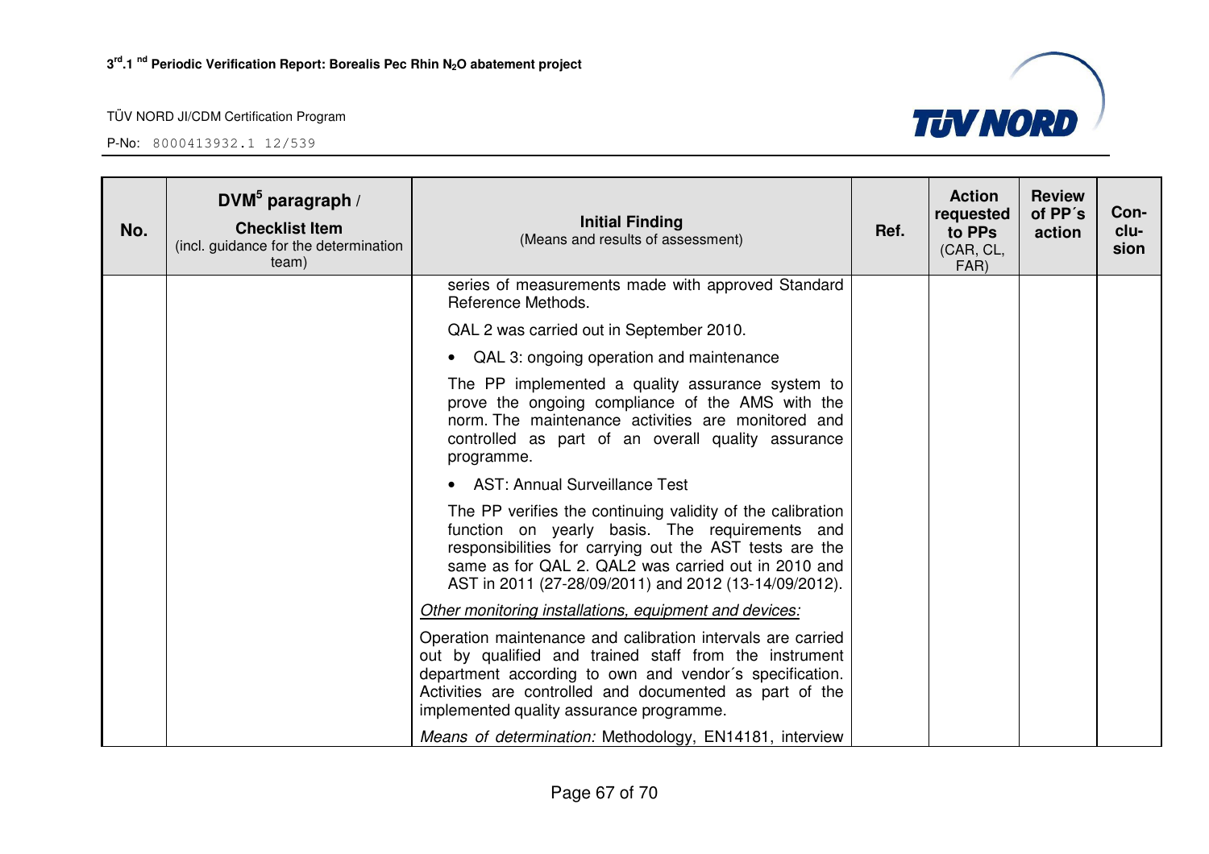| No. | DVM[5] paragraph / Checklist Item (incl. guidance for the determination team) | Initial Finding (Means and results of assessment) | Ref. | Action requested to PPs (CAR, CL, FAR) | Review of PP´s action | Con-clu-sion |
|---|---|---|---|---|---|---|
| | | series of measurements made with approved Standard Reference Methods.<br><br>QAL 2 was carried out in September 2010.<br><br>• QAL 3: ongoing operation and maintenance<br><br>The PP implemented a quality assurance system to prove the ongoing compliance of the AMS with the norm. The maintenance activities are monitored and controlled as part of an overall quality assurance programme.<br><br>• AST: Annual Surveillance Test<br><br>The PP verifies the continuing validity of the calibration function on yearly basis. The requirements and responsibilities for carrying out the AST tests are the same as for QAL 2. QAL2 was carried out in 2010 and AST in 2011 (27-28/09/2011) and 2012 (13-14/09/2012).<br><br>*Other monitoring installations, equipment and devices:*<br><br>Operation maintenance and calibration intervals are carried out by qualified and trained staff from the instrument department according to own and vendor´s specification. Activities are controlled and documented as part of the implemented quality assurance programme.<br><br>*Means of determination:* Methodology, EN14181, interview | | | | |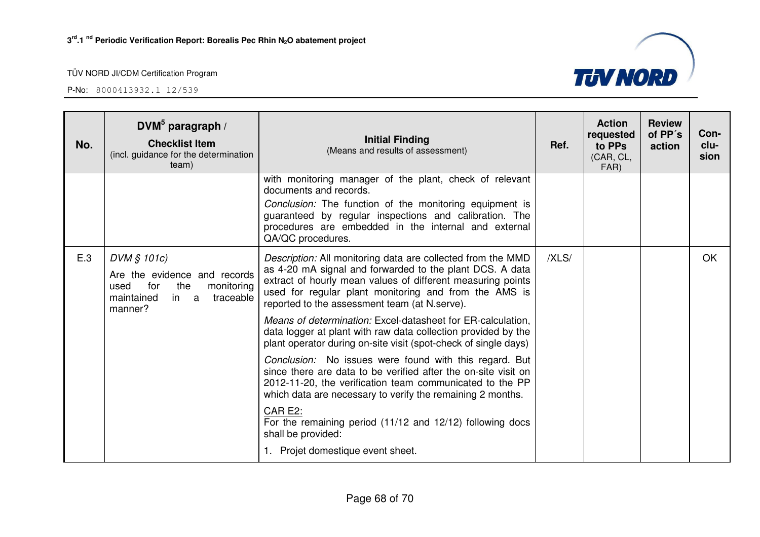| No. | DVM[5] paragraph / **Checklist Item** (incl. guidance for the determination team) | **Initial Finding** (Means and results of assessment) | Ref. | Action requested to PPs (CAR, CL, FAR) | Review of PP´s action | Con-clu-sion |
|---|---|---|---|---|---|---|
| | | with monitoring manager of the plant, check of relevant documents and records. *Conclusion:* The function of the monitoring equipment is guaranteed by regular inspections and calibration. The procedures are embedded in the internal and external QA/QC procedures. | | | | |
| E.3 | *DVM § 101c)* Are the evidence and records used for the monitoring maintained in a traceable manner? | *Description:* All monitoring data are collected from the MMD as 4-20 mA signal and forwarded to the plant DCS. A data extract of hourly mean values of different measuring points used for regular plant monitoring and from the AMS is reported to the assessment team (at N.serve). *Means of determination:* Excel-datasheet for ER-calculation, data logger at plant with raw data collection provided by the plant operator during on-site visit (spot-check of single days) *Conclusion:* No issues were found with this regard. But since there are data to be verified after the on-site visit on 2012-11-20, the verification team communicated to the PP which data are necessary to verify the remaining 2 months. CAR E2: For the remaining period (11/12 and 12/12) following docs shall be provided: 1. Projet domestique event sheet. | /XLS/ | | | OK |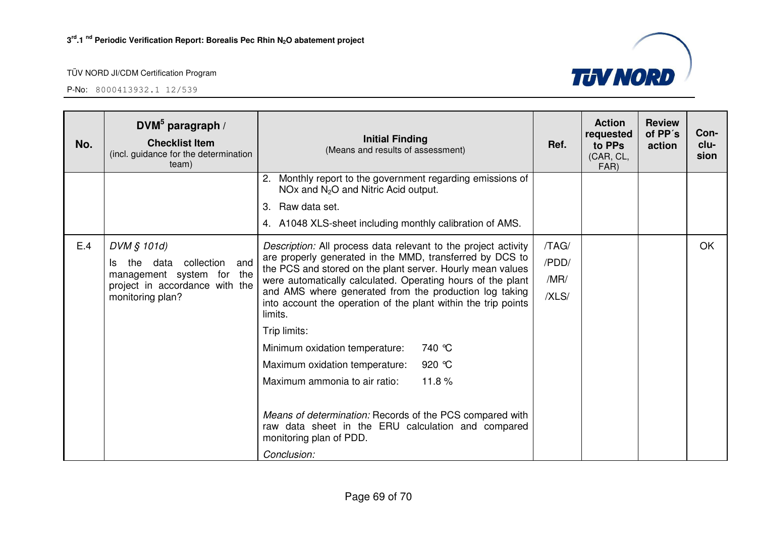| No. | DVM[5] paragraph / Checklist Item (incl. guidance for the determination team) | Initial Finding (Means and results of assessment) | Ref. | Action requested to PPs (CAR, CL, FAR) | Review of PP´s action | Con-clu-sion |
|---|---|---|---|---|---|---|
| | | 2. Monthly report to the government regarding emissions of NOx and $N_2O$ and Nitric Acid output.<br>3. Raw data set.<br>4. A1048 XLS-sheet including monthly calibration of AMS. | | | | |
| E.4 | *DVM § 101d)*<br>Is the data collection and management system for the project in accordance with the monitoring plan? | *Description:* All process data relevant to the project activity are properly generated in the MMD, transferred by DCS to the PCS and stored on the plant server. Hourly mean values were automatically calculated. Operating hours of the plant and AMS where generated from the production log taking into account the operation of the plant within the trip points limits.<br>Trip limits:<br>Minimum oxidation temperature: 740 °C<br>Maximum oxidation temperature: 920 °C<br>Maximum ammonia to air ratio: 11.8 %<br><br>*Means of determination:* Records of the PCS compared with raw data sheet in the ERU calculation and compared monitoring plan of PDD.<br>*Conclusion:* | /TAG/<br>/PDD/<br>/MR/<br>/XLS/ | | | OK |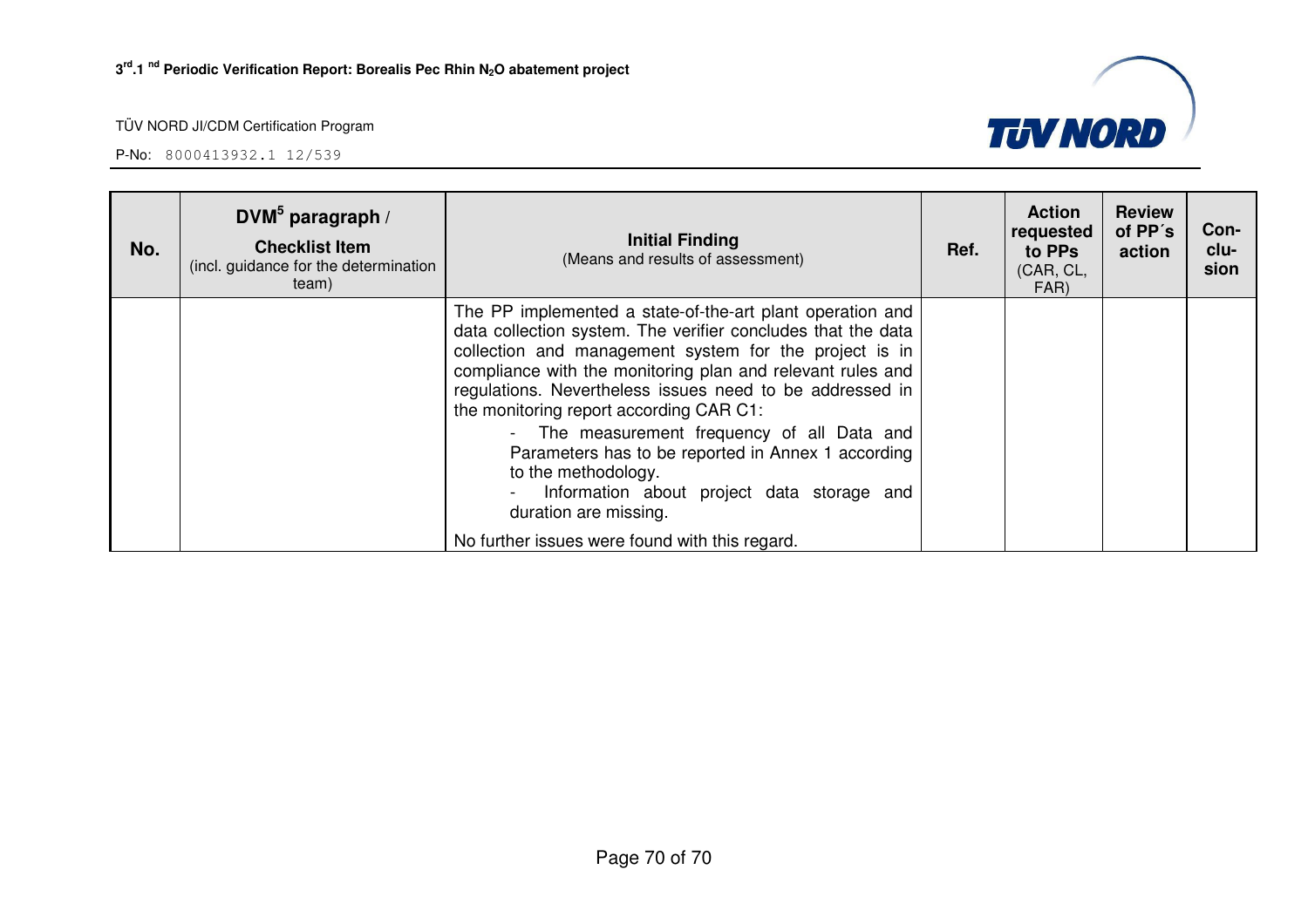| No. | DVM[5] paragraph / **Checklist Item** (incl. guidance for the determination team) | **Initial Finding** (Means and results of assessment) | Ref. | Action requested to PPs (CAR, CL, FAR) | Review of PP´s action | Con-clu-sion |
|---|---|---|---|---|---|---|
| | | The PP implemented a state-of-the-art plant operation and data collection system. The verifier concludes that the data collection and management system for the project is in compliance with the monitoring plan and relevant rules and regulations. Nevertheless issues need to be addressed in the monitoring report according CAR C1:<br>- The measurement frequency of all Data and Parameters has to be reported in Annex 1 according to the methodology.<br>- Information about project data storage and duration are missing.<br>No further issues were found with this regard. | | | | |